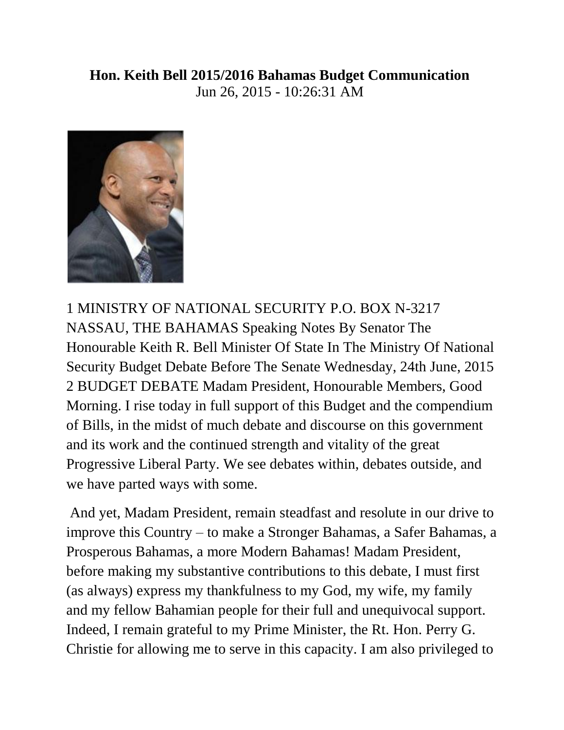**Hon. Keith Bell 2015/2016 Bahamas Budget Communication**
Jun 26, 2015 - 10:26:31 AM

1 MINISTRY OF NATIONAL SECURITY P.O. BOX N-3217 NASSAU, THE BAHAMAS Speaking Notes By Senator The Honourable Keith R. Bell Minister Of State In The Ministry Of National Security Budget Debate Before The Senate Wednesday, 24th June, 2015 2 BUDGET DEBATE Madam President, Honourable Members, Good Morning. I rise today in full support of this Budget and the compendium of Bills, in the midst of much debate and discourse on this government and its work and the continued strength and vitality of the great Progressive Liberal Party. We see debates within, debates outside, and we have parted ways with some.

And yet, Madam President, remain steadfast and resolute in our drive to improve this Country – to make a Stronger Bahamas, a Safer Bahamas, a Prosperous Bahamas, a more Modern Bahamas! Madam President, before making my substantive contributions to this debate, I must first (as always) express my thankfulness to my God, my wife, my family and my fellow Bahamian people for their full and unequivocal support. Indeed, I remain grateful to my Prime Minister, the Rt. Hon. Perry G. Christie for allowing me to serve in this capacity. I am also privileged to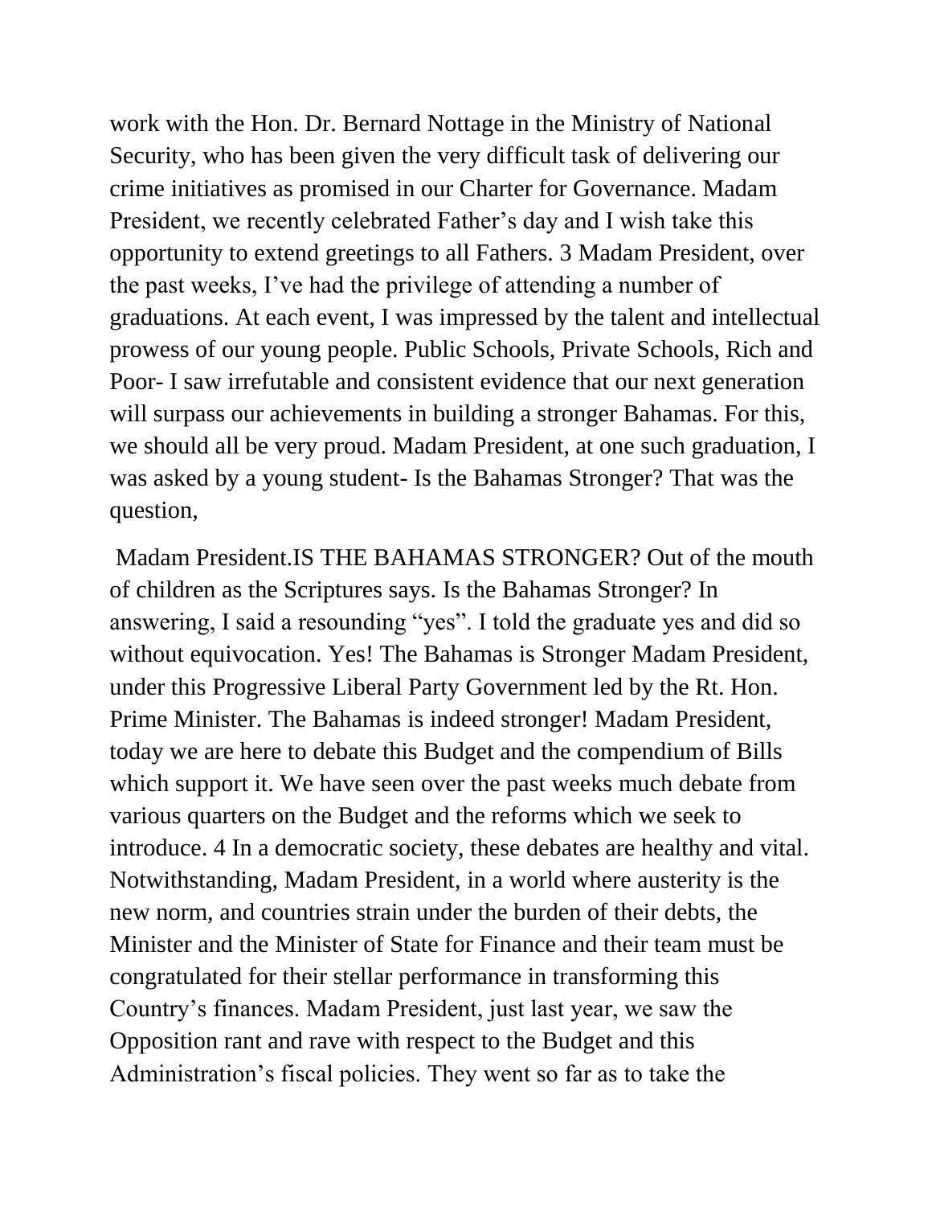work with the Hon. Dr. Bernard Nottage in the Ministry of National Security, who has been given the very difficult task of delivering our crime initiatives as promised in our Charter for Governance. Madam President, we recently celebrated Father's day and I wish take this opportunity to extend greetings to all Fathers. 3 Madam President, over the past weeks, I've had the privilege of attending a number of graduations. At each event, I was impressed by the talent and intellectual prowess of our young people. Public Schools, Private Schools, Rich and Poor- I saw irrefutable and consistent evidence that our next generation will surpass our achievements in building a stronger Bahamas. For this, we should all be very proud. Madam President, at one such graduation, I was asked by a young student- Is the Bahamas Stronger? That was the question,

Madam President.IS THE BAHAMAS STRONGER? Out of the mouth of children as the Scriptures says. Is the Bahamas Stronger? In answering, I said a resounding "yes". I told the graduate yes and did so without equivocation. Yes! The Bahamas is Stronger Madam President, under this Progressive Liberal Party Government led by the Rt. Hon. Prime Minister. The Bahamas is indeed stronger! Madam President, today we are here to debate this Budget and the compendium of Bills which support it. We have seen over the past weeks much debate from various quarters on the Budget and the reforms which we seek to introduce. 4 In a democratic society, these debates are healthy and vital. Notwithstanding, Madam President, in a world where austerity is the new norm, and countries strain under the burden of their debts, the Minister and the Minister of State for Finance and their team must be congratulated for their stellar performance in transforming this Country's finances. Madam President, just last year, we saw the Opposition rant and rave with respect to the Budget and this Administration's fiscal policies. They went so far as to take the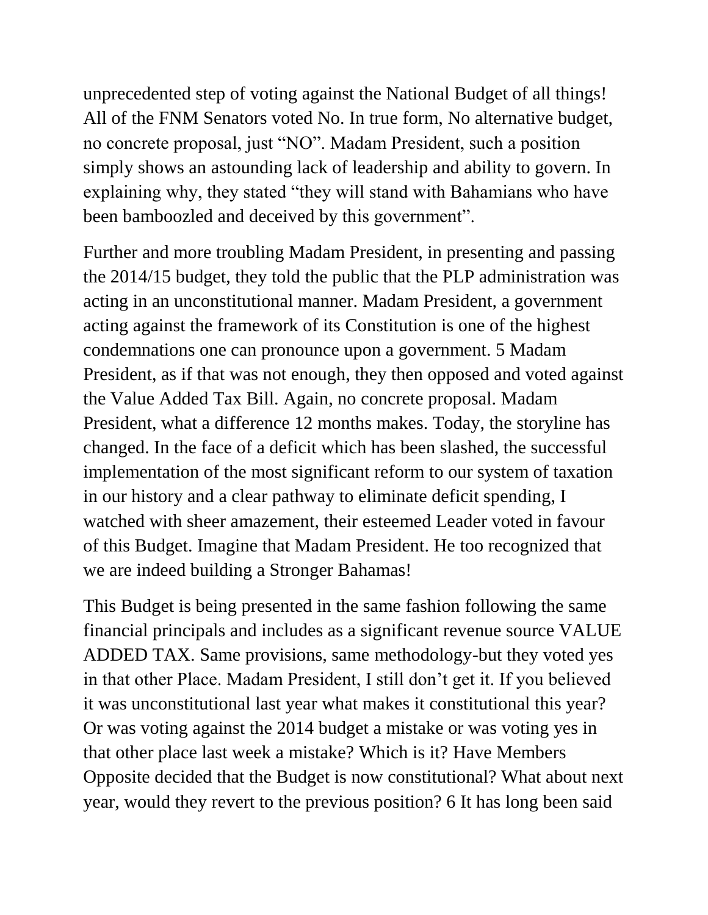unprecedented step of voting against the National Budget of all things! All of the FNM Senators voted No. In true form, No alternative budget, no concrete proposal, just "NO". Madam President, such a position simply shows an astounding lack of leadership and ability to govern. In explaining why, they stated "they will stand with Bahamians who have been bamboozled and deceived by this government".

Further and more troubling Madam President, in presenting and passing the 2014/15 budget, they told the public that the PLP administration was acting in an unconstitutional manner. Madam President, a government acting against the framework of its Constitution is one of the highest condemnations one can pronounce upon a government. 5 Madam President, as if that was not enough, they then opposed and voted against the Value Added Tax Bill. Again, no concrete proposal. Madam President, what a difference 12 months makes. Today, the storyline has changed. In the face of a deficit which has been slashed, the successful implementation of the most significant reform to our system of taxation in our history and a clear pathway to eliminate deficit spending, I watched with sheer amazement, their esteemed Leader voted in favour of this Budget. Imagine that Madam President. He too recognized that we are indeed building a Stronger Bahamas!

This Budget is being presented in the same fashion following the same financial principals and includes as a significant revenue source VALUE ADDED TAX. Same provisions, same methodology-but they voted yes in that other Place. Madam President, I still don't get it. If you believed it was unconstitutional last year what makes it constitutional this year? Or was voting against the 2014 budget a mistake or was voting yes in that other place last week a mistake? Which is it? Have Members Opposite decided that the Budget is now constitutional? What about next year, would they revert to the previous position? 6 It has long been said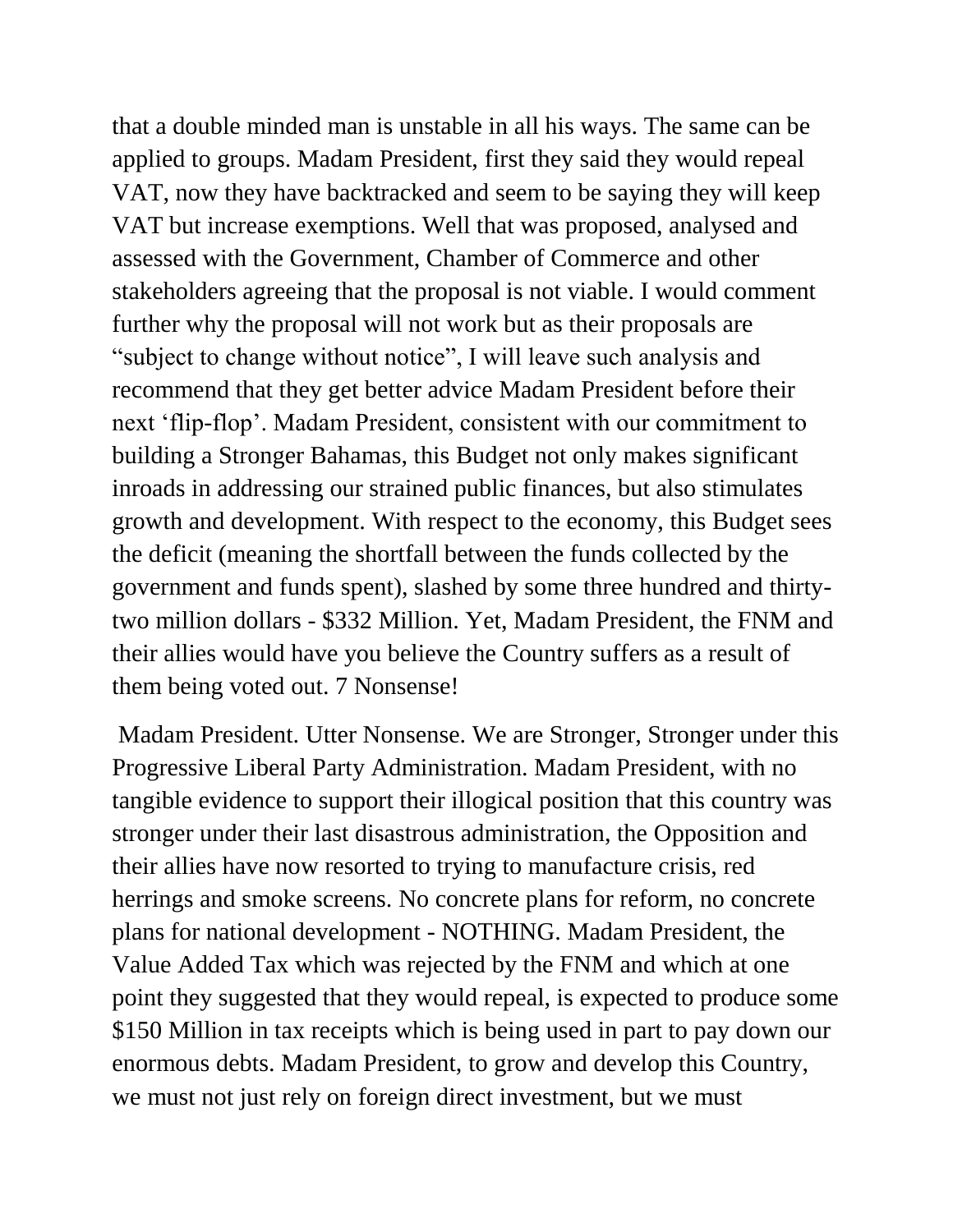that a double minded man is unstable in all his ways. The same can be applied to groups. Madam President, first they said they would repeal VAT, now they have backtracked and seem to be saying they will keep VAT but increase exemptions. Well that was proposed, analysed and assessed with the Government, Chamber of Commerce and other stakeholders agreeing that the proposal is not viable. I would comment further why the proposal will not work but as their proposals are "subject to change without notice", I will leave such analysis and recommend that they get better advice Madam President before their next 'flip-flop'. Madam President, consistent with our commitment to building a Stronger Bahamas, this Budget not only makes significant inroads in addressing our strained public finances, but also stimulates growth and development. With respect to the economy, this Budget sees the deficit (meaning the shortfall between the funds collected by the government and funds spent), slashed by some three hundred and thirty-two million dollars - $332 Million. Yet, Madam President, the FNM and their allies would have you believe the Country suffers as a result of them being voted out. 7 Nonsense!

Madam President. Utter Nonsense. We are Stronger, Stronger under this Progressive Liberal Party Administration. Madam President, with no tangible evidence to support their illogical position that this country was stronger under their last disastrous administration, the Opposition and their allies have now resorted to trying to manufacture crisis, red herrings and smoke screens. No concrete plans for reform, no concrete plans for national development - NOTHING. Madam President, the Value Added Tax which was rejected by the FNM and which at one point they suggested that they would repeal, is expected to produce some $150 Million in tax receipts which is being used in part to pay down our enormous debts. Madam President, to grow and develop this Country, we must not just rely on foreign direct investment, but we must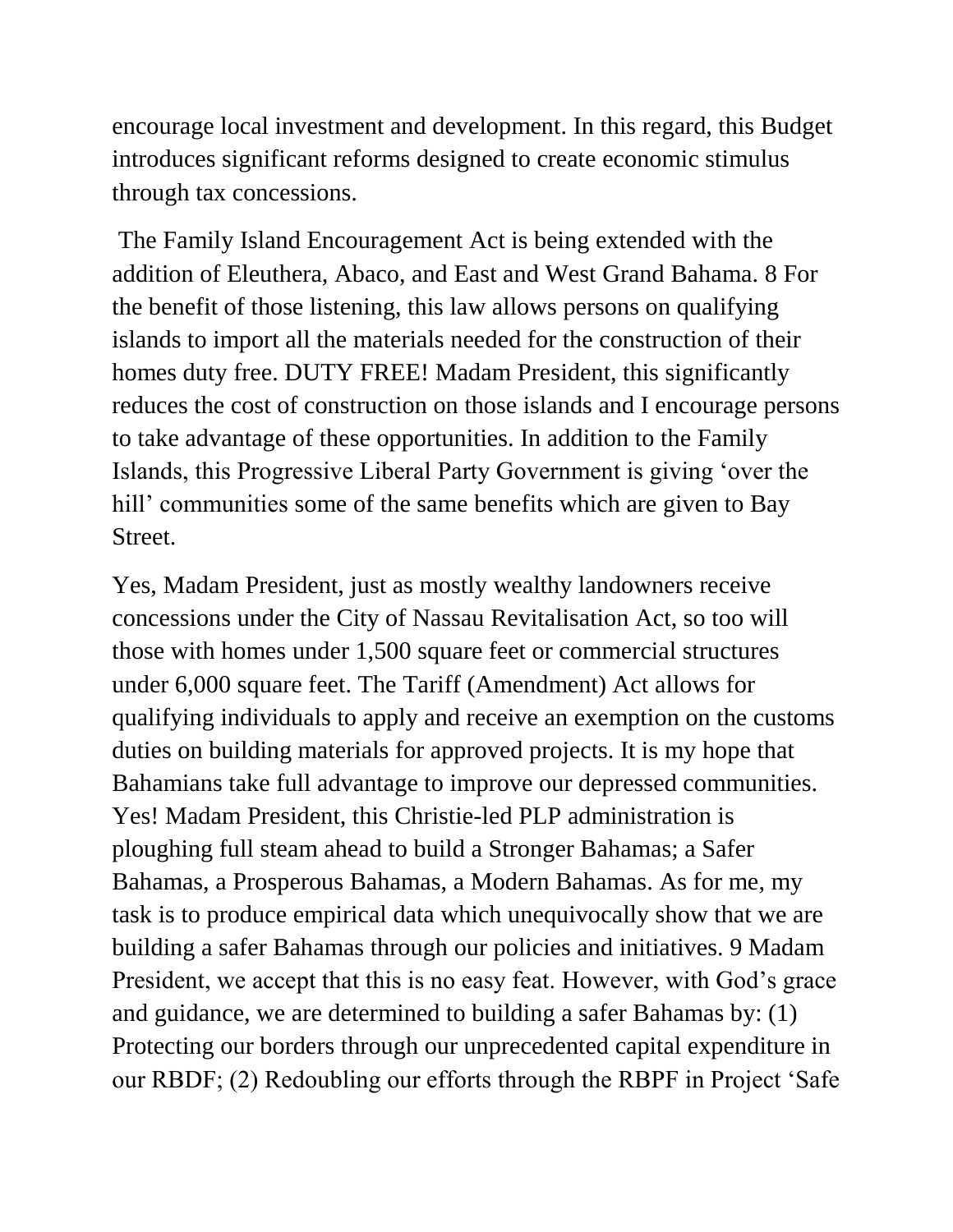encourage local investment and development. In this regard, this Budget introduces significant reforms designed to create economic stimulus through tax concessions.

The Family Island Encouragement Act is being extended with the addition of Eleuthera, Abaco, and East and West Grand Bahama. 8 For the benefit of those listening, this law allows persons on qualifying islands to import all the materials needed for the construction of their homes duty free. DUTY FREE! Madam President, this significantly reduces the cost of construction on those islands and I encourage persons to take advantage of these opportunities. In addition to the Family Islands, this Progressive Liberal Party Government is giving 'over the hill' communities some of the same benefits which are given to Bay Street.

Yes, Madam President, just as mostly wealthy landowners receive concessions under the City of Nassau Revitalisation Act, so too will those with homes under 1,500 square feet or commercial structures under 6,000 square feet. The Tariff (Amendment) Act allows for qualifying individuals to apply and receive an exemption on the customs duties on building materials for approved projects. It is my hope that Bahamians take full advantage to improve our depressed communities. Yes! Madam President, this Christie-led PLP administration is ploughing full steam ahead to build a Stronger Bahamas; a Safer Bahamas, a Prosperous Bahamas, a Modern Bahamas. As for me, my task is to produce empirical data which unequivocally show that we are building a safer Bahamas through our policies and initiatives. 9 Madam President, we accept that this is no easy feat. However, with God's grace and guidance, we are determined to building a safer Bahamas by: (1) Protecting our borders through our unprecedented capital expenditure in our RBDF; (2) Redoubling our efforts through the RBPF in Project 'Safe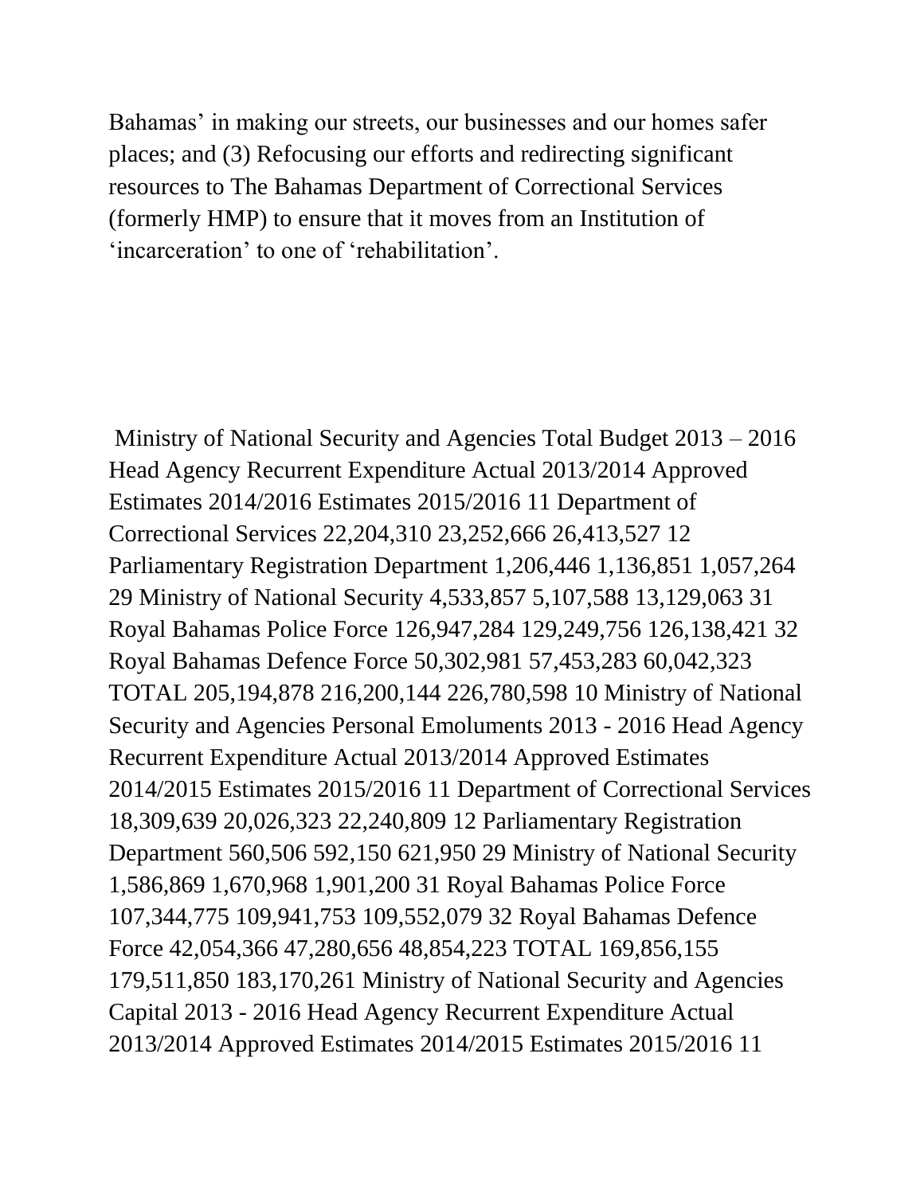Bahamas' in making our streets, our businesses and our homes safer places; and (3) Refocusing our efforts and redirecting significant resources to The Bahamas Department of Correctional Services (formerly HMP) to ensure that it moves from an Institution of 'incarceration' to one of 'rehabilitation'.

Ministry of National Security and Agencies Total Budget 2013 – 2016 Head Agency Recurrent Expenditure Actual 2013/2014 Approved Estimates 2014/2016 Estimates 2015/2016 11 Department of Correctional Services 22,204,310 23,252,666 26,413,527 12 Parliamentary Registration Department 1,206,446 1,136,851 1,057,264 29 Ministry of National Security 4,533,857 5,107,588 13,129,063 31 Royal Bahamas Police Force 126,947,284 129,249,756 126,138,421 32 Royal Bahamas Defence Force 50,302,981 57,453,283 60,042,323 TOTAL 205,194,878 216,200,144 226,780,598 10 Ministry of National Security and Agencies Personal Emoluments 2013 - 2016 Head Agency Recurrent Expenditure Actual 2013/2014 Approved Estimates 2014/2015 Estimates 2015/2016 11 Department of Correctional Services 18,309,639 20,026,323 22,240,809 12 Parliamentary Registration Department 560,506 592,150 621,950 29 Ministry of National Security 1,586,869 1,670,968 1,901,200 31 Royal Bahamas Police Force 107,344,775 109,941,753 109,552,079 32 Royal Bahamas Defence Force 42,054,366 47,280,656 48,854,223 TOTAL 169,856,155 179,511,850 183,170,261 Ministry of National Security and Agencies Capital 2013 - 2016 Head Agency Recurrent Expenditure Actual 2013/2014 Approved Estimates 2014/2015 Estimates 2015/2016 11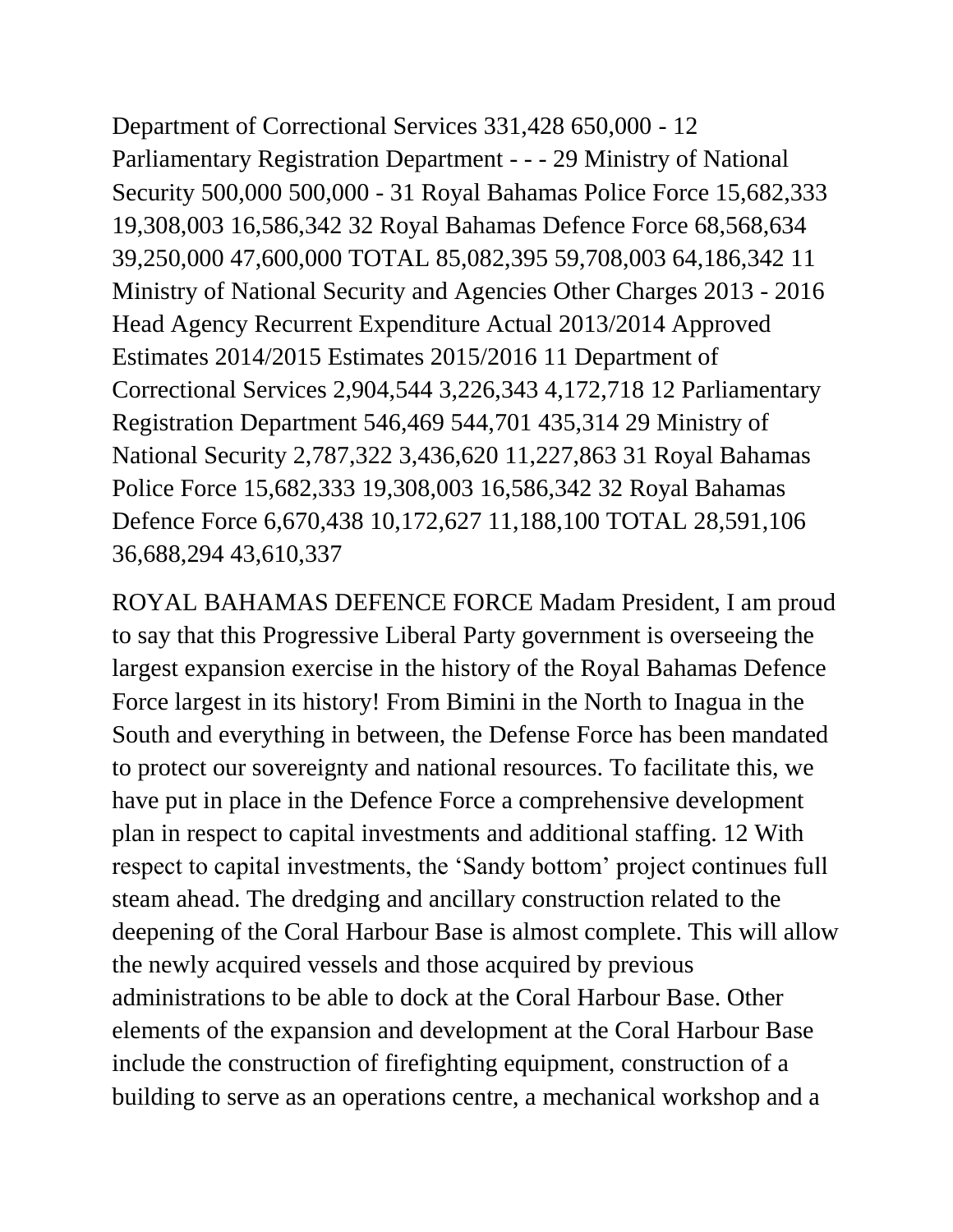Department of Correctional Services 331,428 650,000 - 12 Parliamentary Registration Department - - - 29 Ministry of National Security 500,000 500,000 - 31 Royal Bahamas Police Force 15,682,333 19,308,003 16,586,342 32 Royal Bahamas Defence Force 68,568,634 39,250,000 47,600,000 TOTAL 85,082,395 59,708,003 64,186,342 11 Ministry of National Security and Agencies Other Charges 2013 - 2016 Head Agency Recurrent Expenditure Actual 2013/2014 Approved Estimates 2014/2015 Estimates 2015/2016 11 Department of Correctional Services 2,904,544 3,226,343 4,172,718 12 Parliamentary Registration Department 546,469 544,701 435,314 29 Ministry of National Security 2,787,322 3,436,620 11,227,863 31 Royal Bahamas Police Force 15,682,333 19,308,003 16,586,342 32 Royal Bahamas Defence Force 6,670,438 10,172,627 11,188,100 TOTAL 28,591,106 36,688,294 43,610,337

ROYAL BAHAMAS DEFENCE FORCE Madam President, I am proud to say that this Progressive Liberal Party government is overseeing the largest expansion exercise in the history of the Royal Bahamas Defence Force largest in its history! From Bimini in the North to Inagua in the South and everything in between, the Defense Force has been mandated to protect our sovereignty and national resources. To facilitate this, we have put in place in the Defence Force a comprehensive development plan in respect to capital investments and additional staffing. 12 With respect to capital investments, the 'Sandy bottom' project continues full steam ahead. The dredging and ancillary construction related to the deepening of the Coral Harbour Base is almost complete. This will allow the newly acquired vessels and those acquired by previous administrations to be able to dock at the Coral Harbour Base. Other elements of the expansion and development at the Coral Harbour Base include the construction of firefighting equipment, construction of a building to serve as an operations centre, a mechanical workshop and a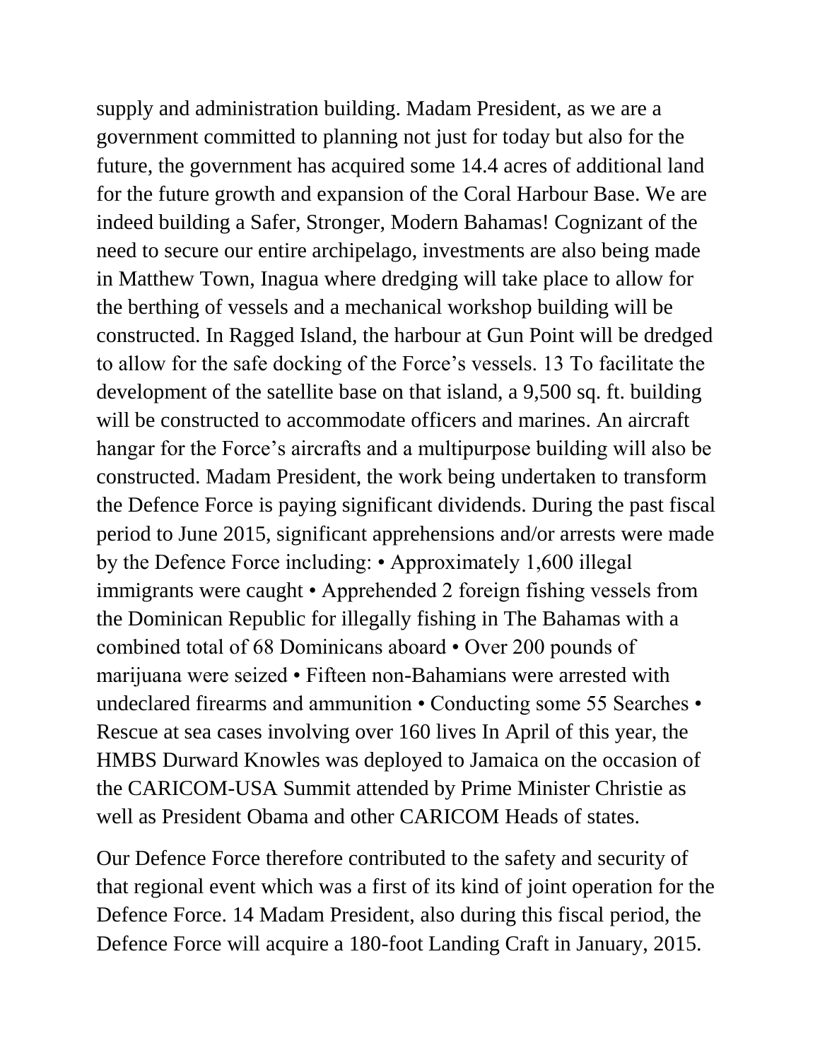supply and administration building. Madam President, as we are a government committed to planning not just for today but also for the future, the government has acquired some 14.4 acres of additional land for the future growth and expansion of the Coral Harbour Base. We are indeed building a Safer, Stronger, Modern Bahamas! Cognizant of the need to secure our entire archipelago, investments are also being made in Matthew Town, Inagua where dredging will take place to allow for the berthing of vessels and a mechanical workshop building will be constructed. In Ragged Island, the harbour at Gun Point will be dredged to allow for the safe docking of the Force's vessels. 13 To facilitate the development of the satellite base on that island, a 9,500 sq. ft. building will be constructed to accommodate officers and marines. An aircraft hangar for the Force's aircrafts and a multipurpose building will also be constructed. Madam President, the work being undertaken to transform the Defence Force is paying significant dividends. During the past fiscal period to June 2015, significant apprehensions and/or arrests were made by the Defence Force including: • Approximately 1,600 illegal immigrants were caught • Apprehended 2 foreign fishing vessels from the Dominican Republic for illegally fishing in The Bahamas with a combined total of 68 Dominicans aboard • Over 200 pounds of marijuana were seized • Fifteen non-Bahamians were arrested with undeclared firearms and ammunition • Conducting some 55 Searches • Rescue at sea cases involving over 160 lives In April of this year, the HMBS Durward Knowles was deployed to Jamaica on the occasion of the CARICOM-USA Summit attended by Prime Minister Christie as well as President Obama and other CARICOM Heads of states.

Our Defence Force therefore contributed to the safety and security of that regional event which was a first of its kind of joint operation for the Defence Force. 14 Madam President, also during this fiscal period, the Defence Force will acquire a 180-foot Landing Craft in January, 2015.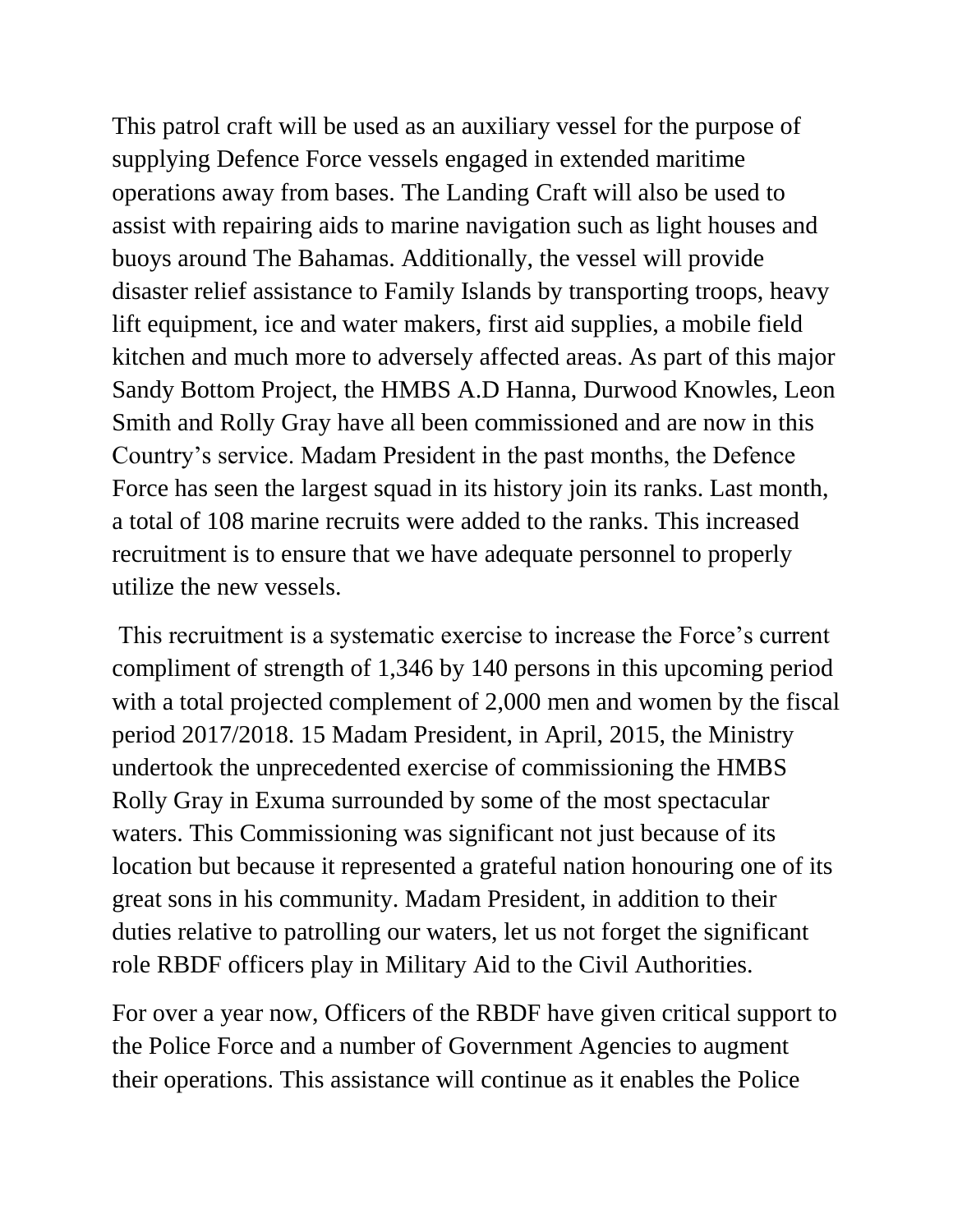This patrol craft will be used as an auxiliary vessel for the purpose of supplying Defence Force vessels engaged in extended maritime operations away from bases. The Landing Craft will also be used to assist with repairing aids to marine navigation such as light houses and buoys around The Bahamas. Additionally, the vessel will provide disaster relief assistance to Family Islands by transporting troops, heavy lift equipment, ice and water makers, first aid supplies, a mobile field kitchen and much more to adversely affected areas. As part of this major Sandy Bottom Project, the HMBS A.D Hanna, Durwood Knowles, Leon Smith and Rolly Gray have all been commissioned and are now in this Country's service. Madam President in the past months, the Defence Force has seen the largest squad in its history join its ranks. Last month, a total of 108 marine recruits were added to the ranks. This increased recruitment is to ensure that we have adequate personnel to properly utilize the new vessels.

This recruitment is a systematic exercise to increase the Force's current compliment of strength of 1,346 by 140 persons in this upcoming period with a total projected complement of 2,000 men and women by the fiscal period 2017/2018. 15 Madam President, in April, 2015, the Ministry undertook the unprecedented exercise of commissioning the HMBS Rolly Gray in Exuma surrounded by some of the most spectacular waters. This Commissioning was significant not just because of its location but because it represented a grateful nation honouring one of its great sons in his community. Madam President, in addition to their duties relative to patrolling our waters, let us not forget the significant role RBDF officers play in Military Aid to the Civil Authorities.

For over a year now, Officers of the RBDF have given critical support to the Police Force and a number of Government Agencies to augment their operations. This assistance will continue as it enables the Police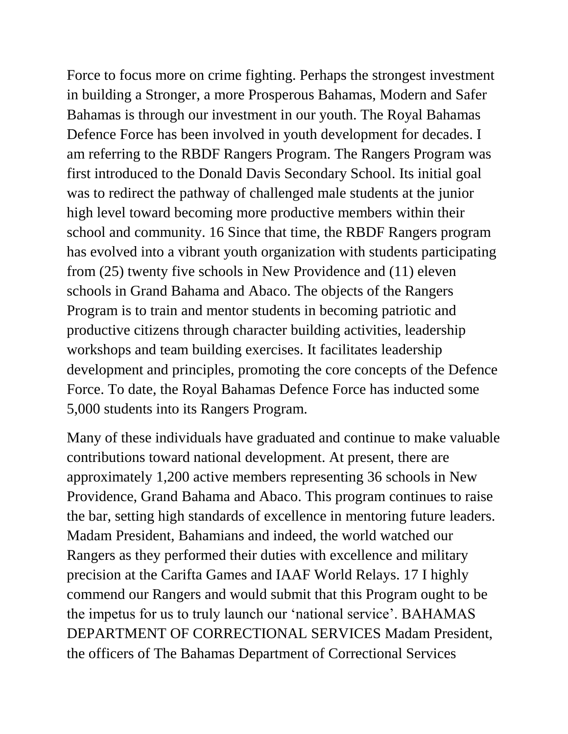Force to focus more on crime fighting. Perhaps the strongest investment in building a Stronger, a more Prosperous Bahamas, Modern and Safer Bahamas is through our investment in our youth. The Royal Bahamas Defence Force has been involved in youth development for decades. I am referring to the RBDF Rangers Program. The Rangers Program was first introduced to the Donald Davis Secondary School. Its initial goal was to redirect the pathway of challenged male students at the junior high level toward becoming more productive members within their school and community. 16 Since that time, the RBDF Rangers program has evolved into a vibrant youth organization with students participating from (25) twenty five schools in New Providence and (11) eleven schools in Grand Bahama and Abaco. The objects of the Rangers Program is to train and mentor students in becoming patriotic and productive citizens through character building activities, leadership workshops and team building exercises. It facilitates leadership development and principles, promoting the core concepts of the Defence Force. To date, the Royal Bahamas Defence Force has inducted some 5,000 students into its Rangers Program.

Many of these individuals have graduated and continue to make valuable contributions toward national development. At present, there are approximately 1,200 active members representing 36 schools in New Providence, Grand Bahama and Abaco. This program continues to raise the bar, setting high standards of excellence in mentoring future leaders. Madam President, Bahamians and indeed, the world watched our Rangers as they performed their duties with excellence and military precision at the Carifta Games and IAAF World Relays. 17 I highly commend our Rangers and would submit that this Program ought to be the impetus for us to truly launch our 'national service'. BAHAMAS DEPARTMENT OF CORRECTIONAL SERVICES Madam President, the officers of The Bahamas Department of Correctional Services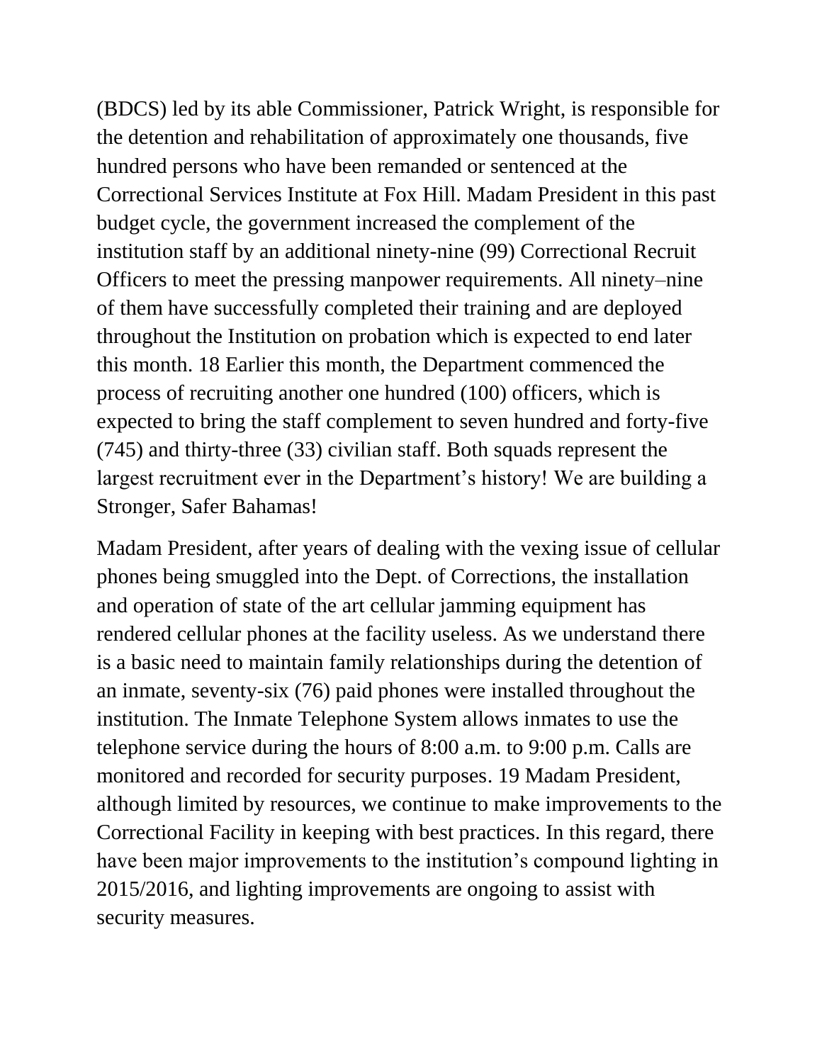(BDCS) led by its able Commissioner, Patrick Wright, is responsible for the detention and rehabilitation of approximately one thousands, five hundred persons who have been remanded or sentenced at the Correctional Services Institute at Fox Hill. Madam President in this past budget cycle, the government increased the complement of the institution staff by an additional ninety-nine (99) Correctional Recruit Officers to meet the pressing manpower requirements. All ninety–nine of them have successfully completed their training and are deployed throughout the Institution on probation which is expected to end later this month. 18 Earlier this month, the Department commenced the process of recruiting another one hundred (100) officers, which is expected to bring the staff complement to seven hundred and forty-five (745) and thirty-three (33) civilian staff. Both squads represent the largest recruitment ever in the Department's history! We are building a Stronger, Safer Bahamas!

Madam President, after years of dealing with the vexing issue of cellular phones being smuggled into the Dept. of Corrections, the installation and operation of state of the art cellular jamming equipment has rendered cellular phones at the facility useless. As we understand there is a basic need to maintain family relationships during the detention of an inmate, seventy-six (76) paid phones were installed throughout the institution. The Inmate Telephone System allows inmates to use the telephone service during the hours of 8:00 a.m. to 9:00 p.m. Calls are monitored and recorded for security purposes. 19 Madam President, although limited by resources, we continue to make improvements to the Correctional Facility in keeping with best practices. In this regard, there have been major improvements to the institution's compound lighting in 2015/2016, and lighting improvements are ongoing to assist with security measures.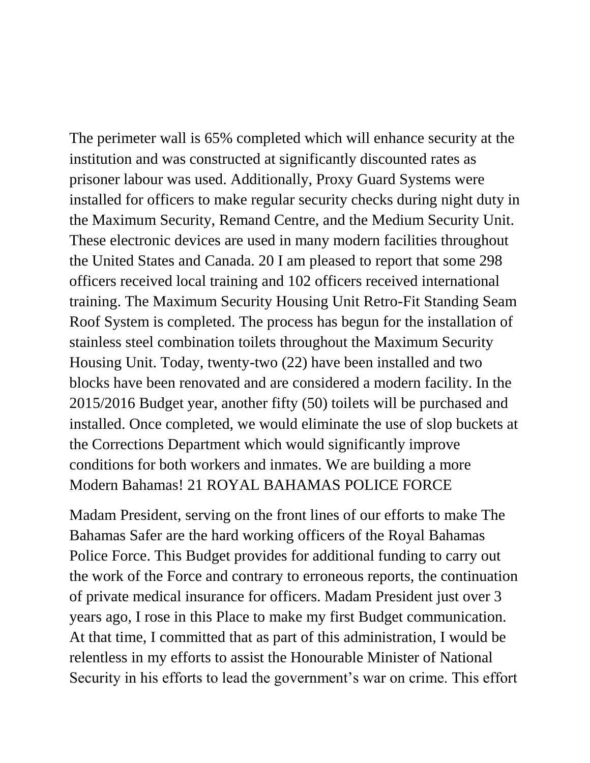The perimeter wall is 65% completed which will enhance security at the institution and was constructed at significantly discounted rates as prisoner labour was used. Additionally, Proxy Guard Systems were installed for officers to make regular security checks during night duty in the Maximum Security, Remand Centre, and the Medium Security Unit. These electronic devices are used in many modern facilities throughout the United States and Canada. 20 I am pleased to report that some 298 officers received local training and 102 officers received international training. The Maximum Security Housing Unit Retro-Fit Standing Seam Roof System is completed. The process has begun for the installation of stainless steel combination toilets throughout the Maximum Security Housing Unit. Today, twenty-two (22) have been installed and two blocks have been renovated and are considered a modern facility. In the 2015/2016 Budget year, another fifty (50) toilets will be purchased and installed. Once completed, we would eliminate the use of slop buckets at the Corrections Department which would significantly improve conditions for both workers and inmates. We are building a more Modern Bahamas! 21 ROYAL BAHAMAS POLICE FORCE

Madam President, serving on the front lines of our efforts to make The Bahamas Safer are the hard working officers of the Royal Bahamas Police Force. This Budget provides for additional funding to carry out the work of the Force and contrary to erroneous reports, the continuation of private medical insurance for officers. Madam President just over 3 years ago, I rose in this Place to make my first Budget communication. At that time, I committed that as part of this administration, I would be relentless in my efforts to assist the Honourable Minister of National Security in his efforts to lead the government's war on crime. This effort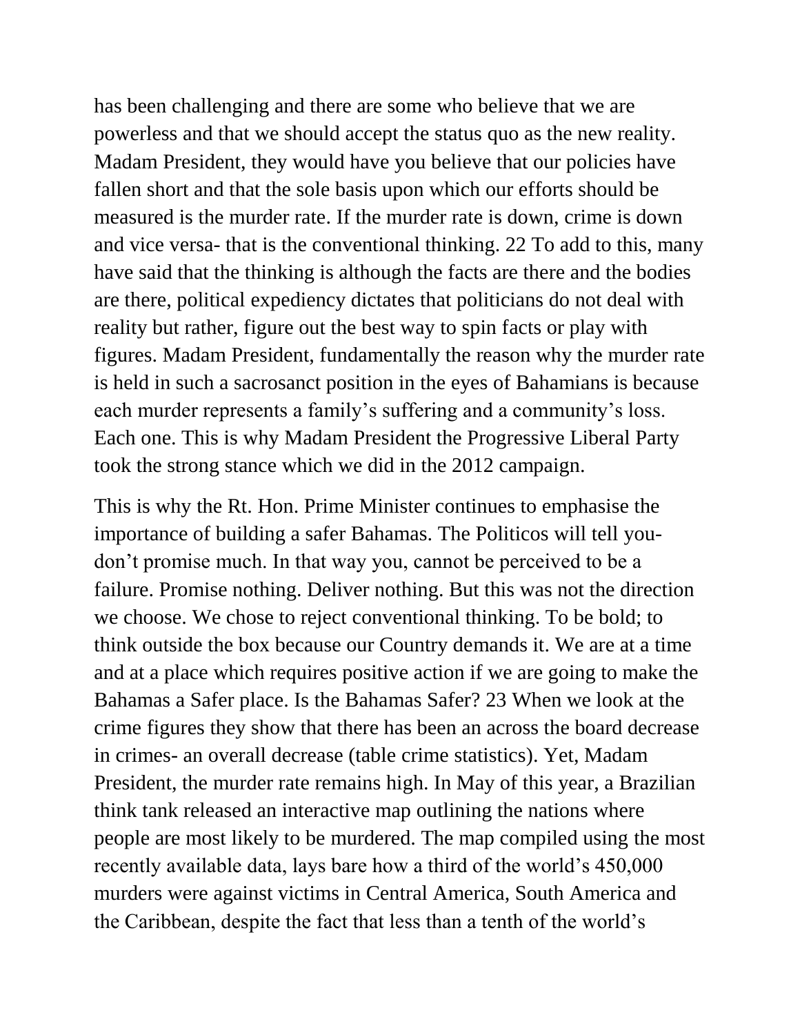has been challenging and there are some who believe that we are powerless and that we should accept the status quo as the new reality. Madam President, they would have you believe that our policies have fallen short and that the sole basis upon which our efforts should be measured is the murder rate. If the murder rate is down, crime is down and vice versa- that is the conventional thinking. 22 To add to this, many have said that the thinking is although the facts are there and the bodies are there, political expediency dictates that politicians do not deal with reality but rather, figure out the best way to spin facts or play with figures. Madam President, fundamentally the reason why the murder rate is held in such a sacrosanct position in the eyes of Bahamians is because each murder represents a family's suffering and a community's loss. Each one. This is why Madam President the Progressive Liberal Party took the strong stance which we did in the 2012 campaign.

This is why the Rt. Hon. Prime Minister continues to emphasise the importance of building a safer Bahamas. The Politicos will tell you- don't promise much. In that way you, cannot be perceived to be a failure. Promise nothing. Deliver nothing. But this was not the direction we choose. We chose to reject conventional thinking. To be bold; to think outside the box because our Country demands it. We are at a time and at a place which requires positive action if we are going to make the Bahamas a Safer place. Is the Bahamas Safer? 23 When we look at the crime figures they show that there has been an across the board decrease in crimes- an overall decrease (table crime statistics). Yet, Madam President, the murder rate remains high. In May of this year, a Brazilian think tank released an interactive map outlining the nations where people are most likely to be murdered. The map compiled using the most recently available data, lays bare how a third of the world's 450,000 murders were against victims in Central America, South America and the Caribbean, despite the fact that less than a tenth of the world's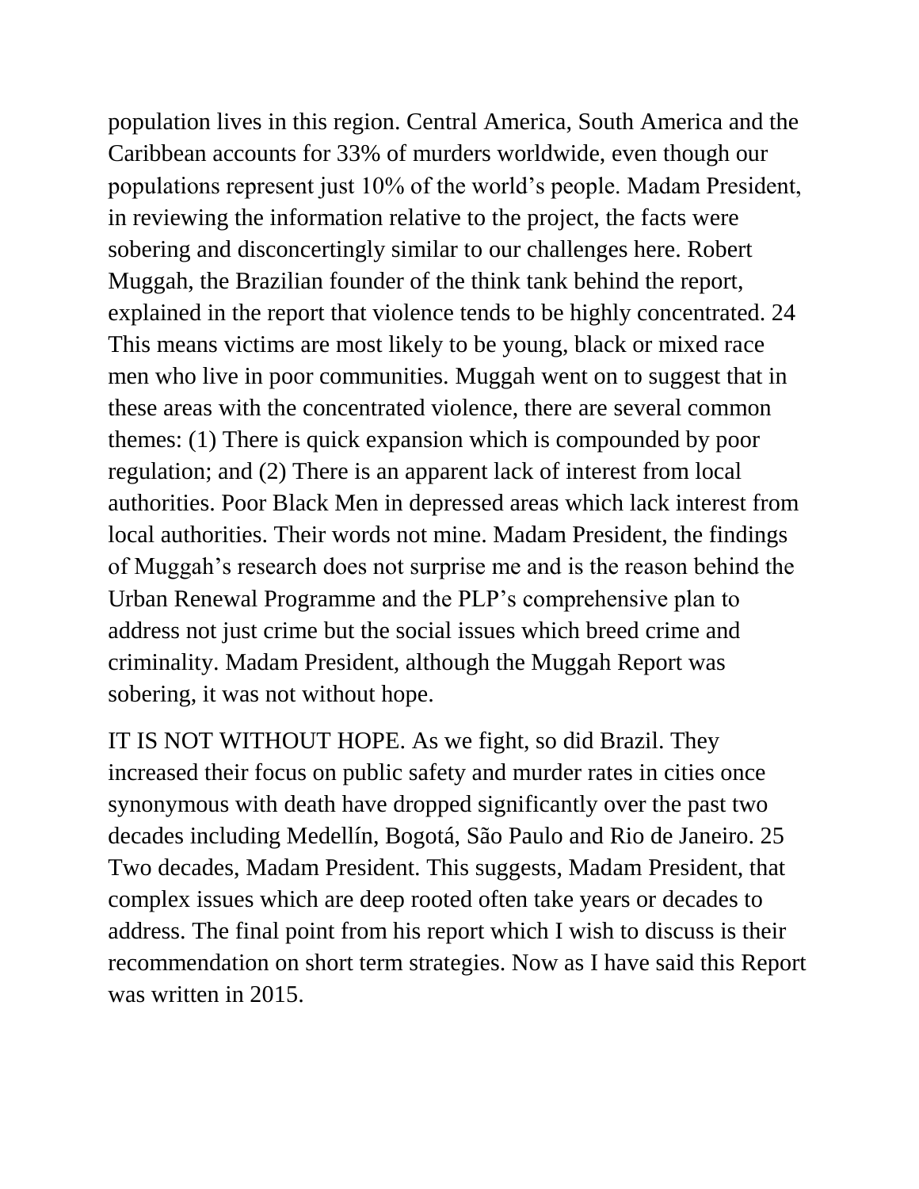population lives in this region. Central America, South America and the Caribbean accounts for 33% of murders worldwide, even though our populations represent just 10% of the world's people. Madam President, in reviewing the information relative to the project, the facts were sobering and disconcertingly similar to our challenges here. Robert Muggah, the Brazilian founder of the think tank behind the report, explained in the report that violence tends to be highly concentrated. [24] This means victims are most likely to be young, black or mixed race men who live in poor communities. Muggah went on to suggest that in these areas with the concentrated violence, there are several common themes: (1) There is quick expansion which is compounded by poor regulation; and (2) There is an apparent lack of interest from local authorities. Poor Black Men in depressed areas which lack interest from local authorities. Their words not mine. Madam President, the findings of Muggah's research does not surprise me and is the reason behind the Urban Renewal Programme and the PLP's comprehensive plan to address not just crime but the social issues which breed crime and criminality. Madam President, although the Muggah Report was sobering, it was not without hope.

IT IS NOT WITHOUT HOPE. As we fight, so did Brazil. They increased their focus on public safety and murder rates in cities once synonymous with death have dropped significantly over the past two decades including Medellín, Bogotá, São Paulo and Rio de Janeiro. [25] Two decades, Madam President. This suggests, Madam President, that complex issues which are deep rooted often take years or decades to address. The final point from his report which I wish to discuss is their recommendation on short term strategies. Now as I have said this Report was written in 2015.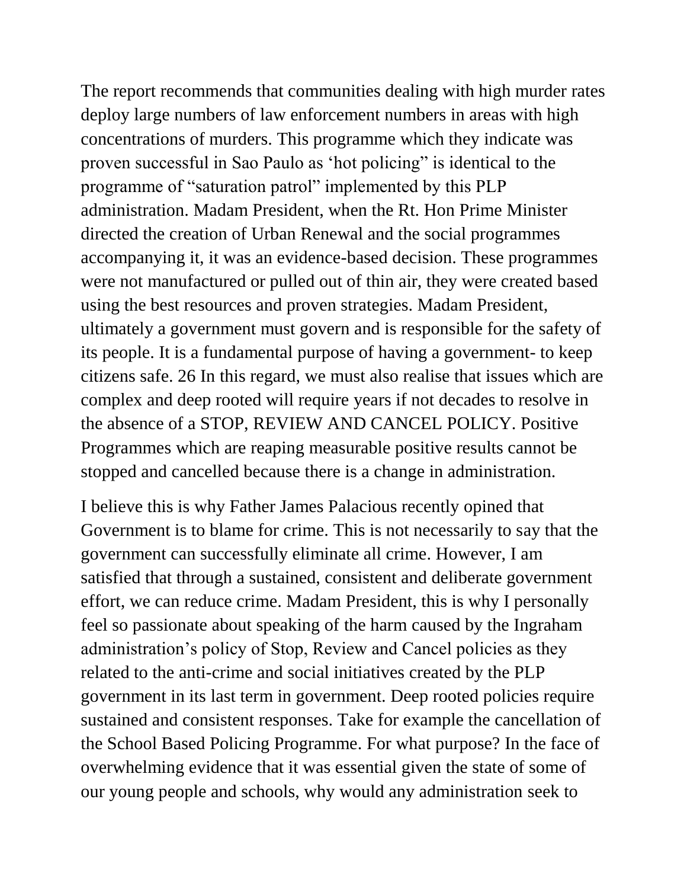The report recommends that communities dealing with high murder rates deploy large numbers of law enforcement numbers in areas with high concentrations of murders. This programme which they indicate was proven successful in Sao Paulo as 'hot policing" is identical to the programme of "saturation patrol" implemented by this PLP administration. Madam President, when the Rt. Hon Prime Minister directed the creation of Urban Renewal and the social programmes accompanying it, it was an evidence-based decision. These programmes were not manufactured or pulled out of thin air, they were created based using the best resources and proven strategies. Madam President, ultimately a government must govern and is responsible for the safety of its people. It is a fundamental purpose of having a government- to keep citizens safe. 26 In this regard, we must also realise that issues which are complex and deep rooted will require years if not decades to resolve in the absence of a STOP, REVIEW AND CANCEL POLICY. Positive Programmes which are reaping measurable positive results cannot be stopped and cancelled because there is a change in administration.

I believe this is why Father James Palacious recently opined that Government is to blame for crime. This is not necessarily to say that the government can successfully eliminate all crime. However, I am satisfied that through a sustained, consistent and deliberate government effort, we can reduce crime. Madam President, this is why I personally feel so passionate about speaking of the harm caused by the Ingraham administration's policy of Stop, Review and Cancel policies as they related to the anti-crime and social initiatives created by the PLP government in its last term in government. Deep rooted policies require sustained and consistent responses. Take for example the cancellation of the School Based Policing Programme. For what purpose? In the face of overwhelming evidence that it was essential given the state of some of our young people and schools, why would any administration seek to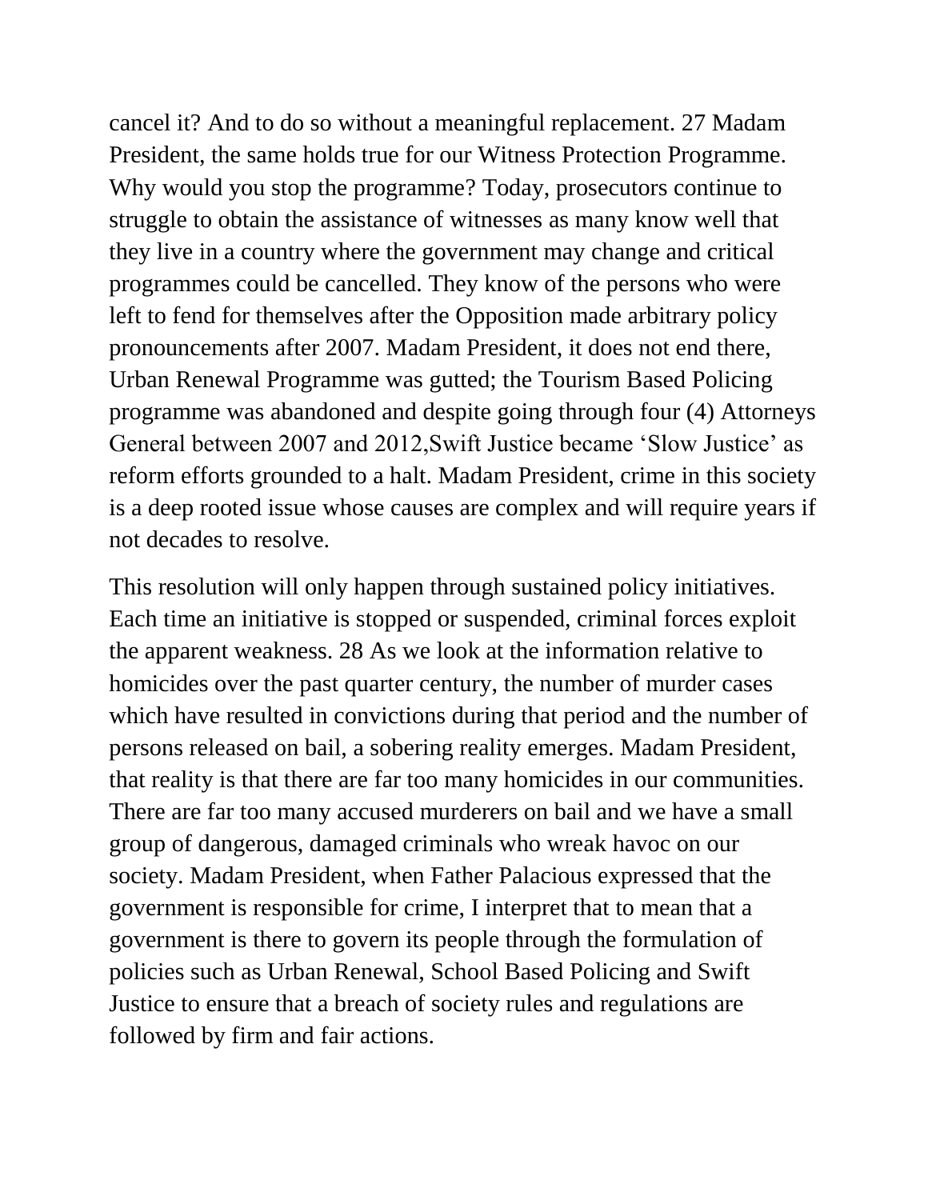cancel it? And to do so without a meaningful replacement. 27 Madam President, the same holds true for our Witness Protection Programme. Why would you stop the programme? Today, prosecutors continue to struggle to obtain the assistance of witnesses as many know well that they live in a country where the government may change and critical programmes could be cancelled. They know of the persons who were left to fend for themselves after the Opposition made arbitrary policy pronouncements after 2007. Madam President, it does not end there, Urban Renewal Programme was gutted; the Tourism Based Policing programme was abandoned and despite going through four (4) Attorneys General between 2007 and 2012,Swift Justice became 'Slow Justice' as reform efforts grounded to a halt. Madam President, crime in this society is a deep rooted issue whose causes are complex and will require years if not decades to resolve.

This resolution will only happen through sustained policy initiatives. Each time an initiative is stopped or suspended, criminal forces exploit the apparent weakness. 28 As we look at the information relative to homicides over the past quarter century, the number of murder cases which have resulted in convictions during that period and the number of persons released on bail, a sobering reality emerges. Madam President, that reality is that there are far too many homicides in our communities. There are far too many accused murderers on bail and we have a small group of dangerous, damaged criminals who wreak havoc on our society. Madam President, when Father Palacious expressed that the government is responsible for crime, I interpret that to mean that a government is there to govern its people through the formulation of policies such as Urban Renewal, School Based Policing and Swift Justice to ensure that a breach of society rules and regulations are followed by firm and fair actions.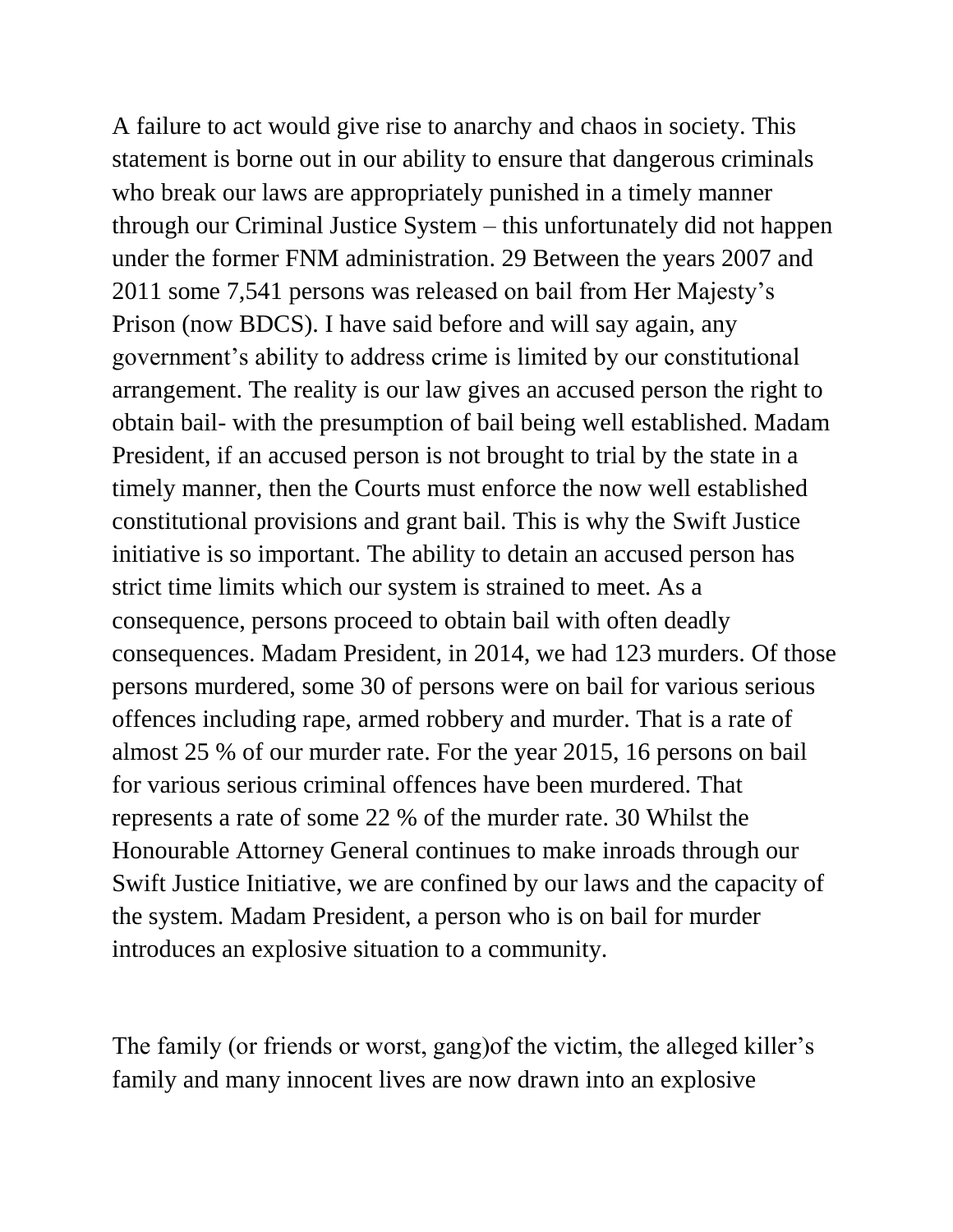A failure to act would give rise to anarchy and chaos in society. This statement is borne out in our ability to ensure that dangerous criminals who break our laws are appropriately punished in a timely manner through our Criminal Justice System – this unfortunately did not happen under the former FNM administration. 29 Between the years 2007 and 2011 some 7,541 persons was released on bail from Her Majesty's Prison (now BDCS). I have said before and will say again, any government's ability to address crime is limited by our constitutional arrangement. The reality is our law gives an accused person the right to obtain bail- with the presumption of bail being well established. Madam President, if an accused person is not brought to trial by the state in a timely manner, then the Courts must enforce the now well established constitutional provisions and grant bail. This is why the Swift Justice initiative is so important. The ability to detain an accused person has strict time limits which our system is strained to meet. As a consequence, persons proceed to obtain bail with often deadly consequences. Madam President, in 2014, we had 123 murders. Of those persons murdered, some 30 of persons were on bail for various serious offences including rape, armed robbery and murder. That is a rate of almost 25 % of our murder rate. For the year 2015, 16 persons on bail for various serious criminal offences have been murdered. That represents a rate of some 22 % of the murder rate. 30 Whilst the Honourable Attorney General continues to make inroads through our Swift Justice Initiative, we are confined by our laws and the capacity of the system. Madam President, a person who is on bail for murder introduces an explosive situation to a community.

The family (or friends or worst, gang)of the victim, the alleged killer's family and many innocent lives are now drawn into an explosive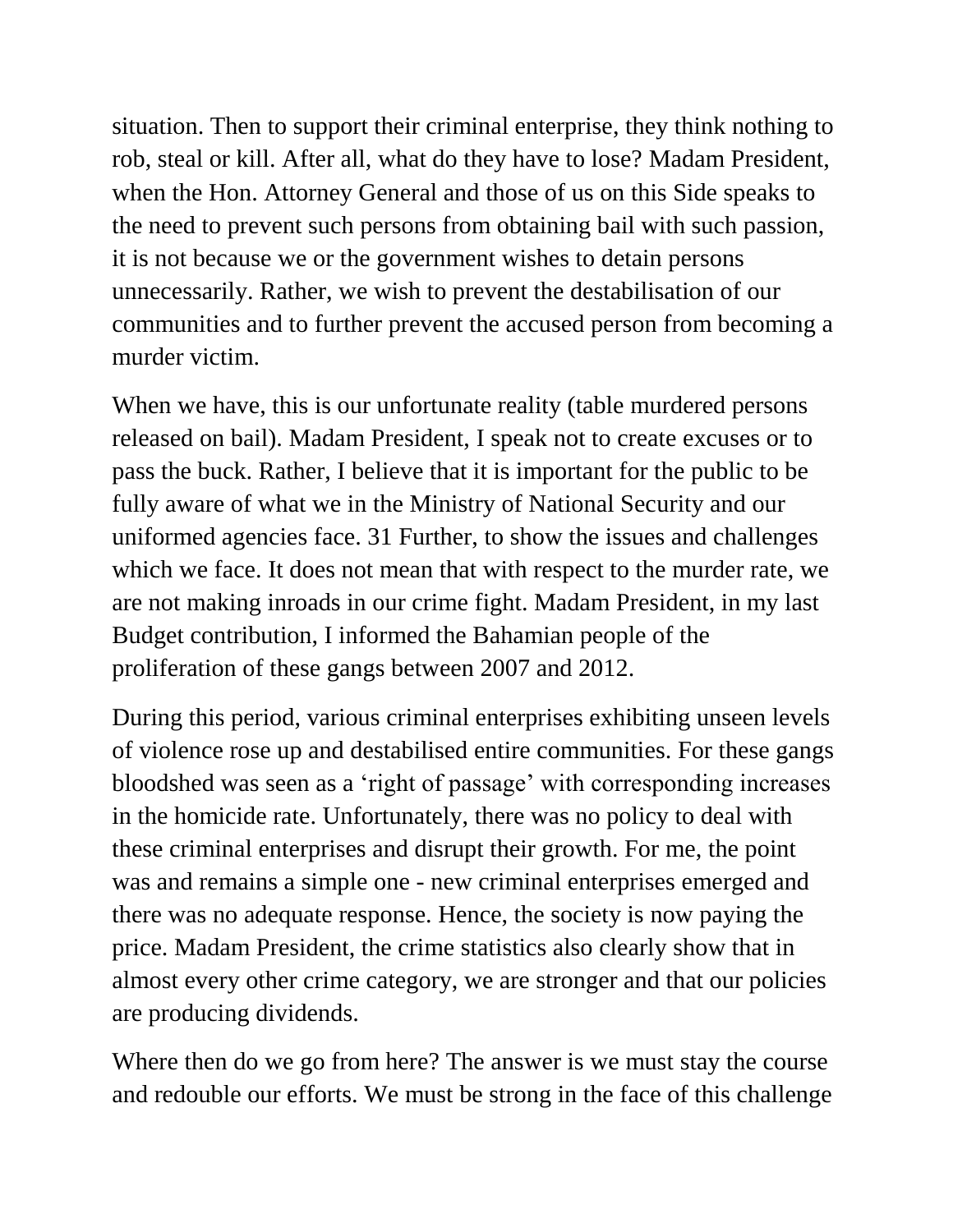situation. Then to support their criminal enterprise, they think nothing to rob, steal or kill. After all, what do they have to lose? Madam President, when the Hon. Attorney General and those of us on this Side speaks to the need to prevent such persons from obtaining bail with such passion, it is not because we or the government wishes to detain persons unnecessarily. Rather, we wish to prevent the destabilisation of our communities and to further prevent the accused person from becoming a murder victim.

When we have, this is our unfortunate reality (table murdered persons released on bail). Madam President, I speak not to create excuses or to pass the buck. Rather, I believe that it is important for the public to be fully aware of what we in the Ministry of National Security and our uniformed agencies face. 31 Further, to show the issues and challenges which we face. It does not mean that with respect to the murder rate, we are not making inroads in our crime fight. Madam President, in my last Budget contribution, I informed the Bahamian people of the proliferation of these gangs between 2007 and 2012.

During this period, various criminal enterprises exhibiting unseen levels of violence rose up and destabilised entire communities. For these gangs bloodshed was seen as a 'right of passage' with corresponding increases in the homicide rate. Unfortunately, there was no policy to deal with these criminal enterprises and disrupt their growth. For me, the point was and remains a simple one - new criminal enterprises emerged and there was no adequate response. Hence, the society is now paying the price. Madam President, the crime statistics also clearly show that in almost every other crime category, we are stronger and that our policies are producing dividends.

Where then do we go from here? The answer is we must stay the course and redouble our efforts. We must be strong in the face of this challenge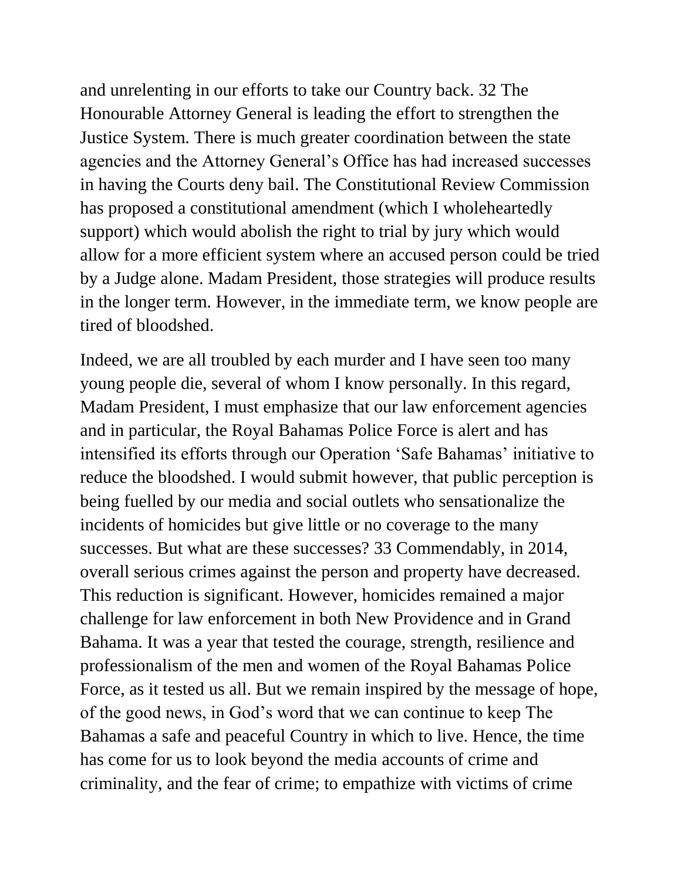and unrelenting in our efforts to take our Country back. 32 The Honourable Attorney General is leading the effort to strengthen the Justice System. There is much greater coordination between the state agencies and the Attorney General's Office has had increased successes in having the Courts deny bail. The Constitutional Review Commission has proposed a constitutional amendment (which I wholeheartedly support) which would abolish the right to trial by jury which would allow for a more efficient system where an accused person could be tried by a Judge alone. Madam President, those strategies will produce results in the longer term. However, in the immediate term, we know people are tired of bloodshed.

Indeed, we are all troubled by each murder and I have seen too many young people die, several of whom I know personally. In this regard, Madam President, I must emphasize that our law enforcement agencies and in particular, the Royal Bahamas Police Force is alert and has intensified its efforts through our Operation 'Safe Bahamas' initiative to reduce the bloodshed. I would submit however, that public perception is being fuelled by our media and social outlets who sensationalize the incidents of homicides but give little or no coverage to the many successes. But what are these successes? 33 Commendably, in 2014, overall serious crimes against the person and property have decreased. This reduction is significant. However, homicides remained a major challenge for law enforcement in both New Providence and in Grand Bahama. It was a year that tested the courage, strength, resilience and professionalism of the men and women of the Royal Bahamas Police Force, as it tested us all. But we remain inspired by the message of hope, of the good news, in God's word that we can continue to keep The Bahamas a safe and peaceful Country in which to live. Hence, the time has come for us to look beyond the media accounts of crime and criminality, and the fear of crime; to empathize with victims of crime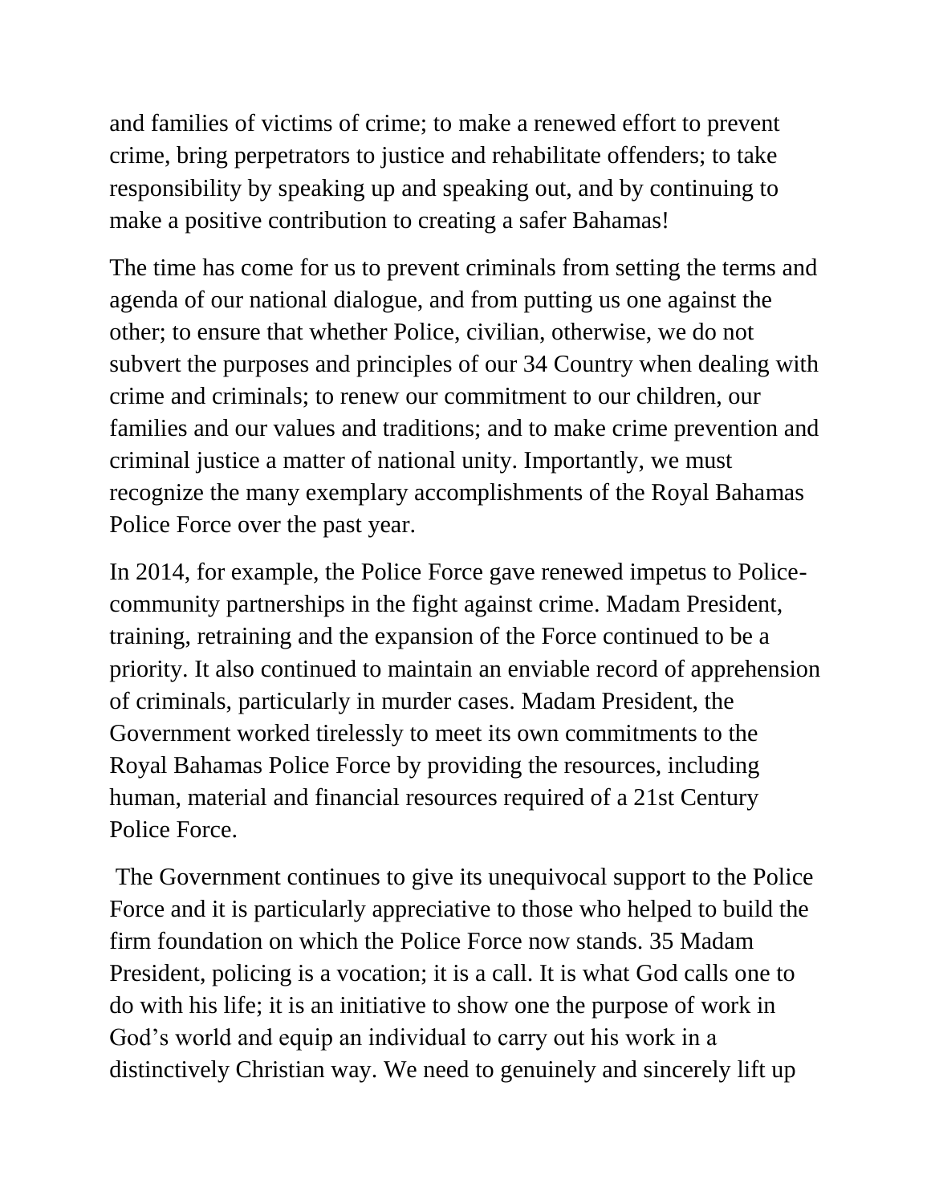and families of victims of crime; to make a renewed effort to prevent crime, bring perpetrators to justice and rehabilitate offenders; to take responsibility by speaking up and speaking out, and by continuing to make a positive contribution to creating a safer Bahamas!

The time has come for us to prevent criminals from setting the terms and agenda of our national dialogue, and from putting us one against the other; to ensure that whether Police, civilian, otherwise, we do not subvert the purposes and principles of our 34 Country when dealing with crime and criminals; to renew our commitment to our children, our families and our values and traditions; and to make crime prevention and criminal justice a matter of national unity. Importantly, we must recognize the many exemplary accomplishments of the Royal Bahamas Police Force over the past year.

In 2014, for example, the Police Force gave renewed impetus to Police-community partnerships in the fight against crime. Madam President, training, retraining and the expansion of the Force continued to be a priority. It also continued to maintain an enviable record of apprehension of criminals, particularly in murder cases. Madam President, the Government worked tirelessly to meet its own commitments to the Royal Bahamas Police Force by providing the resources, including human, material and financial resources required of a 21st Century Police Force.

The Government continues to give its unequivocal support to the Police Force and it is particularly appreciative to those who helped to build the firm foundation on which the Police Force now stands. 35 Madam President, policing is a vocation; it is a call. It is what God calls one to do with his life; it is an initiative to show one the purpose of work in God's world and equip an individual to carry out his work in a distinctively Christian way. We need to genuinely and sincerely lift up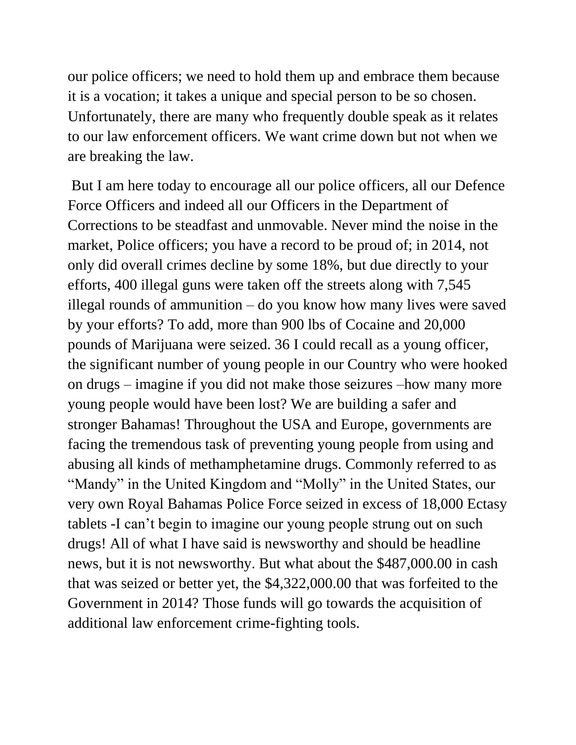our police officers; we need to hold them up and embrace them because it is a vocation; it takes a unique and special person to be so chosen. Unfortunately, there are many who frequently double speak as it relates to our law enforcement officers. We want crime down but not when we are breaking the law.

But I am here today to encourage all our police officers, all our Defence Force Officers and indeed all our Officers in the Department of Corrections to be steadfast and unmovable. Never mind the noise in the market, Police officers; you have a record to be proud of; in 2014, not only did overall crimes decline by some 18%, but due directly to your efforts, 400 illegal guns were taken off the streets along with 7,545 illegal rounds of ammunition – do you know how many lives were saved by your efforts? To add, more than 900 lbs of Cocaine and 20,000 pounds of Marijuana were seized. 36 I could recall as a young officer, the significant number of young people in our Country who were hooked on drugs – imagine if you did not make those seizures –how many more young people would have been lost? We are building a safer and stronger Bahamas! Throughout the USA and Europe, governments are facing the tremendous task of preventing young people from using and abusing all kinds of methamphetamine drugs. Commonly referred to as "Mandy" in the United Kingdom and "Molly" in the United States, our very own Royal Bahamas Police Force seized in excess of 18,000 Ectasy tablets -I can't begin to imagine our young people strung out on such drugs! All of what I have said is newsworthy and should be headline news, but it is not newsworthy. But what about the $487,000.00 in cash that was seized or better yet, the $4,322,000.00 that was forfeited to the Government in 2014? Those funds will go towards the acquisition of additional law enforcement crime-fighting tools.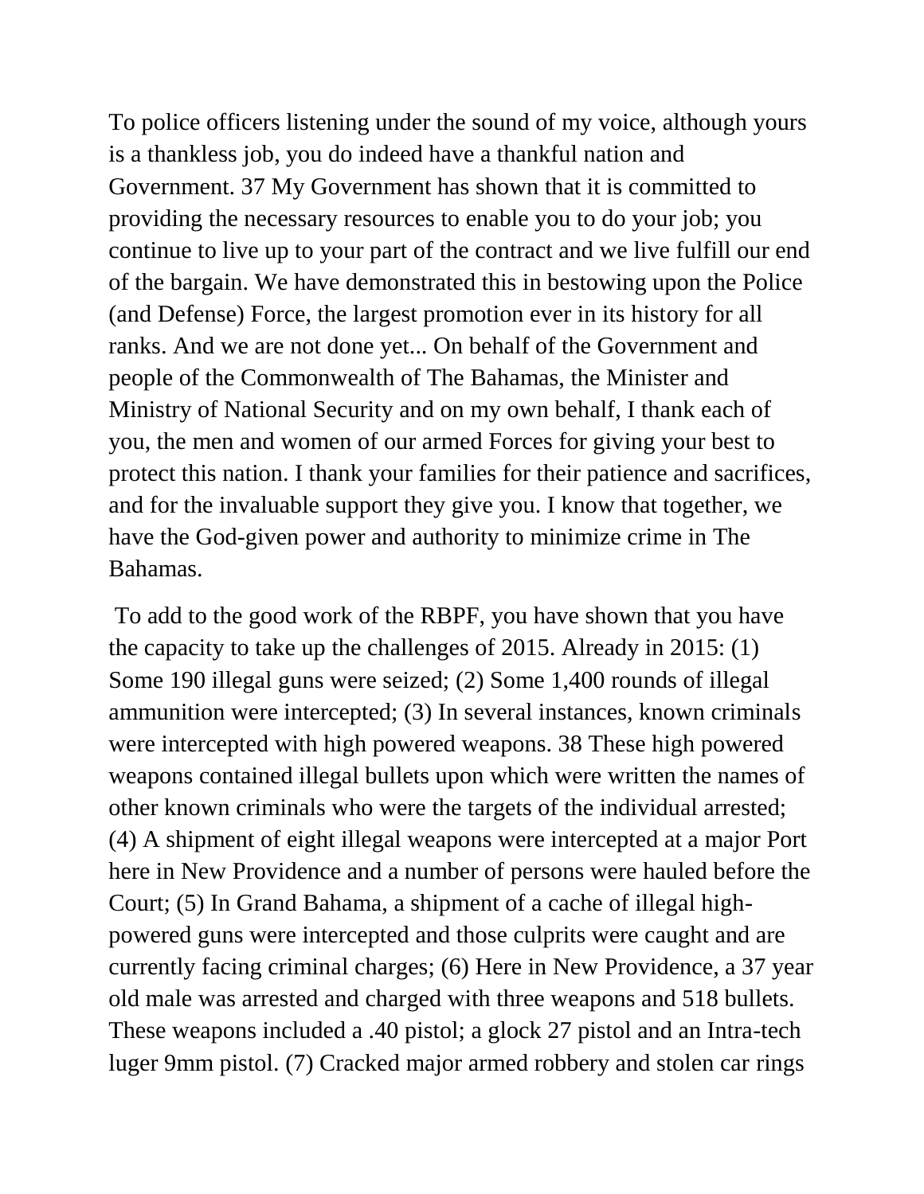To police officers listening under the sound of my voice, although yours is a thankless job, you do indeed have a thankful nation and Government. 37 My Government has shown that it is committed to providing the necessary resources to enable you to do your job; you continue to live up to your part of the contract and we live fulfill our end of the bargain. We have demonstrated this in bestowing upon the Police (and Defense) Force, the largest promotion ever in its history for all ranks. And we are not done yet... On behalf of the Government and people of the Commonwealth of The Bahamas, the Minister and Ministry of National Security and on my own behalf, I thank each of you, the men and women of our armed Forces for giving your best to protect this nation. I thank your families for their patience and sacrifices, and for the invaluable support they give you. I know that together, we have the God-given power and authority to minimize crime in The Bahamas.

To add to the good work of the RBPF, you have shown that you have the capacity to take up the challenges of 2015. Already in 2015: (1) Some 190 illegal guns were seized; (2) Some 1,400 rounds of illegal ammunition were intercepted; (3) In several instances, known criminals were intercepted with high powered weapons. 38 These high powered weapons contained illegal bullets upon which were written the names of other known criminals who were the targets of the individual arrested; (4) A shipment of eight illegal weapons were intercepted at a major Port here in New Providence and a number of persons were hauled before the Court; (5) In Grand Bahama, a shipment of a cache of illegal high-powered guns were intercepted and those culprits were caught and are currently facing criminal charges; (6) Here in New Providence, a 37 year old male was arrested and charged with three weapons and 518 bullets. These weapons included a .40 pistol; a glock 27 pistol and an Intra-tech luger 9mm pistol. (7) Cracked major armed robbery and stolen car rings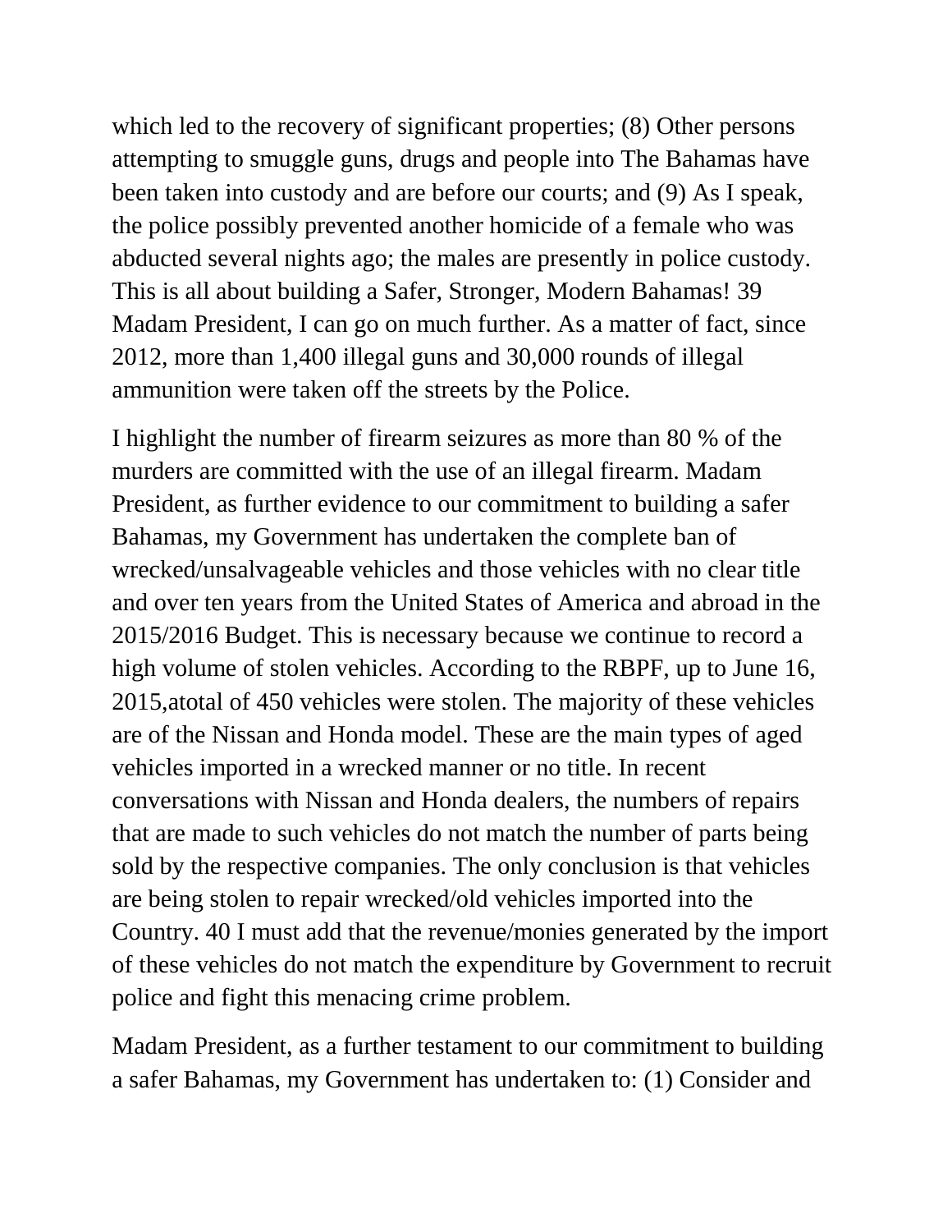which led to the recovery of significant properties; (8) Other persons attempting to smuggle guns, drugs and people into The Bahamas have been taken into custody and are before our courts; and (9) As I speak, the police possibly prevented another homicide of a female who was abducted several nights ago; the males are presently in police custody. This is all about building a Safer, Stronger, Modern Bahamas! 39 Madam President, I can go on much further. As a matter of fact, since 2012, more than 1,400 illegal guns and 30,000 rounds of illegal ammunition were taken off the streets by the Police.

I highlight the number of firearm seizures as more than 80 % of the murders are committed with the use of an illegal firearm. Madam President, as further evidence to our commitment to building a safer Bahamas, my Government has undertaken the complete ban of wrecked/unsalvageable vehicles and those vehicles with no clear title and over ten years from the United States of America and abroad in the 2015/2016 Budget. This is necessary because we continue to record a high volume of stolen vehicles. According to the RBPF, up to June 16, 2015,atotal of 450 vehicles were stolen. The majority of these vehicles are of the Nissan and Honda model. These are the main types of aged vehicles imported in a wrecked manner or no title. In recent conversations with Nissan and Honda dealers, the numbers of repairs that are made to such vehicles do not match the number of parts being sold by the respective companies. The only conclusion is that vehicles are being stolen to repair wrecked/old vehicles imported into the Country. 40 I must add that the revenue/monies generated by the import of these vehicles do not match the expenditure by Government to recruit police and fight this menacing crime problem.

Madam President, as a further testament to our commitment to building a safer Bahamas, my Government has undertaken to: (1) Consider and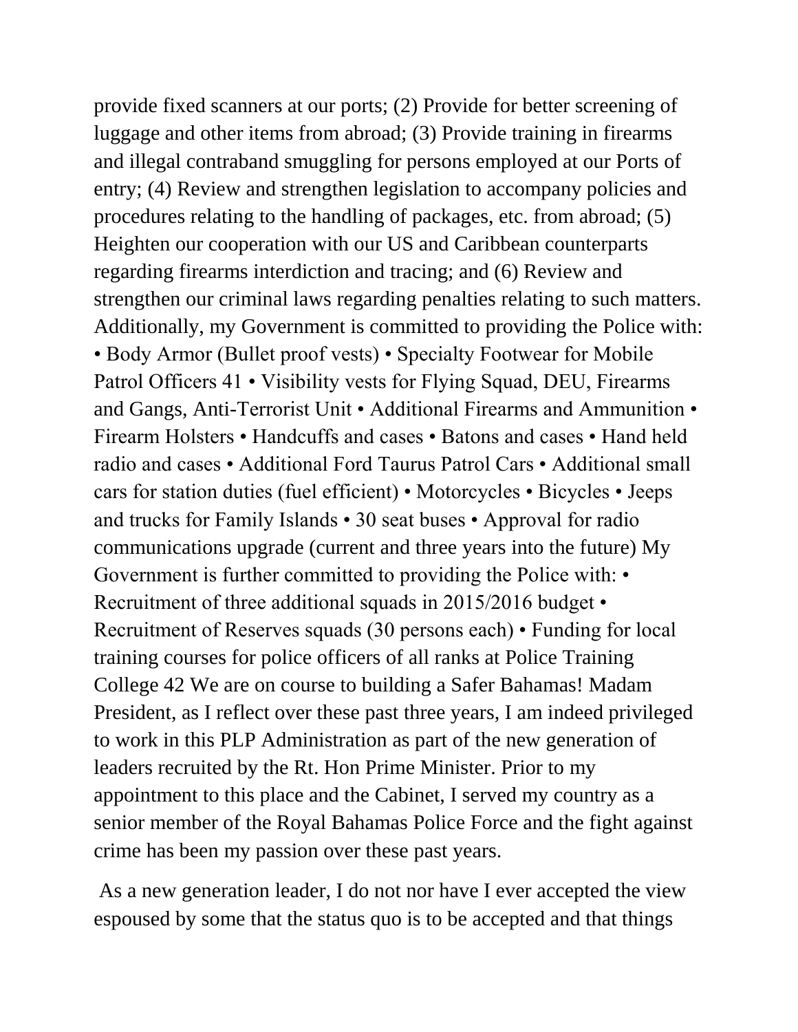provide fixed scanners at our ports; (2) Provide for better screening of luggage and other items from abroad; (3) Provide training in firearms and illegal contraband smuggling for persons employed at our Ports of entry; (4) Review and strengthen legislation to accompany policies and procedures relating to the handling of packages, etc. from abroad; (5) Heighten our cooperation with our US and Caribbean counterparts regarding firearms interdiction and tracing; and (6) Review and strengthen our criminal laws regarding penalties relating to such matters. Additionally, my Government is committed to providing the Police with: • Body Armor (Bullet proof vests) • Specialty Footwear for Mobile Patrol Officers 41 • Visibility vests for Flying Squad, DEU, Firearms and Gangs, Anti-Terrorist Unit • Additional Firearms and Ammunition • Firearm Holsters • Handcuffs and cases • Batons and cases • Hand held radio and cases • Additional Ford Taurus Patrol Cars • Additional small cars for station duties (fuel efficient) • Motorcycles • Bicycles • Jeeps and trucks for Family Islands • 30 seat buses • Approval for radio communications upgrade (current and three years into the future) My Government is further committed to providing the Police with: • Recruitment of three additional squads in 2015/2016 budget • Recruitment of Reserves squads (30 persons each) • Funding for local training courses for police officers of all ranks at Police Training College 42 We are on course to building a Safer Bahamas! Madam President, as I reflect over these past three years, I am indeed privileged to work in this PLP Administration as part of the new generation of leaders recruited by the Rt. Hon Prime Minister. Prior to my appointment to this place and the Cabinet, I served my country as a senior member of the Royal Bahamas Police Force and the fight against crime has been my passion over these past years.

As a new generation leader, I do not nor have I ever accepted the view espoused by some that the status quo is to be accepted and that things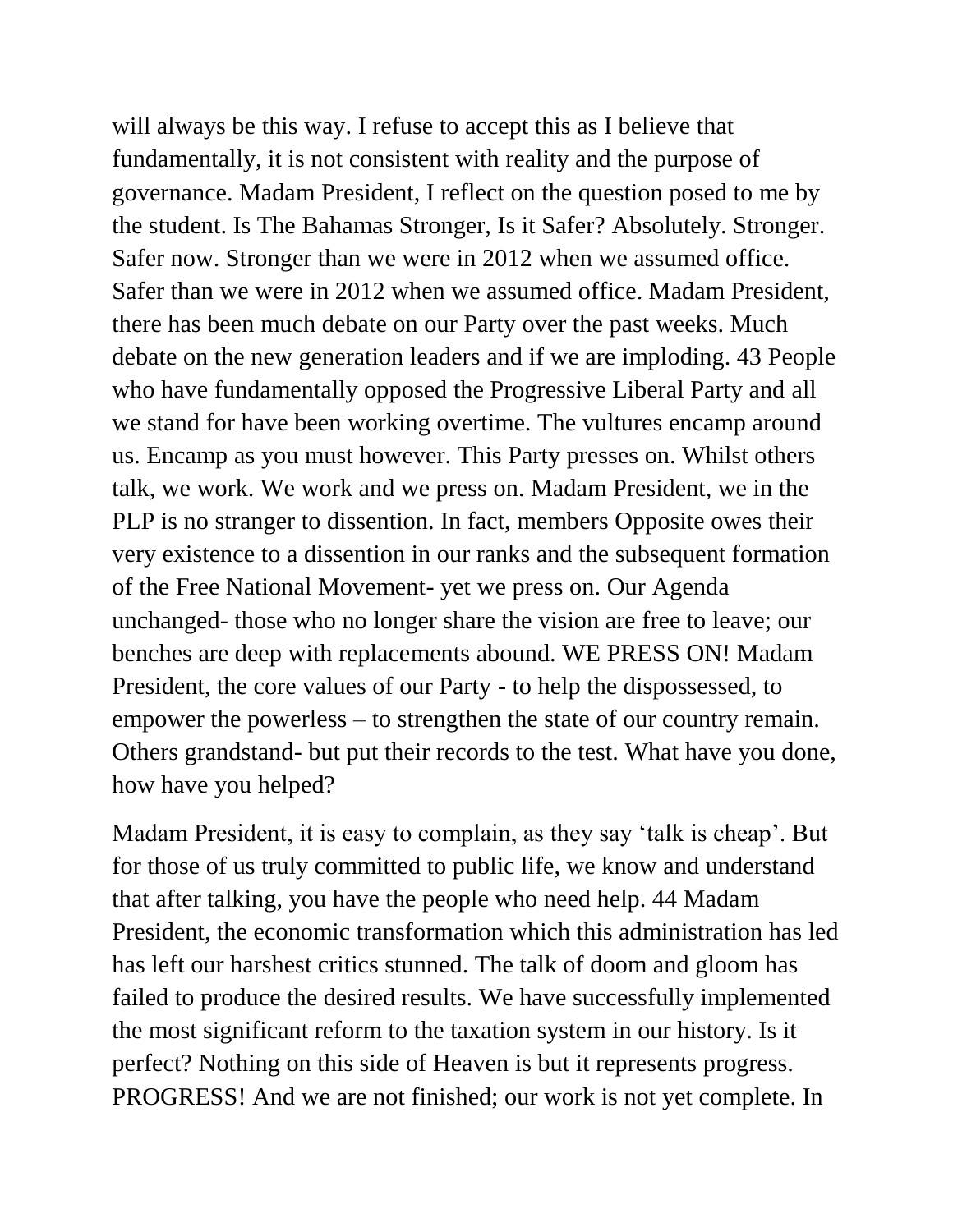will always be this way. I refuse to accept this as I believe that fundamentally, it is not consistent with reality and the purpose of governance. Madam President, I reflect on the question posed to me by the student. Is The Bahamas Stronger, Is it Safer? Absolutely. Stronger. Safer now. Stronger than we were in 2012 when we assumed office. Safer than we were in 2012 when we assumed office. Madam President, there has been much debate on our Party over the past weeks. Much debate on the new generation leaders and if we are imploding. 43 People who have fundamentally opposed the Progressive Liberal Party and all we stand for have been working overtime. The vultures encamp around us. Encamp as you must however. This Party presses on. Whilst others talk, we work. We work and we press on. Madam President, we in the PLP is no stranger to dissention. In fact, members Opposite owes their very existence to a dissention in our ranks and the subsequent formation of the Free National Movement- yet we press on. Our Agenda unchanged- those who no longer share the vision are free to leave; our benches are deep with replacements abound. WE PRESS ON! Madam President, the core values of our Party - to help the dispossessed, to empower the powerless – to strengthen the state of our country remain. Others grandstand- but put their records to the test. What have you done, how have you helped?

Madam President, it is easy to complain, as they say 'talk is cheap'. But for those of us truly committed to public life, we know and understand that after talking, you have the people who need help. 44 Madam President, the economic transformation which this administration has led has left our harshest critics stunned. The talk of doom and gloom has failed to produce the desired results. We have successfully implemented the most significant reform to the taxation system in our history. Is it perfect? Nothing on this side of Heaven is but it represents progress. PROGRESS! And we are not finished; our work is not yet complete. In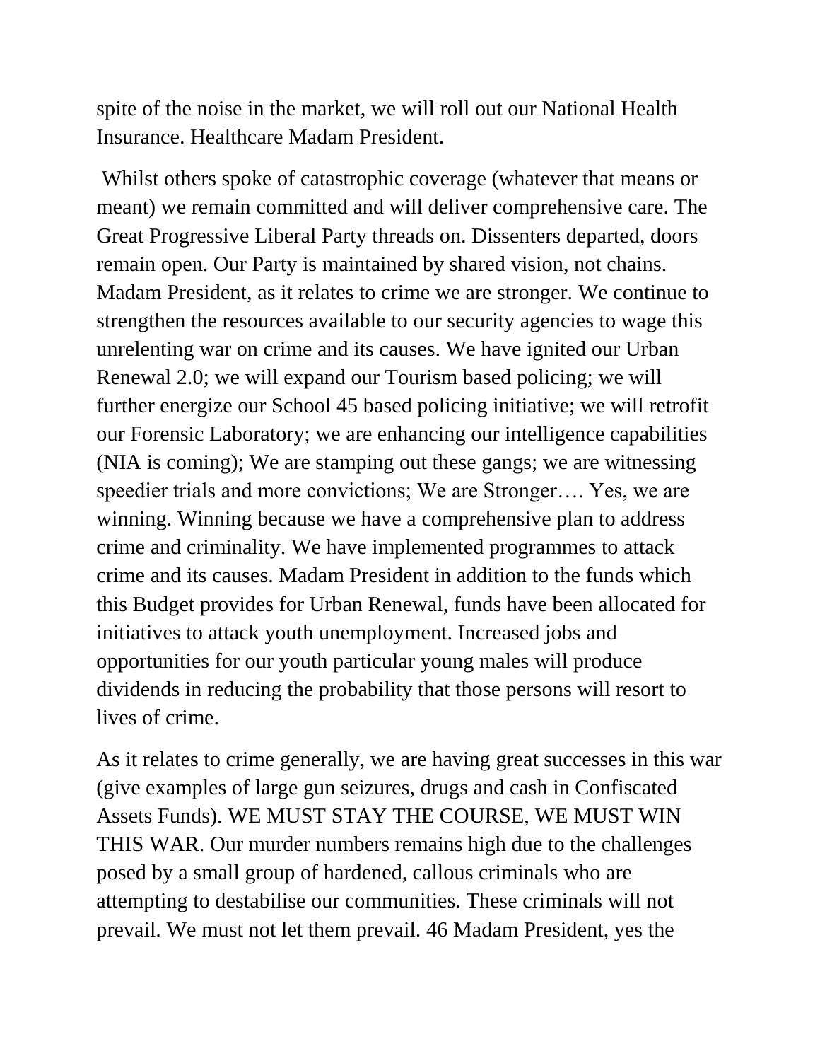spite of the noise in the market, we will roll out our National Health Insurance. Healthcare Madam President.

Whilst others spoke of catastrophic coverage (whatever that means or meant) we remain committed and will deliver comprehensive care. The Great Progressive Liberal Party threads on. Dissenters departed, doors remain open. Our Party is maintained by shared vision, not chains. Madam President, as it relates to crime we are stronger. We continue to strengthen the resources available to our security agencies to wage this unrelenting war on crime and its causes. We have ignited our Urban Renewal 2.0; we will expand our Tourism based policing; we will further energize our School 45 based policing initiative; we will retrofit our Forensic Laboratory; we are enhancing our intelligence capabilities (NIA is coming); We are stamping out these gangs; we are witnessing speedier trials and more convictions; We are Stronger…. Yes, we are winning. Winning because we have a comprehensive plan to address crime and criminality. We have implemented programmes to attack crime and its causes. Madam President in addition to the funds which this Budget provides for Urban Renewal, funds have been allocated for initiatives to attack youth unemployment. Increased jobs and opportunities for our youth particular young males will produce dividends in reducing the probability that those persons will resort to lives of crime.

As it relates to crime generally, we are having great successes in this war (give examples of large gun seizures, drugs and cash in Confiscated Assets Funds). WE MUST STAY THE COURSE, WE MUST WIN THIS WAR. Our murder numbers remains high due to the challenges posed by a small group of hardened, callous criminals who are attempting to destabilise our communities. These criminals will not prevail. We must not let them prevail. 46 Madam President, yes the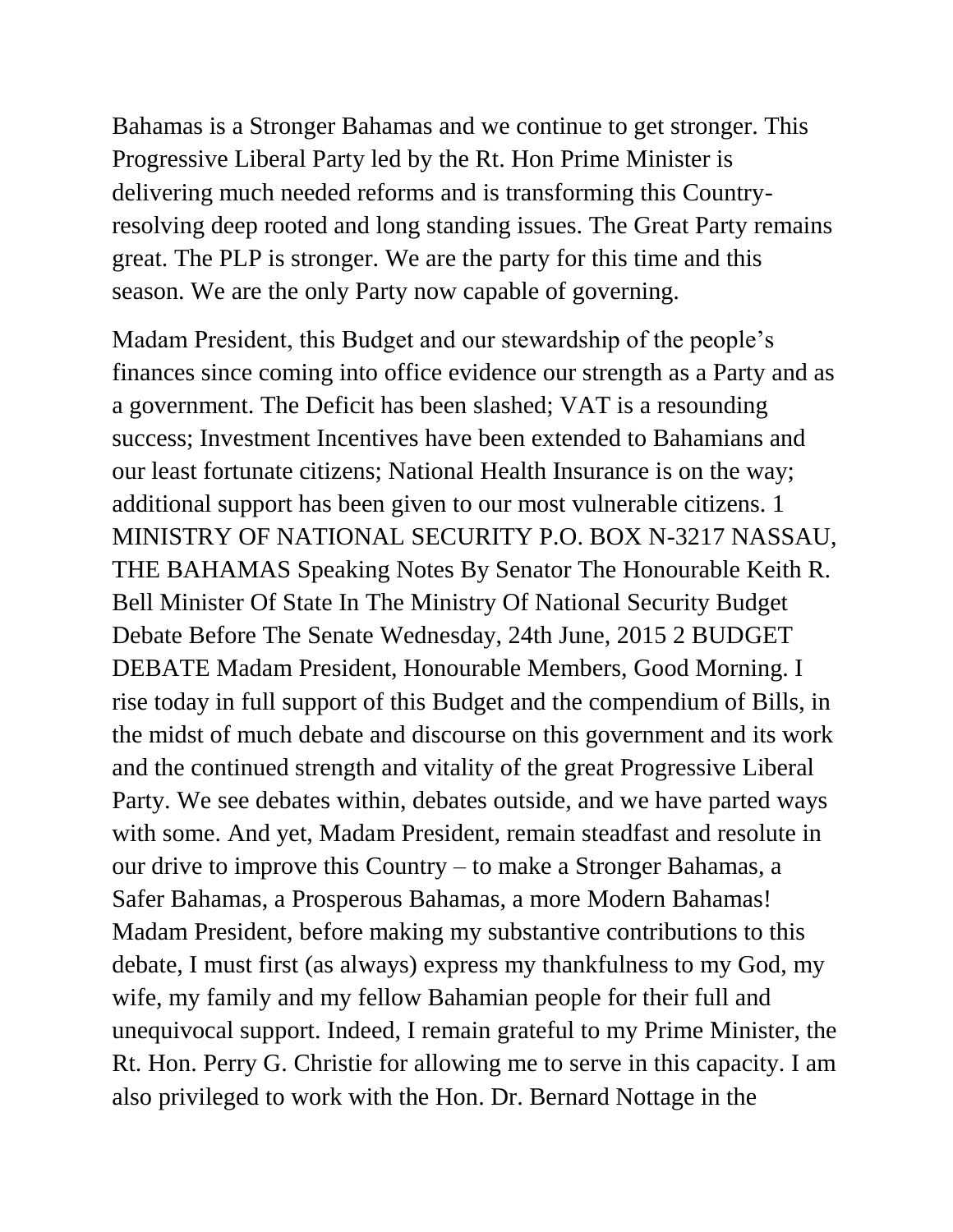Bahamas is a Stronger Bahamas and we continue to get stronger. This Progressive Liberal Party led by the Rt. Hon Prime Minister is delivering much needed reforms and is transforming this Country-resolving deep rooted and long standing issues. The Great Party remains great. The PLP is stronger. We are the party for this time and this season. We are the only Party now capable of governing.

Madam President, this Budget and our stewardship of the people's finances since coming into office evidence our strength as a Party and as a government. The Deficit has been slashed; VAT is a resounding success; Investment Incentives have been extended to Bahamians and our least fortunate citizens; National Health Insurance is on the way; additional support has been given to our most vulnerable citizens. 1 MINISTRY OF NATIONAL SECURITY P.O. BOX N-3217 NASSAU, THE BAHAMAS Speaking Notes By Senator The Honourable Keith R. Bell Minister Of State In The Ministry Of National Security Budget Debate Before The Senate Wednesday, 24th June, 2015 2 BUDGET DEBATE Madam President, Honourable Members, Good Morning. I rise today in full support of this Budget and the compendium of Bills, in the midst of much debate and discourse on this government and its work and the continued strength and vitality of the great Progressive Liberal Party. We see debates within, debates outside, and we have parted ways with some. And yet, Madam President, remain steadfast and resolute in our drive to improve this Country – to make a Stronger Bahamas, a Safer Bahamas, a Prosperous Bahamas, a more Modern Bahamas! Madam President, before making my substantive contributions to this debate, I must first (as always) express my thankfulness to my God, my wife, my family and my fellow Bahamian people for their full and unequivocal support. Indeed, I remain grateful to my Prime Minister, the Rt. Hon. Perry G. Christie for allowing me to serve in this capacity. I am also privileged to work with the Hon. Dr. Bernard Nottage in the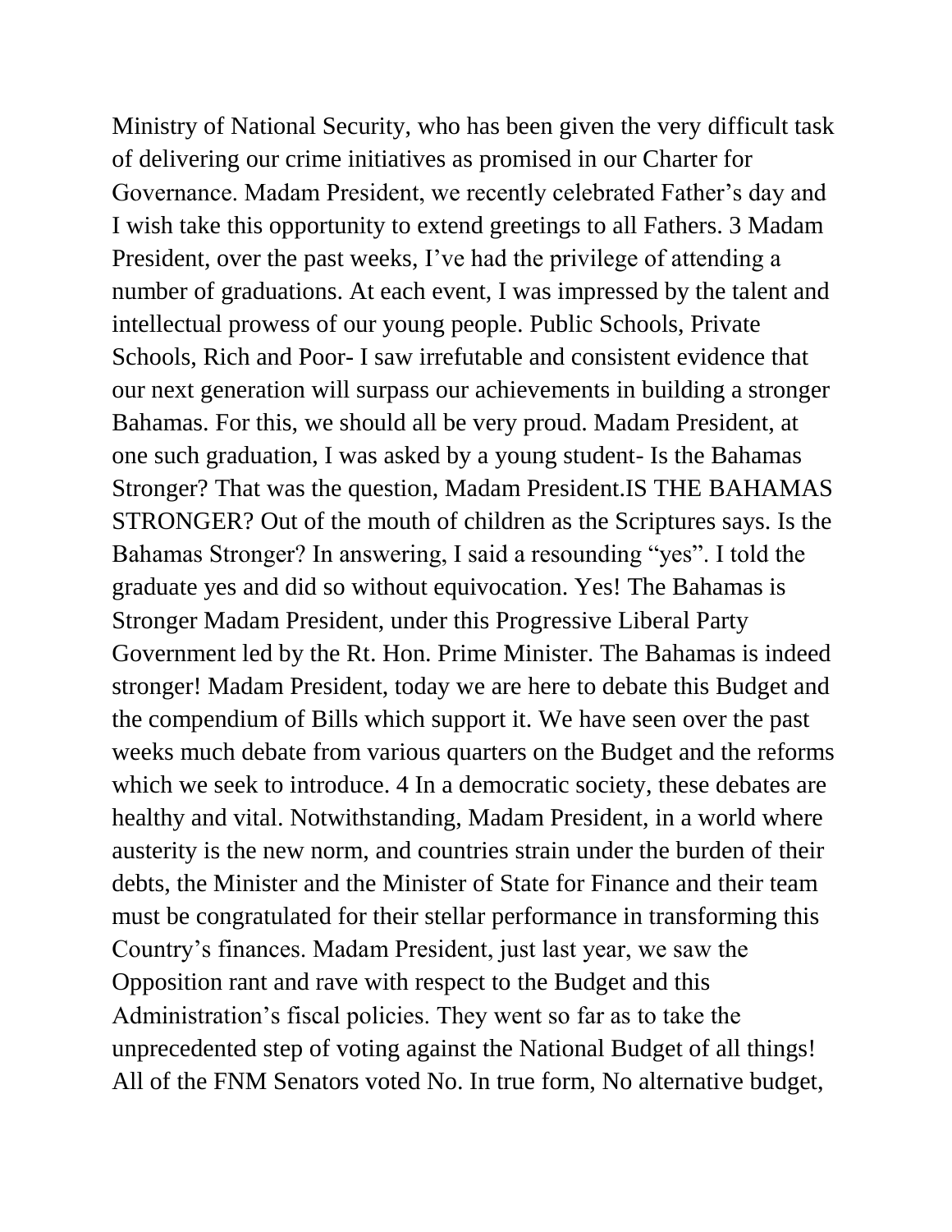Ministry of National Security, who has been given the very difficult task of delivering our crime initiatives as promised in our Charter for Governance. Madam President, we recently celebrated Father's day and I wish take this opportunity to extend greetings to all Fathers. 3 Madam President, over the past weeks, I've had the privilege of attending a number of graduations. At each event, I was impressed by the talent and intellectual prowess of our young people. Public Schools, Private Schools, Rich and Poor- I saw irrefutable and consistent evidence that our next generation will surpass our achievements in building a stronger Bahamas. For this, we should all be very proud. Madam President, at one such graduation, I was asked by a young student- Is the Bahamas Stronger? That was the question, Madam President.IS THE BAHAMAS STRONGER? Out of the mouth of children as the Scriptures says. Is the Bahamas Stronger? In answering, I said a resounding "yes". I told the graduate yes and did so without equivocation. Yes! The Bahamas is Stronger Madam President, under this Progressive Liberal Party Government led by the Rt. Hon. Prime Minister. The Bahamas is indeed stronger! Madam President, today we are here to debate this Budget and the compendium of Bills which support it. We have seen over the past weeks much debate from various quarters on the Budget and the reforms which we seek to introduce. 4 In a democratic society, these debates are healthy and vital. Notwithstanding, Madam President, in a world where austerity is the new norm, and countries strain under the burden of their debts, the Minister and the Minister of State for Finance and their team must be congratulated for their stellar performance in transforming this Country's finances. Madam President, just last year, we saw the Opposition rant and rave with respect to the Budget and this Administration's fiscal policies. They went so far as to take the unprecedented step of voting against the National Budget of all things! All of the FNM Senators voted No. In true form, No alternative budget,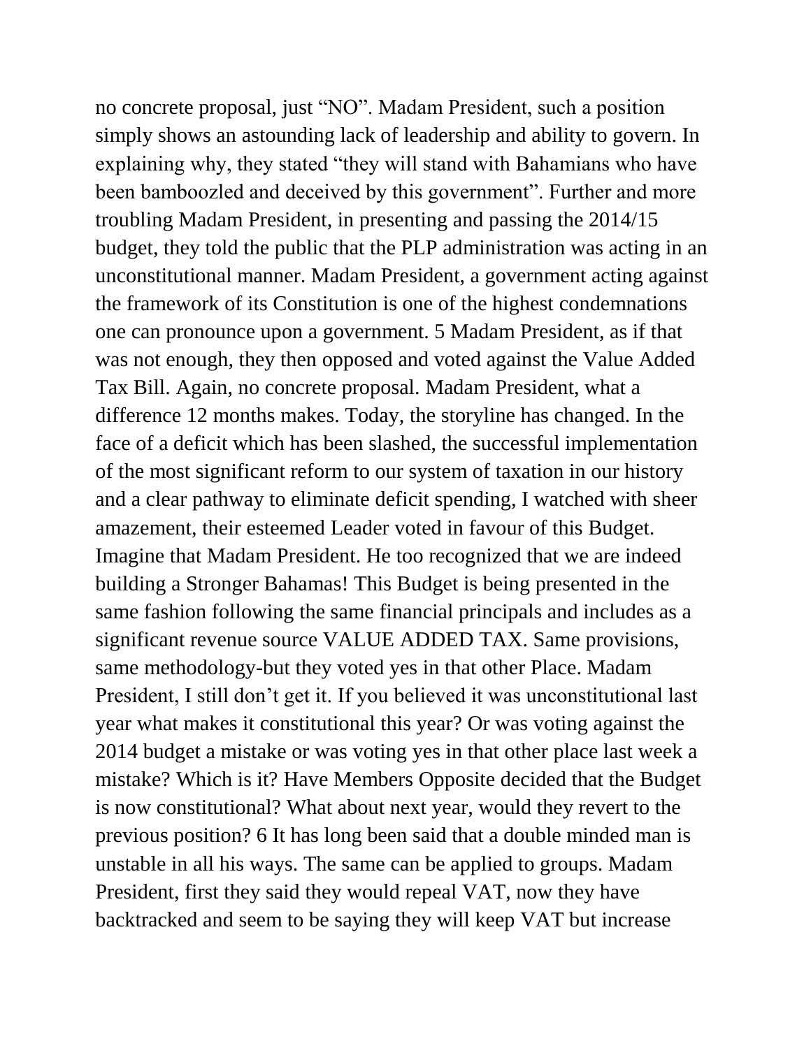no concrete proposal, just “NO”. Madam President, such a position simply shows an astounding lack of leadership and ability to govern. In explaining why, they stated “they will stand with Bahamians who have been bamboozled and deceived by this government”. Further and more troubling Madam President, in presenting and passing the 2014/15 budget, they told the public that the PLP administration was acting in an unconstitutional manner. Madam President, a government acting against the framework of its Constitution is one of the highest condemnations one can pronounce upon a government. Madam President, as if that was not enough, they then opposed and voted against the Value Added Tax Bill. Again, no concrete proposal. Madam President, what a difference 12 months makes. Today, the storyline has changed. In the face of a deficit which has been slashed, the successful implementation of the most significant reform to our system of taxation in our history and a clear pathway to eliminate deficit spending, I watched with sheer amazement, their esteemed Leader voted in favour of this Budget. Imagine that Madam President. He too recognized that we are indeed building a Stronger Bahamas! This Budget is being presented in the same fashion following the same financial principals and includes as a significant revenue source VALUE ADDED TAX. Same provisions, same methodology-but they voted yes in that other Place. Madam President, I still don’t get it. If you believed it was unconstitutional last year what makes it constitutional this year? Or was voting against the 2014 budget a mistake or was voting yes in that other place last week a mistake? Which is it? Have Members Opposite decided that the Budget is now constitutional? What about next year, would they revert to the previous position? It has long been said that a double minded man is unstable in all his ways. The same can be applied to groups. Madam President, first they said they would repeal VAT, now they have backtracked and seem to be saying they will keep VAT but increase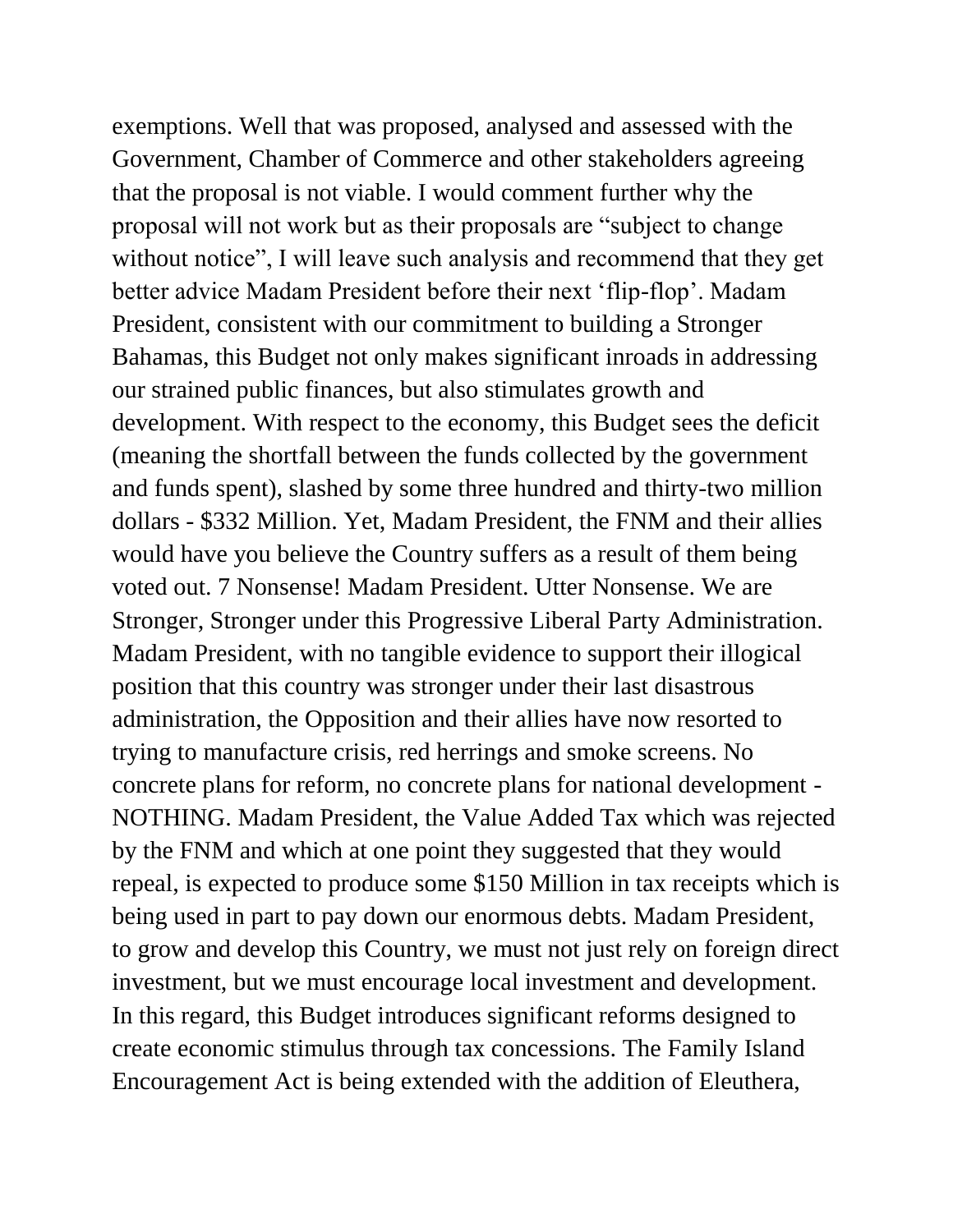exemptions. Well that was proposed, analysed and assessed with the Government, Chamber of Commerce and other stakeholders agreeing that the proposal is not viable. I would comment further why the proposal will not work but as their proposals are "subject to change without notice", I will leave such analysis and recommend that they get better advice Madam President before their next 'flip-flop'. Madam President, consistent with our commitment to building a Stronger Bahamas, this Budget not only makes significant inroads in addressing our strained public finances, but also stimulates growth and development. With respect to the economy, this Budget sees the deficit (meaning the shortfall between the funds collected by the government and funds spent), slashed by some three hundred and thirty-two million dollars - $332 Million. Yet, Madam President, the FNM and their allies would have you believe the Country suffers as a result of them being voted out. 7 Nonsense! Madam President. Utter Nonsense. We are Stronger, Stronger under this Progressive Liberal Party Administration. Madam President, with no tangible evidence to support their illogical position that this country was stronger under their last disastrous administration, the Opposition and their allies have now resorted to trying to manufacture crisis, red herrings and smoke screens. No concrete plans for reform, no concrete plans for national development - NOTHING. Madam President, the Value Added Tax which was rejected by the FNM and which at one point they suggested that they would repeal, is expected to produce some $150 Million in tax receipts which is being used in part to pay down our enormous debts. Madam President, to grow and develop this Country, we must not just rely on foreign direct investment, but we must encourage local investment and development. In this regard, this Budget introduces significant reforms designed to create economic stimulus through tax concessions. The Family Island Encouragement Act is being extended with the addition of Eleuthera,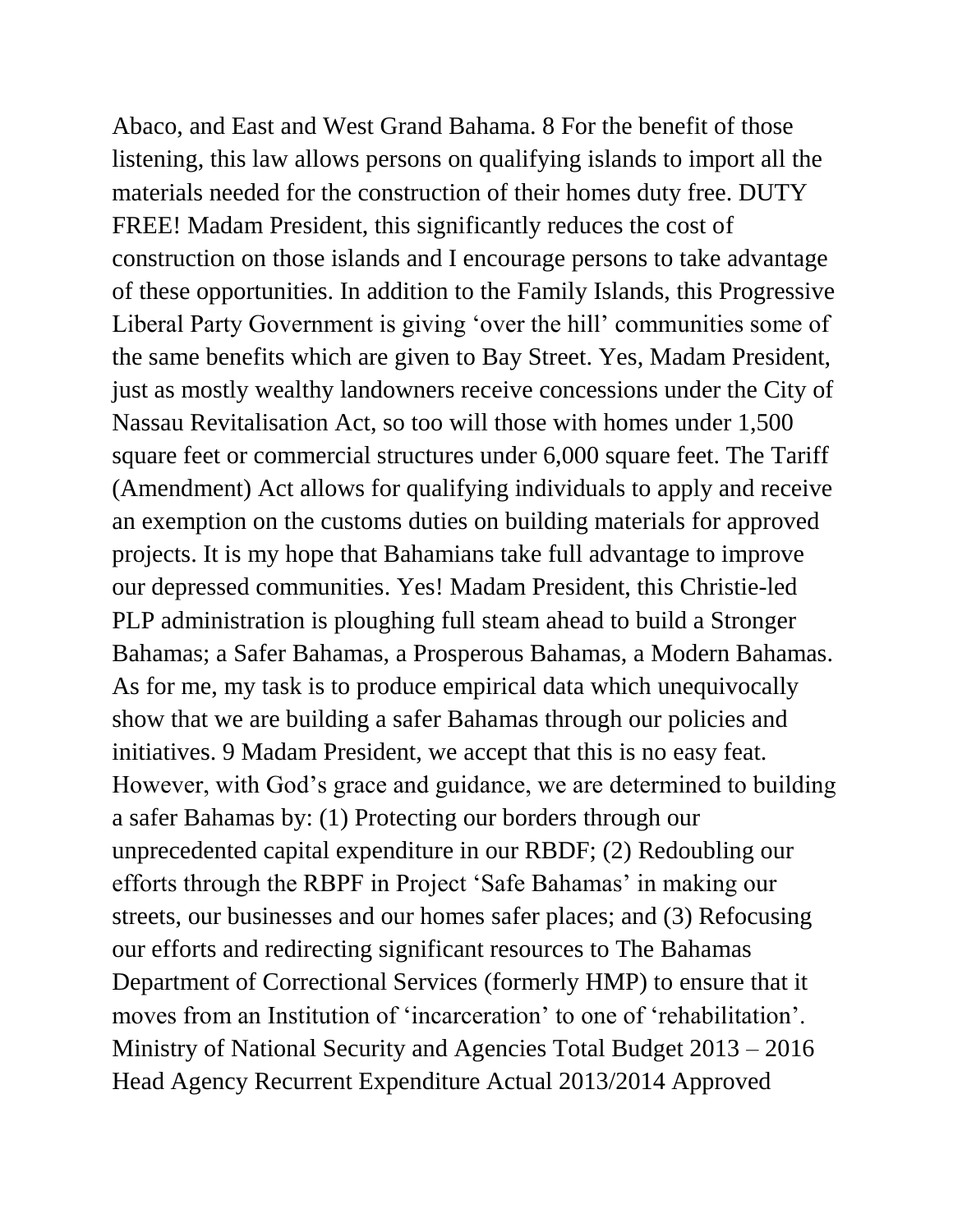Abaco, and East and West Grand Bahama. 8 For the benefit of those listening, this law allows persons on qualifying islands to import all the materials needed for the construction of their homes duty free. DUTY FREE! Madam President, this significantly reduces the cost of construction on those islands and I encourage persons to take advantage of these opportunities. In addition to the Family Islands, this Progressive Liberal Party Government is giving 'over the hill' communities some of the same benefits which are given to Bay Street. Yes, Madam President, just as mostly wealthy landowners receive concessions under the City of Nassau Revitalisation Act, so too will those with homes under 1,500 square feet or commercial structures under 6,000 square feet. The Tariff (Amendment) Act allows for qualifying individuals to apply and receive an exemption on the customs duties on building materials for approved projects. It is my hope that Bahamians take full advantage to improve our depressed communities. Yes! Madam President, this Christie-led PLP administration is ploughing full steam ahead to build a Stronger Bahamas; a Safer Bahamas, a Prosperous Bahamas, a Modern Bahamas. As for me, my task is to produce empirical data which unequivocally show that we are building a safer Bahamas through our policies and initiatives. 9 Madam President, we accept that this is no easy feat. However, with God's grace and guidance, we are determined to building a safer Bahamas by: (1) Protecting our borders through our unprecedented capital expenditure in our RBDF; (2) Redoubling our efforts through the RBPF in Project 'Safe Bahamas' in making our streets, our businesses and our homes safer places; and (3) Refocusing our efforts and redirecting significant resources to The Bahamas Department of Correctional Services (formerly HMP) to ensure that it moves from an Institution of 'incarceration' to one of 'rehabilitation'. Ministry of National Security and Agencies Total Budget 2013 – 2016 Head Agency Recurrent Expenditure Actual 2013/2014 Approved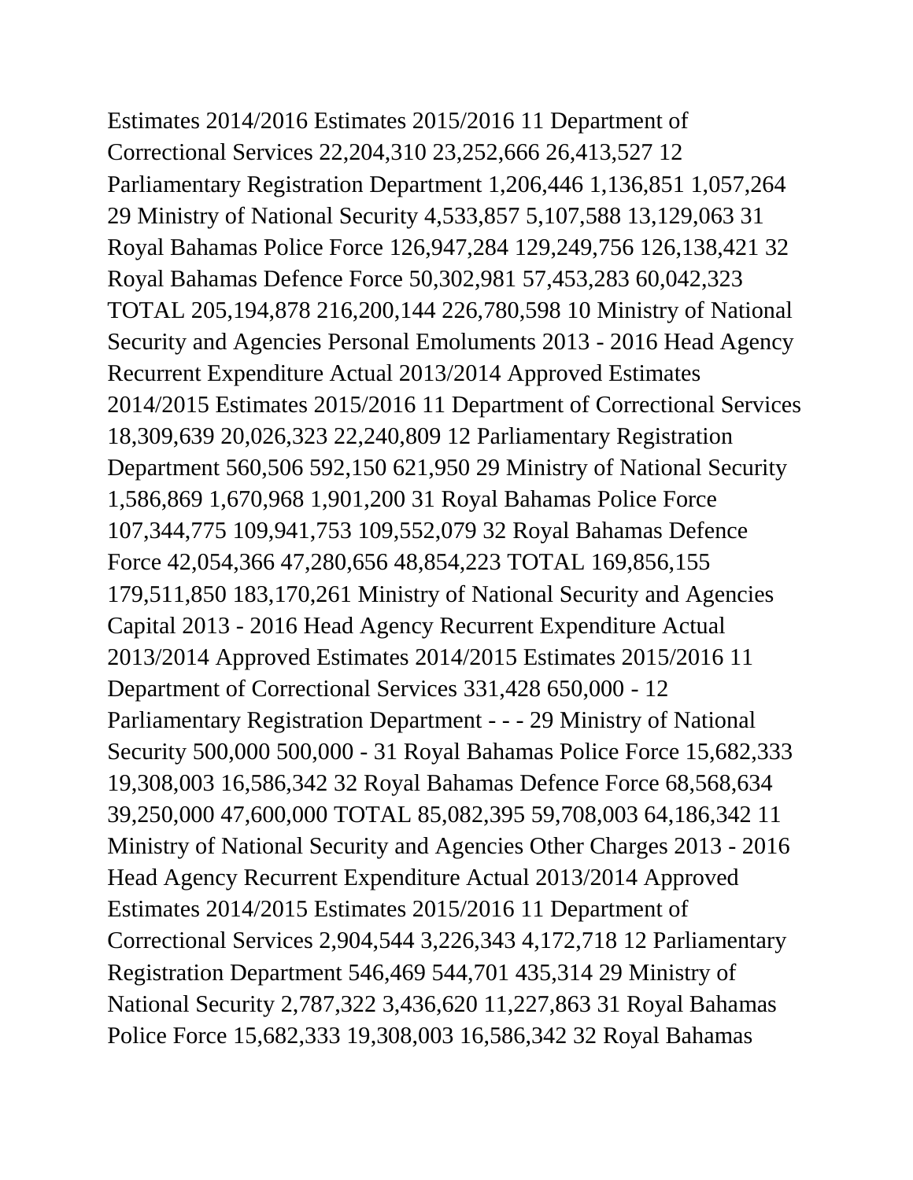Estimates 2014/2016 Estimates 2015/2016 11 Department of Correctional Services 22,204,310 23,252,666 26,413,527 12 Parliamentary Registration Department 1,206,446 1,136,851 1,057,264 29 Ministry of National Security 4,533,857 5,107,588 13,129,063 31 Royal Bahamas Police Force 126,947,284 129,249,756 126,138,421 32 Royal Bahamas Defence Force 50,302,981 57,453,283 60,042,323 TOTAL 205,194,878 216,200,144 226,780,598 10 Ministry of National Security and Agencies Personal Emoluments 2013 - 2016 Head Agency Recurrent Expenditure Actual 2013/2014 Approved Estimates 2014/2015 Estimates 2015/2016 11 Department of Correctional Services 18,309,639 20,026,323 22,240,809 12 Parliamentary Registration Department 560,506 592,150 621,950 29 Ministry of National Security 1,586,869 1,670,968 1,901,200 31 Royal Bahamas Police Force 107,344,775 109,941,753 109,552,079 32 Royal Bahamas Defence Force 42,054,366 47,280,656 48,854,223 TOTAL 169,856,155 179,511,850 183,170,261 Ministry of National Security and Agencies Capital 2013 - 2016 Head Agency Recurrent Expenditure Actual 2013/2014 Approved Estimates 2014/2015 Estimates 2015/2016 11 Department of Correctional Services 331,428 650,000 - 12 Parliamentary Registration Department - - - 29 Ministry of National Security 500,000 500,000 - 31 Royal Bahamas Police Force 15,682,333 19,308,003 16,586,342 32 Royal Bahamas Defence Force 68,568,634 39,250,000 47,600,000 TOTAL 85,082,395 59,708,003 64,186,342 11 Ministry of National Security and Agencies Other Charges 2013 - 2016 Head Agency Recurrent Expenditure Actual 2013/2014 Approved Estimates 2014/2015 Estimates 2015/2016 11 Department of Correctional Services 2,904,544 3,226,343 4,172,718 12 Parliamentary Registration Department 546,469 544,701 435,314 29 Ministry of National Security 2,787,322 3,436,620 11,227,863 31 Royal Bahamas Police Force 15,682,333 19,308,003 16,586,342 32 Royal Bahamas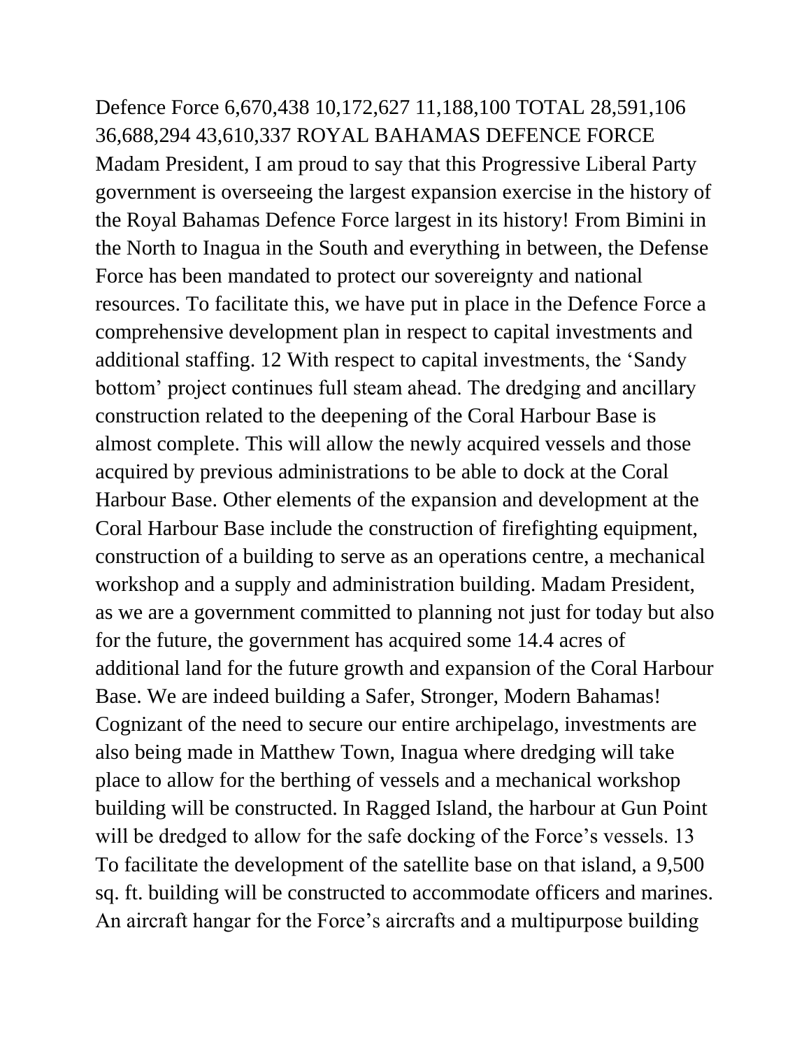Defence Force 6,670,438 10,172,627 11,188,100 TOTAL 28,591,106 36,688,294 43,610,337 ROYAL BAHAMAS DEFENCE FORCE

Madam President, I am proud to say that this Progressive Liberal Party government is overseeing the largest expansion exercise in the history of the Royal Bahamas Defence Force largest in its history! From Bimini in the North to Inagua in the South and everything in between, the Defense Force has been mandated to protect our sovereignty and national resources. To facilitate this, we have put in place in the Defence Force a comprehensive development plan in respect to capital investments and additional staffing. 12 With respect to capital investments, the 'Sandy bottom' project continues full steam ahead. The dredging and ancillary construction related to the deepening of the Coral Harbour Base is almost complete. This will allow the newly acquired vessels and those acquired by previous administrations to be able to dock at the Coral Harbour Base. Other elements of the expansion and development at the Coral Harbour Base include the construction of firefighting equipment, construction of a building to serve as an operations centre, a mechanical workshop and a supply and administration building. Madam President, as we are a government committed to planning not just for today but also for the future, the government has acquired some 14.4 acres of additional land for the future growth and expansion of the Coral Harbour Base. We are indeed building a Safer, Stronger, Modern Bahamas! Cognizant of the need to secure our entire archipelago, investments are also being made in Matthew Town, Inagua where dredging will take place to allow for the berthing of vessels and a mechanical workshop building will be constructed. In Ragged Island, the harbour at Gun Point will be dredged to allow for the safe docking of the Force's vessels. 13 To facilitate the development of the satellite base on that island, a 9,500 sq. ft. building will be constructed to accommodate officers and marines. An aircraft hangar for the Force's aircrafts and a multipurpose building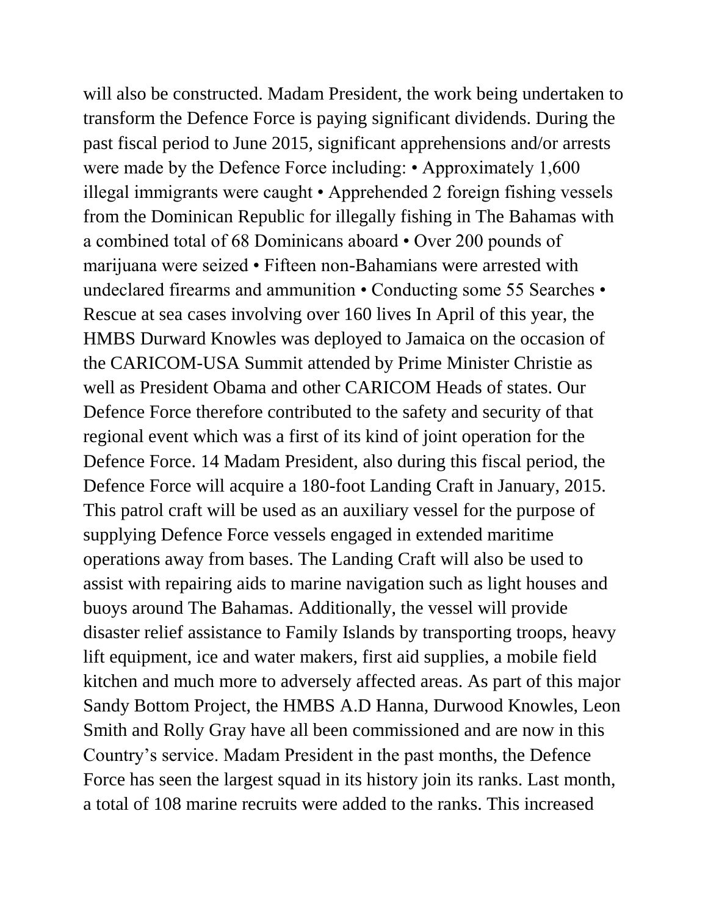will also be constructed. Madam President, the work being undertaken to transform the Defence Force is paying significant dividends. During the past fiscal period to June 2015, significant apprehensions and/or arrests were made by the Defence Force including: • Approximately 1,600 illegal immigrants were caught • Apprehended 2 foreign fishing vessels from the Dominican Republic for illegally fishing in The Bahamas with a combined total of 68 Dominicans aboard • Over 200 pounds of marijuana were seized • Fifteen non-Bahamians were arrested with undeclared firearms and ammunition • Conducting some 55 Searches • Rescue at sea cases involving over 160 lives In April of this year, the HMBS Durward Knowles was deployed to Jamaica on the occasion of the CARICOM-USA Summit attended by Prime Minister Christie as well as President Obama and other CARICOM Heads of states. Our Defence Force therefore contributed to the safety and security of that regional event which was a first of its kind of joint operation for the Defence Force. 14 Madam President, also during this fiscal period, the Defence Force will acquire a 180-foot Landing Craft in January, 2015. This patrol craft will be used as an auxiliary vessel for the purpose of supplying Defence Force vessels engaged in extended maritime operations away from bases. The Landing Craft will also be used to assist with repairing aids to marine navigation such as light houses and buoys around The Bahamas. Additionally, the vessel will provide disaster relief assistance to Family Islands by transporting troops, heavy lift equipment, ice and water makers, first aid supplies, a mobile field kitchen and much more to adversely affected areas. As part of this major Sandy Bottom Project, the HMBS A.D Hanna, Durwood Knowles, Leon Smith and Rolly Gray have all been commissioned and are now in this Country's service. Madam President in the past months, the Defence Force has seen the largest squad in its history join its ranks. Last month, a total of 108 marine recruits were added to the ranks. This increased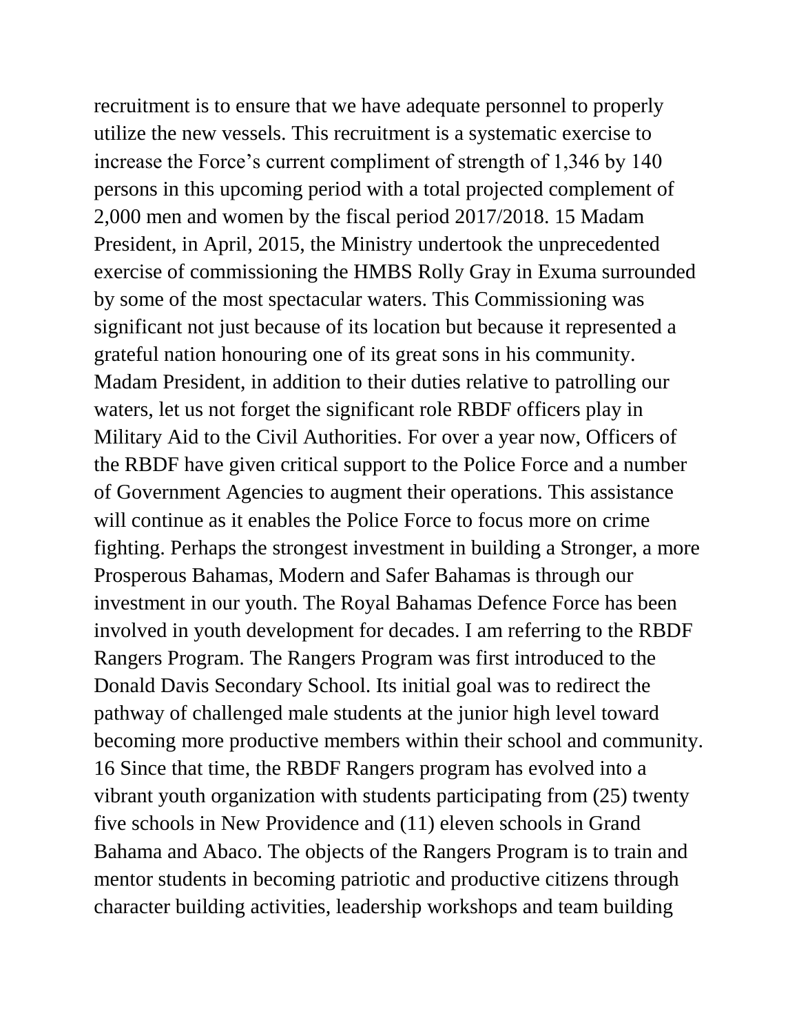recruitment is to ensure that we have adequate personnel to properly utilize the new vessels. This recruitment is a systematic exercise to increase the Force's current compliment of strength of 1,346 by 140 persons in this upcoming period with a total projected complement of 2,000 men and women by the fiscal period 2017/2018. 15 Madam President, in April, 2015, the Ministry undertook the unprecedented exercise of commissioning the HMBS Rolly Gray in Exuma surrounded by some of the most spectacular waters. This Commissioning was significant not just because of its location but because it represented a grateful nation honouring one of its great sons in his community. Madam President, in addition to their duties relative to patrolling our waters, let us not forget the significant role RBDF officers play in Military Aid to the Civil Authorities. For over a year now, Officers of the RBDF have given critical support to the Police Force and a number of Government Agencies to augment their operations. This assistance will continue as it enables the Police Force to focus more on crime fighting. Perhaps the strongest investment in building a Stronger, a more Prosperous Bahamas, Modern and Safer Bahamas is through our investment in our youth. The Royal Bahamas Defence Force has been involved in youth development for decades. I am referring to the RBDF Rangers Program. The Rangers Program was first introduced to the Donald Davis Secondary School. Its initial goal was to redirect the pathway of challenged male students at the junior high level toward becoming more productive members within their school and community. 16 Since that time, the RBDF Rangers program has evolved into a vibrant youth organization with students participating from (25) twenty five schools in New Providence and (11) eleven schools in Grand Bahama and Abaco. The objects of the Rangers Program is to train and mentor students in becoming patriotic and productive citizens through character building activities, leadership workshops and team building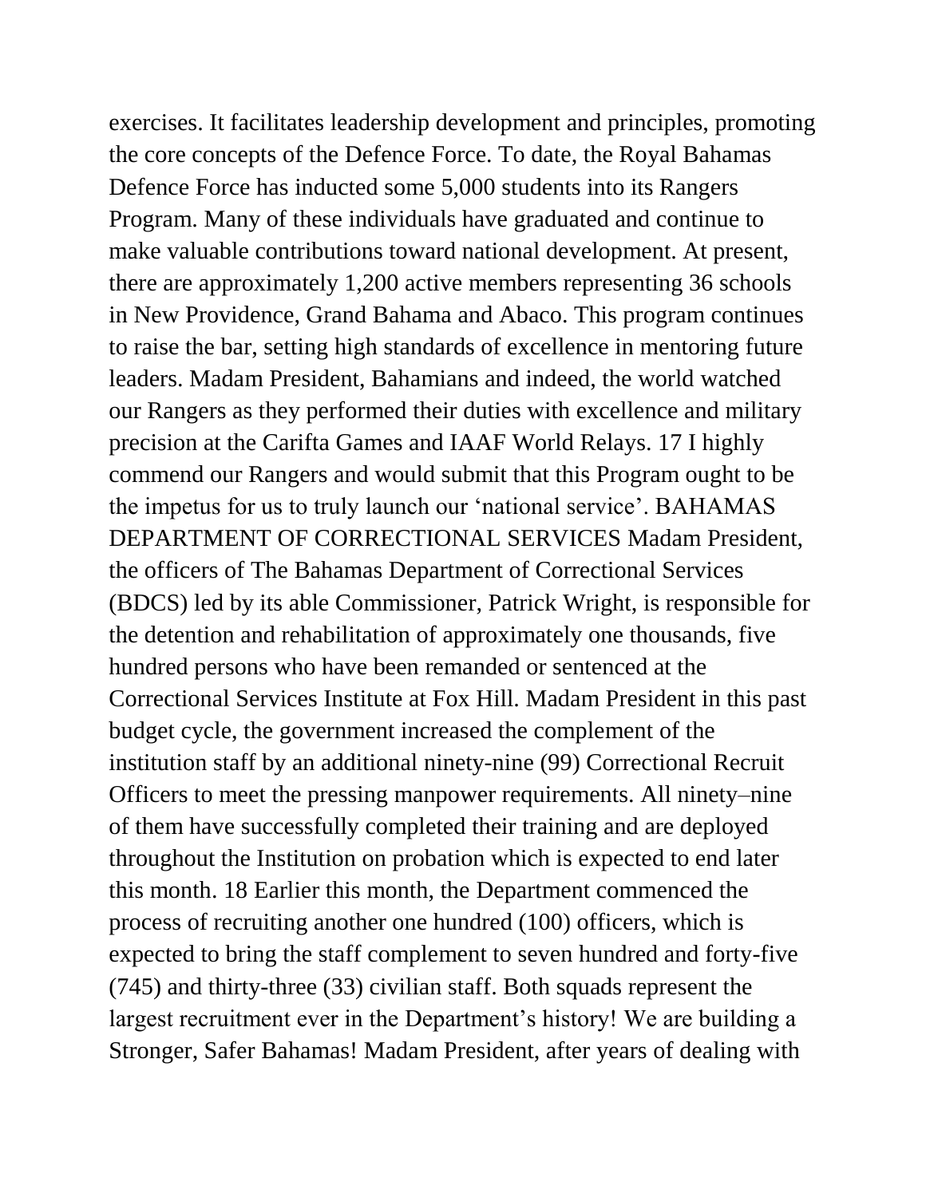exercises. It facilitates leadership development and principles, promoting the core concepts of the Defence Force. To date, the Royal Bahamas Defence Force has inducted some 5,000 students into its Rangers Program. Many of these individuals have graduated and continue to make valuable contributions toward national development. At present, there are approximately 1,200 active members representing 36 schools in New Providence, Grand Bahama and Abaco. This program continues to raise the bar, setting high standards of excellence in mentoring future leaders. Madam President, Bahamians and indeed, the world watched our Rangers as they performed their duties with excellence and military precision at the Carifta Games and IAAF World Relays. 17 I highly commend our Rangers and would submit that this Program ought to be the impetus for us to truly launch our 'national service'. BAHAMAS DEPARTMENT OF CORRECTIONAL SERVICES Madam President, the officers of The Bahamas Department of Correctional Services (BDCS) led by its able Commissioner, Patrick Wright, is responsible for the detention and rehabilitation of approximately one thousands, five hundred persons who have been remanded or sentenced at the Correctional Services Institute at Fox Hill. Madam President in this past budget cycle, the government increased the complement of the institution staff by an additional ninety-nine (99) Correctional Recruit Officers to meet the pressing manpower requirements. All ninety–nine of them have successfully completed their training and are deployed throughout the Institution on probation which is expected to end later this month. 18 Earlier this month, the Department commenced the process of recruiting another one hundred (100) officers, which is expected to bring the staff complement to seven hundred and forty-five (745) and thirty-three (33) civilian staff. Both squads represent the largest recruitment ever in the Department's history! We are building a Stronger, Safer Bahamas! Madam President, after years of dealing with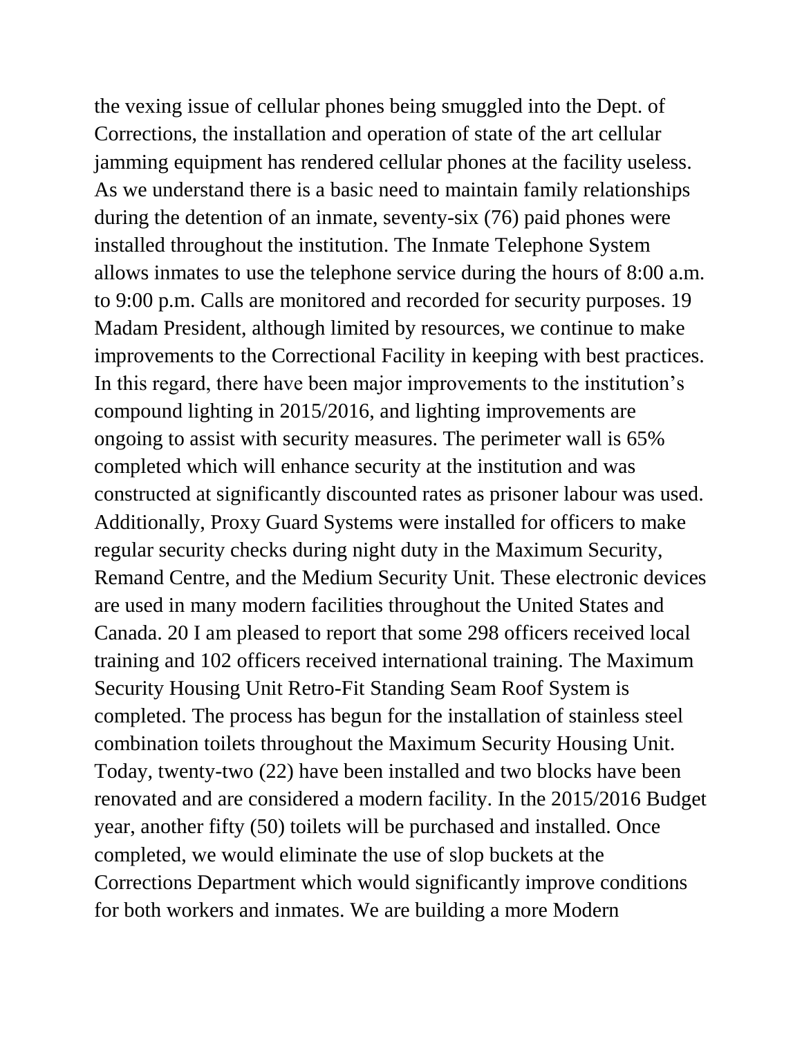the vexing issue of cellular phones being smuggled into the Dept. of Corrections, the installation and operation of state of the art cellular jamming equipment has rendered cellular phones at the facility useless. As we understand there is a basic need to maintain family relationships during the detention of an inmate, seventy-six (76) paid phones were installed throughout the institution. The Inmate Telephone System allows inmates to use the telephone service during the hours of 8:00 a.m. to 9:00 p.m. Calls are monitored and recorded for security purposes. 19 Madam President, although limited by resources, we continue to make improvements to the Correctional Facility in keeping with best practices. In this regard, there have been major improvements to the institution's compound lighting in 2015/2016, and lighting improvements are ongoing to assist with security measures. The perimeter wall is 65% completed which will enhance security at the institution and was constructed at significantly discounted rates as prisoner labour was used. Additionally, Proxy Guard Systems were installed for officers to make regular security checks during night duty in the Maximum Security, Remand Centre, and the Medium Security Unit. These electronic devices are used in many modern facilities throughout the United States and Canada. 20 I am pleased to report that some 298 officers received local training and 102 officers received international training. The Maximum Security Housing Unit Retro-Fit Standing Seam Roof System is completed. The process has begun for the installation of stainless steel combination toilets throughout the Maximum Security Housing Unit. Today, twenty-two (22) have been installed and two blocks have been renovated and are considered a modern facility. In the 2015/2016 Budget year, another fifty (50) toilets will be purchased and installed. Once completed, we would eliminate the use of slop buckets at the Corrections Department which would significantly improve conditions for both workers and inmates. We are building a more Modern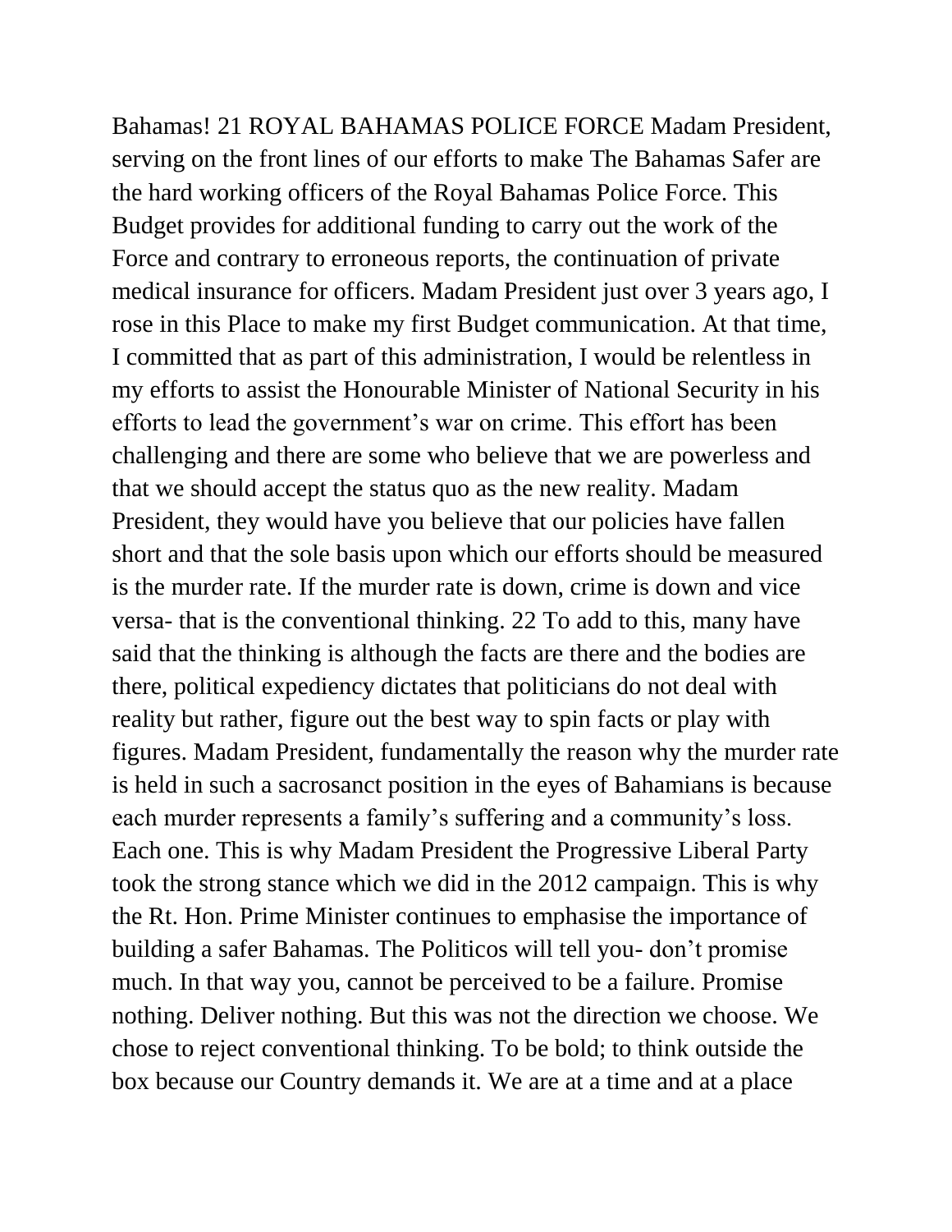Bahamas!

## ROYAL BAHAMAS POLICE FORCE

Madam President, serving on the front lines of our efforts to make The Bahamas Safer are the hard working officers of the Royal Bahamas Police Force. This Budget provides for additional funding to carry out the work of the Force and contrary to erroneous reports, the continuation of private medical insurance for officers. Madam President just over 3 years ago, I rose in this Place to make my first Budget communication. At that time, I committed that as part of this administration, I would be relentless in my efforts to assist the Honourable Minister of National Security in his efforts to lead the government's war on crime. This effort has been challenging and there are some who believe that we are powerless and that we should accept the status quo as the new reality. Madam President, they would have you believe that our policies have fallen short and that the sole basis upon which our efforts should be measured is the murder rate. If the murder rate is down, crime is down and vice versa- that is the conventional thinking.

To add to this, many have said that the thinking is although the facts are there and the bodies are there, political expediency dictates that politicians do not deal with reality but rather, figure out the best way to spin facts or play with figures. Madam President, fundamentally the reason why the murder rate is held in such a sacrosanct position in the eyes of Bahamians is because each murder represents a family's suffering and a community's loss. Each one. This is why Madam President the Progressive Liberal Party took the strong stance which we did in the 2012 campaign. This is why the Rt. Hon. Prime Minister continues to emphasise the importance of building a safer Bahamas. The Politicos will tell you- don't promise much. In that way you, cannot be perceived to be a failure. Promise nothing. Deliver nothing. But this was not the direction we choose. We chose to reject conventional thinking. To be bold; to think outside the box because our Country demands it. We are at a time and at a place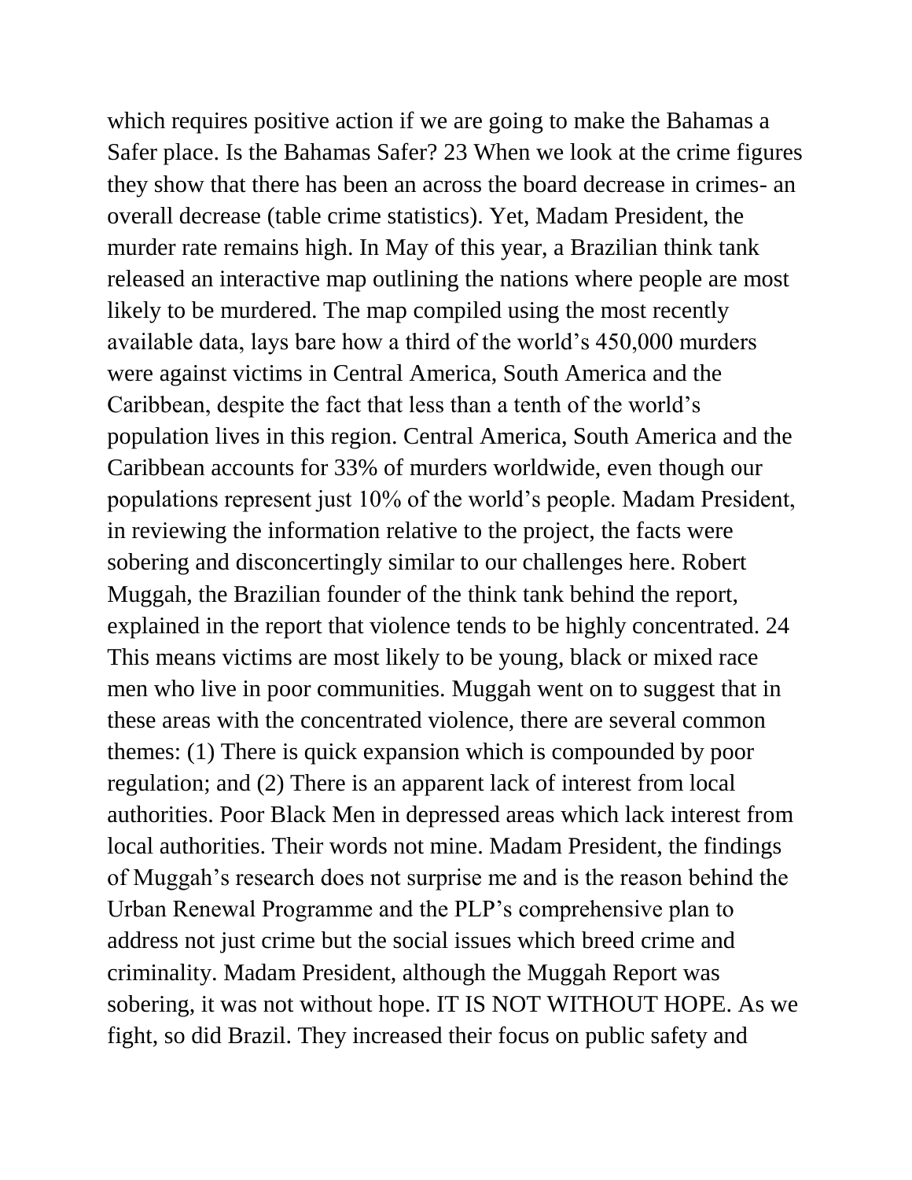which requires positive action if we are going to make the Bahamas a Safer place. Is the Bahamas Safer? 23 When we look at the crime figures they show that there has been an across the board decrease in crimes- an overall decrease (table crime statistics). Yet, Madam President, the murder rate remains high. In May of this year, a Brazilian think tank released an interactive map outlining the nations where people are most likely to be murdered. The map compiled using the most recently available data, lays bare how a third of the world's 450,000 murders were against victims in Central America, South America and the Caribbean, despite the fact that less than a tenth of the world's population lives in this region. Central America, South America and the Caribbean accounts for 33% of murders worldwide, even though our populations represent just 10% of the world's people. Madam President, in reviewing the information relative to the project, the facts were sobering and disconcertingly similar to our challenges here. Robert Muggah, the Brazilian founder of the think tank behind the report, explained in the report that violence tends to be highly concentrated. 24 This means victims are most likely to be young, black or mixed race men who live in poor communities. Muggah went on to suggest that in these areas with the concentrated violence, there are several common themes: (1) There is quick expansion which is compounded by poor regulation; and (2) There is an apparent lack of interest from local authorities. Poor Black Men in depressed areas which lack interest from local authorities. Their words not mine. Madam President, the findings of Muggah's research does not surprise me and is the reason behind the Urban Renewal Programme and the PLP's comprehensive plan to address not just crime but the social issues which breed crime and criminality. Madam President, although the Muggah Report was sobering, it was not without hope. IT IS NOT WITHOUT HOPE. As we fight, so did Brazil. They increased their focus on public safety and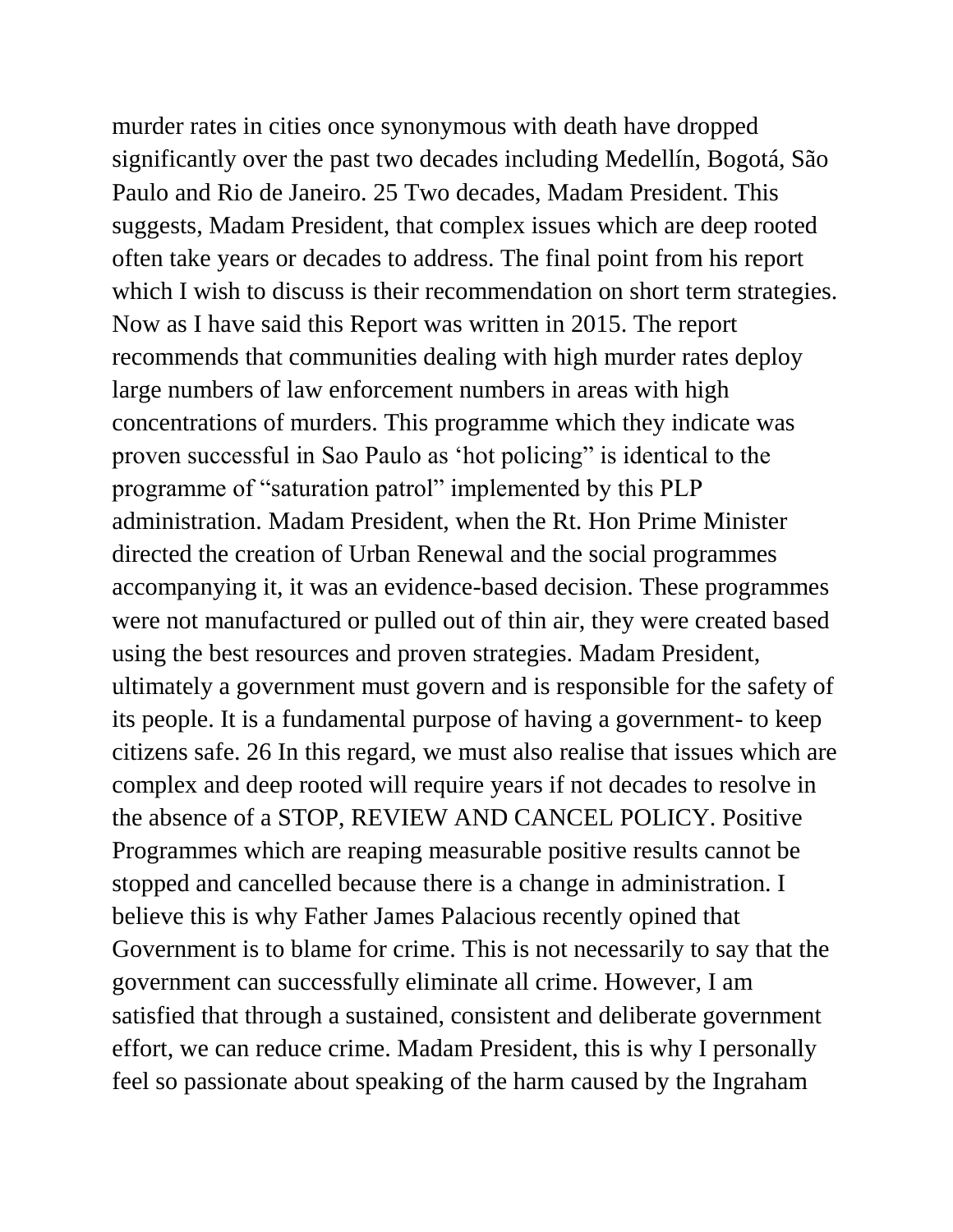murder rates in cities once synonymous with death have dropped significantly over the past two decades including Medellín, Bogotá, São Paulo and Rio de Janeiro. 25 Two decades, Madam President. This suggests, Madam President, that complex issues which are deep rooted often take years or decades to address. The final point from his report which I wish to discuss is their recommendation on short term strategies. Now as I have said this Report was written in 2015. The report recommends that communities dealing with high murder rates deploy large numbers of law enforcement numbers in areas with high concentrations of murders. This programme which they indicate was proven successful in Sao Paulo as 'hot policing" is identical to the programme of "saturation patrol" implemented by this PLP administration. Madam President, when the Rt. Hon Prime Minister directed the creation of Urban Renewal and the social programmes accompanying it, it was an evidence-based decision. These programmes were not manufactured or pulled out of thin air, they were created based using the best resources and proven strategies. Madam President, ultimately a government must govern and is responsible for the safety of its people. It is a fundamental purpose of having a government- to keep citizens safe. 26 In this regard, we must also realise that issues which are complex and deep rooted will require years if not decades to resolve in the absence of a STOP, REVIEW AND CANCEL POLICY. Positive Programmes which are reaping measurable positive results cannot be stopped and cancelled because there is a change in administration. I believe this is why Father James Palacious recently opined that Government is to blame for crime. This is not necessarily to say that the government can successfully eliminate all crime. However, I am satisfied that through a sustained, consistent and deliberate government effort, we can reduce crime. Madam President, this is why I personally feel so passionate about speaking of the harm caused by the Ingraham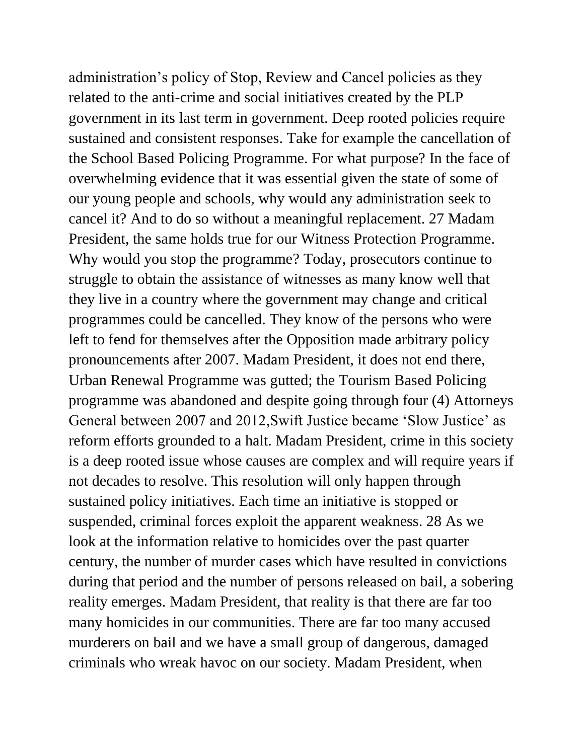administration's policy of Stop, Review and Cancel policies as they related to the anti-crime and social initiatives created by the PLP government in its last term in government. Deep rooted policies require sustained and consistent responses. Take for example the cancellation of the School Based Policing Programme. For what purpose? In the face of overwhelming evidence that it was essential given the state of some of our young people and schools, why would any administration seek to cancel it? And to do so without a meaningful replacement. 27 Madam President, the same holds true for our Witness Protection Programme. Why would you stop the programme? Today, prosecutors continue to struggle to obtain the assistance of witnesses as many know well that they live in a country where the government may change and critical programmes could be cancelled. They know of the persons who were left to fend for themselves after the Opposition made arbitrary policy pronouncements after 2007. Madam President, it does not end there, Urban Renewal Programme was gutted; the Tourism Based Policing programme was abandoned and despite going through four (4) Attorneys General between 2007 and 2012,Swift Justice became 'Slow Justice' as reform efforts grounded to a halt. Madam President, crime in this society is a deep rooted issue whose causes are complex and will require years if not decades to resolve. This resolution will only happen through sustained policy initiatives. Each time an initiative is stopped or suspended, criminal forces exploit the apparent weakness. 28 As we look at the information relative to homicides over the past quarter century, the number of murder cases which have resulted in convictions during that period and the number of persons released on bail, a sobering reality emerges. Madam President, that reality is that there are far too many homicides in our communities. There are far too many accused murderers on bail and we have a small group of dangerous, damaged criminals who wreak havoc on our society. Madam President, when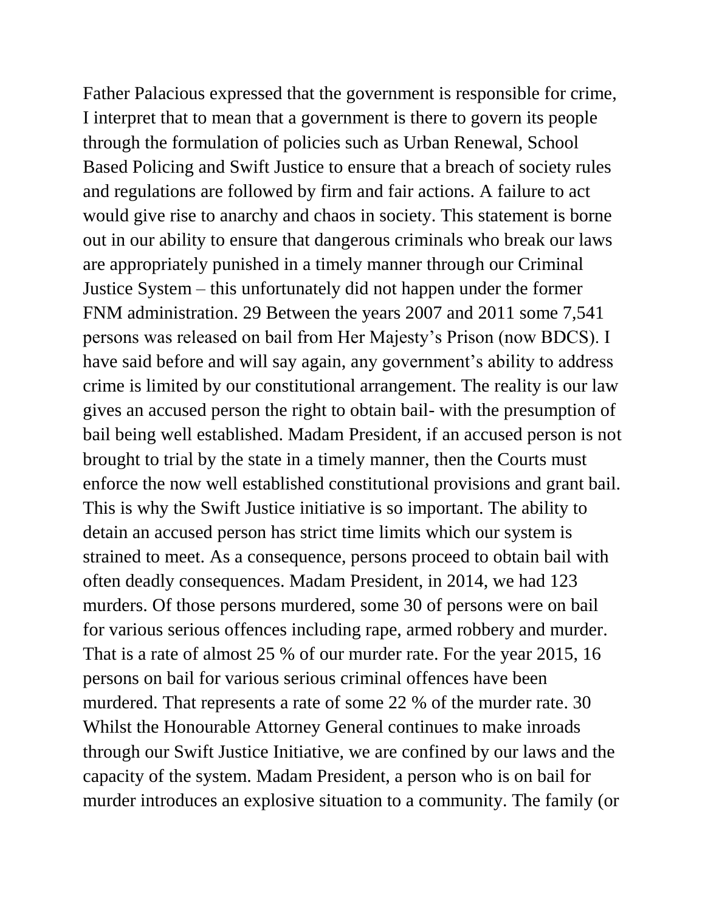Father Palacious expressed that the government is responsible for crime, I interpret that to mean that a government is there to govern its people through the formulation of policies such as Urban Renewal, School Based Policing and Swift Justice to ensure that a breach of society rules and regulations are followed by firm and fair actions. A failure to act would give rise to anarchy and chaos in society. This statement is borne out in our ability to ensure that dangerous criminals who break our laws are appropriately punished in a timely manner through our Criminal Justice System – this unfortunately did not happen under the former FNM administration. 29 Between the years 2007 and 2011 some 7,541 persons was released on bail from Her Majesty's Prison (now BDCS). I have said before and will say again, any government's ability to address crime is limited by our constitutional arrangement. The reality is our law gives an accused person the right to obtain bail- with the presumption of bail being well established. Madam President, if an accused person is not brought to trial by the state in a timely manner, then the Courts must enforce the now well established constitutional provisions and grant bail. This is why the Swift Justice initiative is so important. The ability to detain an accused person has strict time limits which our system is strained to meet. As a consequence, persons proceed to obtain bail with often deadly consequences. Madam President, in 2014, we had 123 murders. Of those persons murdered, some 30 of persons were on bail for various serious offences including rape, armed robbery and murder. That is a rate of almost 25 % of our murder rate. For the year 2015, 16 persons on bail for various serious criminal offences have been murdered. That represents a rate of some 22 % of the murder rate. 30 Whilst the Honourable Attorney General continues to make inroads through our Swift Justice Initiative, we are confined by our laws and the capacity of the system. Madam President, a person who is on bail for murder introduces an explosive situation to a community. The family (or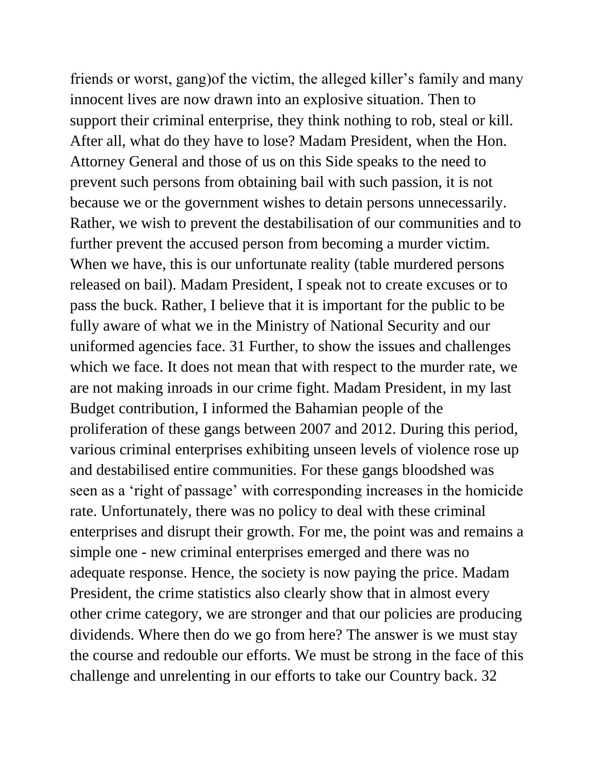friends or worst, gang)of the victim, the alleged killer's family and many innocent lives are now drawn into an explosive situation. Then to support their criminal enterprise, they think nothing to rob, steal or kill. After all, what do they have to lose? Madam President, when the Hon. Attorney General and those of us on this Side speaks to the need to prevent such persons from obtaining bail with such passion, it is not because we or the government wishes to detain persons unnecessarily. Rather, we wish to prevent the destabilisation of our communities and to further prevent the accused person from becoming a murder victim. When we have, this is our unfortunate reality (table murdered persons released on bail). Madam President, I speak not to create excuses or to pass the buck. Rather, I believe that it is important for the public to be fully aware of what we in the Ministry of National Security and our uniformed agencies face. 31 Further, to show the issues and challenges which we face. It does not mean that with respect to the murder rate, we are not making inroads in our crime fight. Madam President, in my last Budget contribution, I informed the Bahamian people of the proliferation of these gangs between 2007 and 2012. During this period, various criminal enterprises exhibiting unseen levels of violence rose up and destabilised entire communities. For these gangs bloodshed was seen as a 'right of passage' with corresponding increases in the homicide rate. Unfortunately, there was no policy to deal with these criminal enterprises and disrupt their growth. For me, the point was and remains a simple one - new criminal enterprises emerged and there was no adequate response. Hence, the society is now paying the price. Madam President, the crime statistics also clearly show that in almost every other crime category, we are stronger and that our policies are producing dividends. Where then do we go from here? The answer is we must stay the course and redouble our efforts. We must be strong in the face of this challenge and unrelenting in our efforts to take our Country back. 32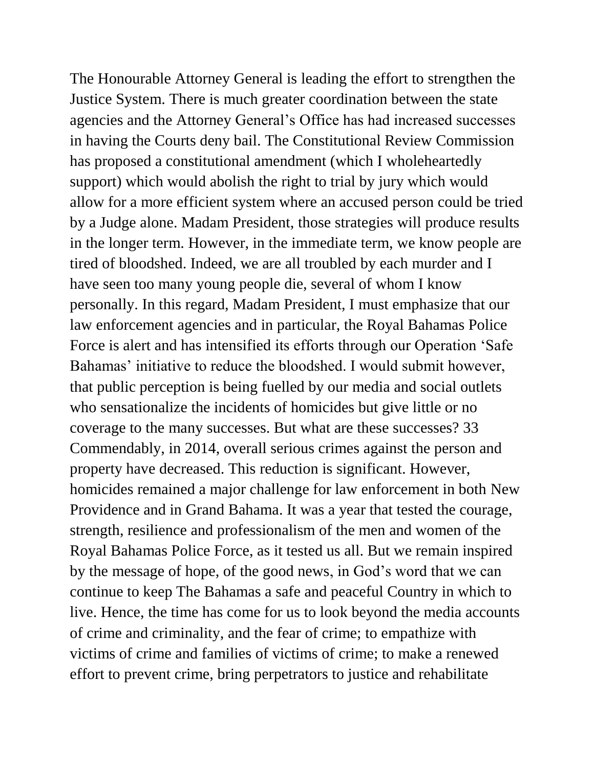The Honourable Attorney General is leading the effort to strengthen the Justice System. There is much greater coordination between the state agencies and the Attorney General's Office has had increased successes in having the Courts deny bail. The Constitutional Review Commission has proposed a constitutional amendment (which I wholeheartedly support) which would abolish the right to trial by jury which would allow for a more efficient system where an accused person could be tried by a Judge alone. Madam President, those strategies will produce results in the longer term. However, in the immediate term, we know people are tired of bloodshed. Indeed, we are all troubled by each murder and I have seen too many young people die, several of whom I know personally. In this regard, Madam President, I must emphasize that our law enforcement agencies and in particular, the Royal Bahamas Police Force is alert and has intensified its efforts through our Operation 'Safe Bahamas' initiative to reduce the bloodshed. I would submit however, that public perception is being fuelled by our media and social outlets who sensationalize the incidents of homicides but give little or no coverage to the many successes. But what are these successes? 33 Commendably, in 2014, overall serious crimes against the person and property have decreased. This reduction is significant. However, homicides remained a major challenge for law enforcement in both New Providence and in Grand Bahama. It was a year that tested the courage, strength, resilience and professionalism of the men and women of the Royal Bahamas Police Force, as it tested us all. But we remain inspired by the message of hope, of the good news, in God's word that we can continue to keep The Bahamas a safe and peaceful Country in which to live. Hence, the time has come for us to look beyond the media accounts of crime and criminality, and the fear of crime; to empathize with victims of crime and families of victims of crime; to make a renewed effort to prevent crime, bring perpetrators to justice and rehabilitate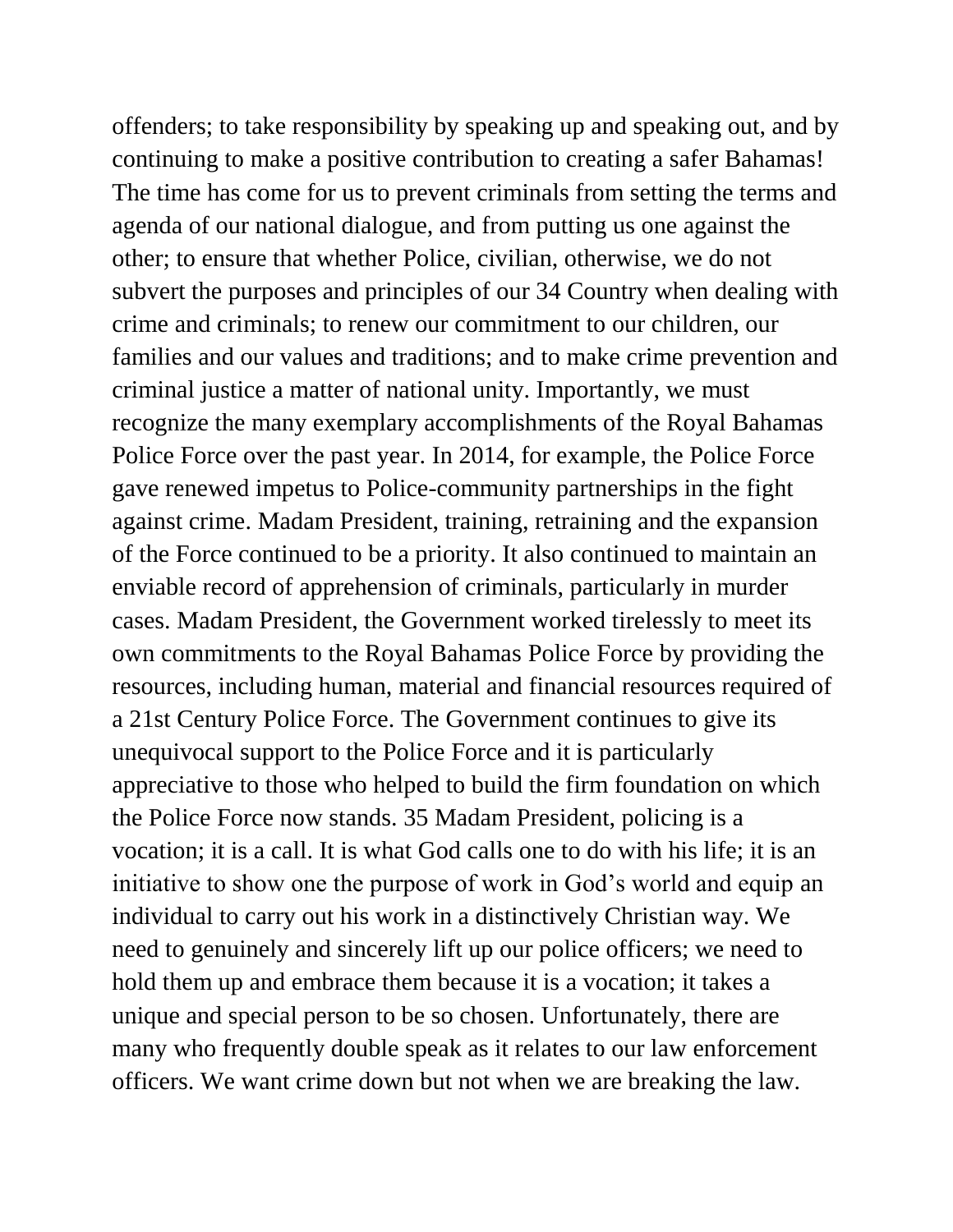offenders; to take responsibility by speaking up and speaking out, and by continuing to make a positive contribution to creating a safer Bahamas! The time has come for us to prevent criminals from setting the terms and agenda of our national dialogue, and from putting us one against the other; to ensure that whether Police, civilian, otherwise, we do not subvert the purposes and principles of our 34 Country when dealing with crime and criminals; to renew our commitment to our children, our families and our values and traditions; and to make crime prevention and criminal justice a matter of national unity. Importantly, we must recognize the many exemplary accomplishments of the Royal Bahamas Police Force over the past year. In 2014, for example, the Police Force gave renewed impetus to Police-community partnerships in the fight against crime. Madam President, training, retraining and the expansion of the Force continued to be a priority. It also continued to maintain an enviable record of apprehension of criminals, particularly in murder cases. Madam President, the Government worked tirelessly to meet its own commitments to the Royal Bahamas Police Force by providing the resources, including human, material and financial resources required of a 21st Century Police Force. The Government continues to give its unequivocal support to the Police Force and it is particularly appreciative to those who helped to build the firm foundation on which the Police Force now stands. 35 Madam President, policing is a vocation; it is a call. It is what God calls one to do with his life; it is an initiative to show one the purpose of work in God's world and equip an individual to carry out his work in a distinctively Christian way. We need to genuinely and sincerely lift up our police officers; we need to hold them up and embrace them because it is a vocation; it takes a unique and special person to be so chosen. Unfortunately, there are many who frequently double speak as it relates to our law enforcement officers. We want crime down but not when we are breaking the law.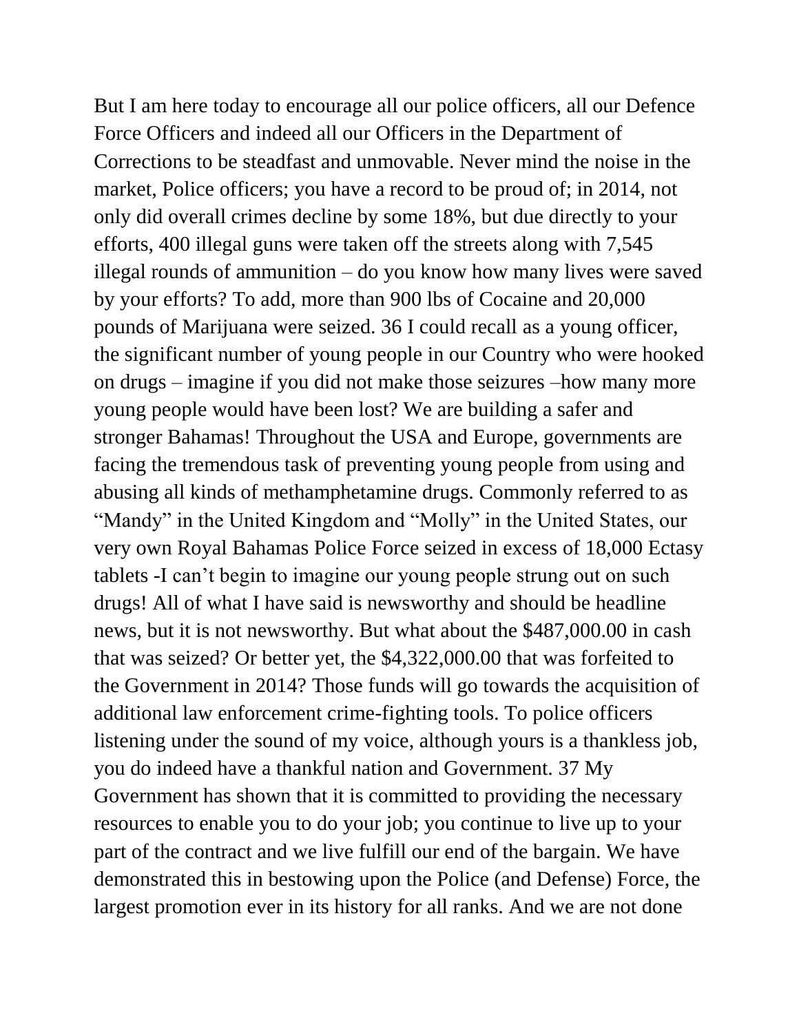But I am here today to encourage all our police officers, all our Defence Force Officers and indeed all our Officers in the Department of Corrections to be steadfast and unmovable. Never mind the noise in the market, Police officers; you have a record to be proud of; in 2014, not only did overall crimes decline by some 18%, but due directly to your efforts, 400 illegal guns were taken off the streets along with 7,545 illegal rounds of ammunition – do you know how many lives were saved by your efforts? To add, more than 900 lbs of Cocaine and 20,000 pounds of Marijuana were seized. 36 I could recall as a young officer, the significant number of young people in our Country who were hooked on drugs – imagine if you did not make those seizures –how many more young people would have been lost? We are building a safer and stronger Bahamas! Throughout the USA and Europe, governments are facing the tremendous task of preventing young people from using and abusing all kinds of methamphetamine drugs. Commonly referred to as "Mandy" in the United Kingdom and "Molly" in the United States, our very own Royal Bahamas Police Force seized in excess of 18,000 Ectasy tablets -I can't begin to imagine our young people strung out on such drugs! All of what I have said is newsworthy and should be headline news, but it is not newsworthy. But what about the $487,000.00 in cash that was seized? Or better yet, the $4,322,000.00 that was forfeited to the Government in 2014? Those funds will go towards the acquisition of additional law enforcement crime-fighting tools. To police officers listening under the sound of my voice, although yours is a thankless job, you do indeed have a thankful nation and Government. 37 My Government has shown that it is committed to providing the necessary resources to enable you to do your job; you continue to live up to your part of the contract and we live fulfill our end of the bargain. We have demonstrated this in bestowing upon the Police (and Defense) Force, the largest promotion ever in its history for all ranks. And we are not done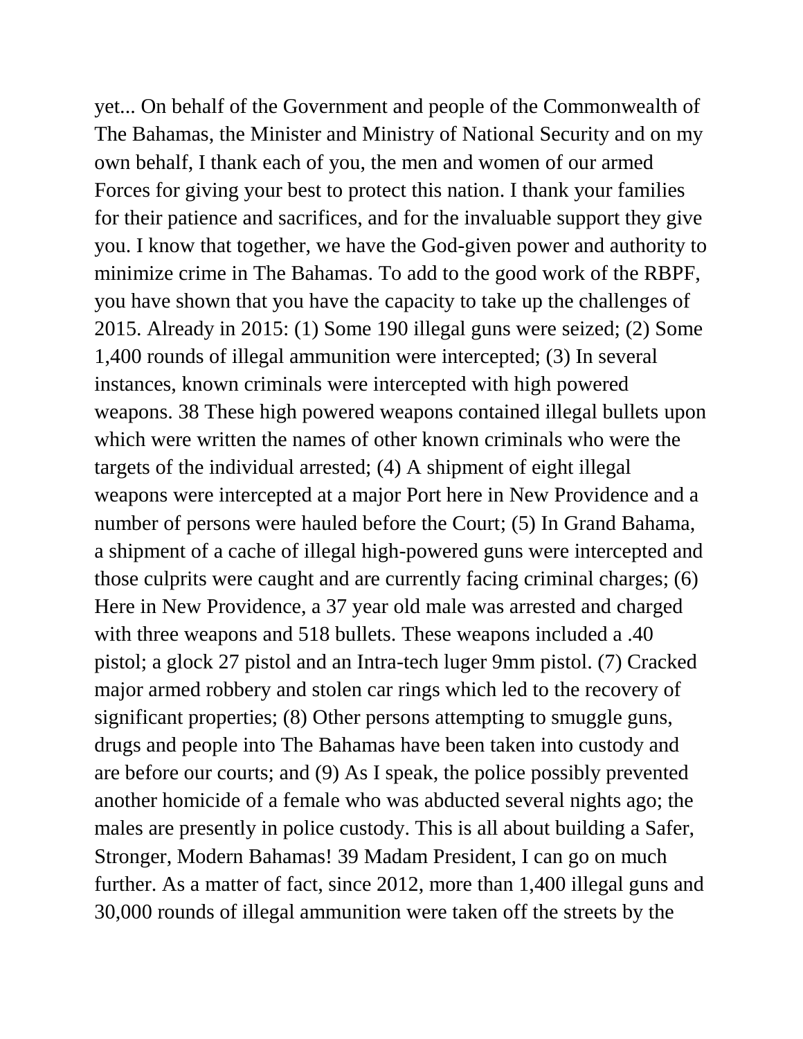yet... On behalf of the Government and people of the Commonwealth of The Bahamas, the Minister and Ministry of National Security and on my own behalf, I thank each of you, the men and women of our armed Forces for giving your best to protect this nation. I thank your families for their patience and sacrifices, and for the invaluable support they give you. I know that together, we have the God-given power and authority to minimize crime in The Bahamas. To add to the good work of the RBPF, you have shown that you have the capacity to take up the challenges of 2015. Already in 2015: (1) Some 190 illegal guns were seized; (2) Some 1,400 rounds of illegal ammunition were intercepted; (3) In several instances, known criminals were intercepted with high powered weapons. 38 These high powered weapons contained illegal bullets upon which were written the names of other known criminals who were the targets of the individual arrested; (4) A shipment of eight illegal weapons were intercepted at a major Port here in New Providence and a number of persons were hauled before the Court; (5) In Grand Bahama, a shipment of a cache of illegal high-powered guns were intercepted and those culprits were caught and are currently facing criminal charges; (6) Here in New Providence, a 37 year old male was arrested and charged with three weapons and 518 bullets. These weapons included a .40 pistol; a glock 27 pistol and an Intra-tech luger 9mm pistol. (7) Cracked major armed robbery and stolen car rings which led to the recovery of significant properties; (8) Other persons attempting to smuggle guns, drugs and people into The Bahamas have been taken into custody and are before our courts; and (9) As I speak, the police possibly prevented another homicide of a female who was abducted several nights ago; the males are presently in police custody. This is all about building a Safer, Stronger, Modern Bahamas! 39 Madam President, I can go on much further. As a matter of fact, since 2012, more than 1,400 illegal guns and 30,000 rounds of illegal ammunition were taken off the streets by the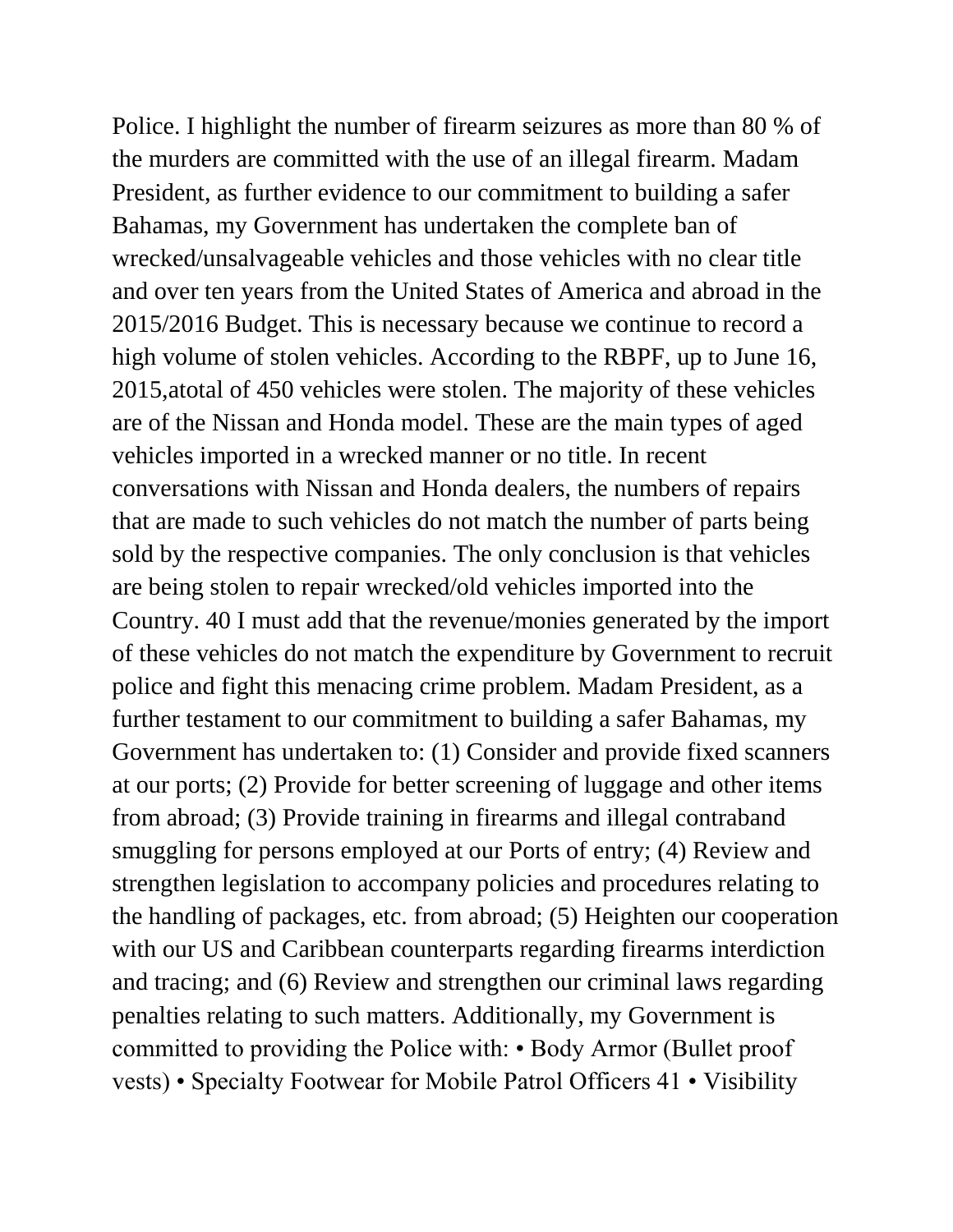Police. I highlight the number of firearm seizures as more than 80 % of the murders are committed with the use of an illegal firearm. Madam President, as further evidence to our commitment to building a safer Bahamas, my Government has undertaken the complete ban of wrecked/unsalvageable vehicles and those vehicles with no clear title and over ten years from the United States of America and abroad in the 2015/2016 Budget. This is necessary because we continue to record a high volume of stolen vehicles. According to the RBPF, up to June 16, 2015,atotal of 450 vehicles were stolen. The majority of these vehicles are of the Nissan and Honda model. These are the main types of aged vehicles imported in a wrecked manner or no title. In recent conversations with Nissan and Honda dealers, the numbers of repairs that are made to such vehicles do not match the number of parts being sold by the respective companies. The only conclusion is that vehicles are being stolen to repair wrecked/old vehicles imported into the Country. 40 I must add that the revenue/monies generated by the import of these vehicles do not match the expenditure by Government to recruit police and fight this menacing crime problem. Madam President, as a further testament to our commitment to building a safer Bahamas, my Government has undertaken to: (1) Consider and provide fixed scanners at our ports; (2) Provide for better screening of luggage and other items from abroad; (3) Provide training in firearms and illegal contraband smuggling for persons employed at our Ports of entry; (4) Review and strengthen legislation to accompany policies and procedures relating to the handling of packages, etc. from abroad; (5) Heighten our cooperation with our US and Caribbean counterparts regarding firearms interdiction and tracing; and (6) Review and strengthen our criminal laws regarding penalties relating to such matters. Additionally, my Government is committed to providing the Police with: • Body Armor (Bullet proof vests) • Specialty Footwear for Mobile Patrol Officers 41 • Visibility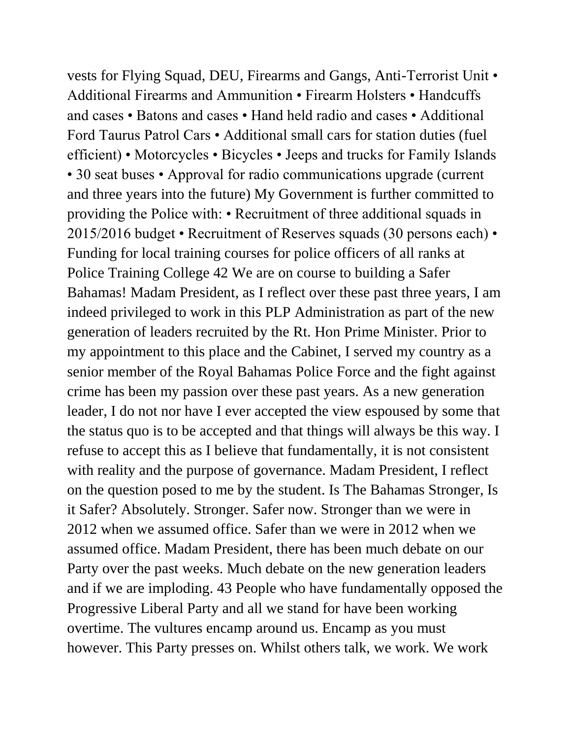vests for Flying Squad, DEU, Firearms and Gangs, Anti-Terrorist Unit • Additional Firearms and Ammunition • Firearm Holsters • Handcuffs and cases • Batons and cases • Hand held radio and cases • Additional Ford Taurus Patrol Cars • Additional small cars for station duties (fuel efficient) • Motorcycles • Bicycles • Jeeps and trucks for Family Islands • 30 seat buses • Approval for radio communications upgrade (current and three years into the future) My Government is further committed to providing the Police with: • Recruitment of three additional squads in 2015/2016 budget • Recruitment of Reserves squads (30 persons each) • Funding for local training courses for police officers of all ranks at Police Training College 42 We are on course to building a Safer Bahamas! Madam President, as I reflect over these past three years, I am indeed privileged to work in this PLP Administration as part of the new generation of leaders recruited by the Rt. Hon Prime Minister. Prior to my appointment to this place and the Cabinet, I served my country as a senior member of the Royal Bahamas Police Force and the fight against crime has been my passion over these past years. As a new generation leader, I do not nor have I ever accepted the view espoused by some that the status quo is to be accepted and that things will always be this way. I refuse to accept this as I believe that fundamentally, it is not consistent with reality and the purpose of governance. Madam President, I reflect on the question posed to me by the student. Is The Bahamas Stronger, Is it Safer? Absolutely. Stronger. Safer now. Stronger than we were in 2012 when we assumed office. Safer than we were in 2012 when we assumed office. Madam President, there has been much debate on our Party over the past weeks. Much debate on the new generation leaders and if we are imploding. 43 People who have fundamentally opposed the Progressive Liberal Party and all we stand for have been working overtime. The vultures encamp around us. Encamp as you must however. This Party presses on. Whilst others talk, we work. We work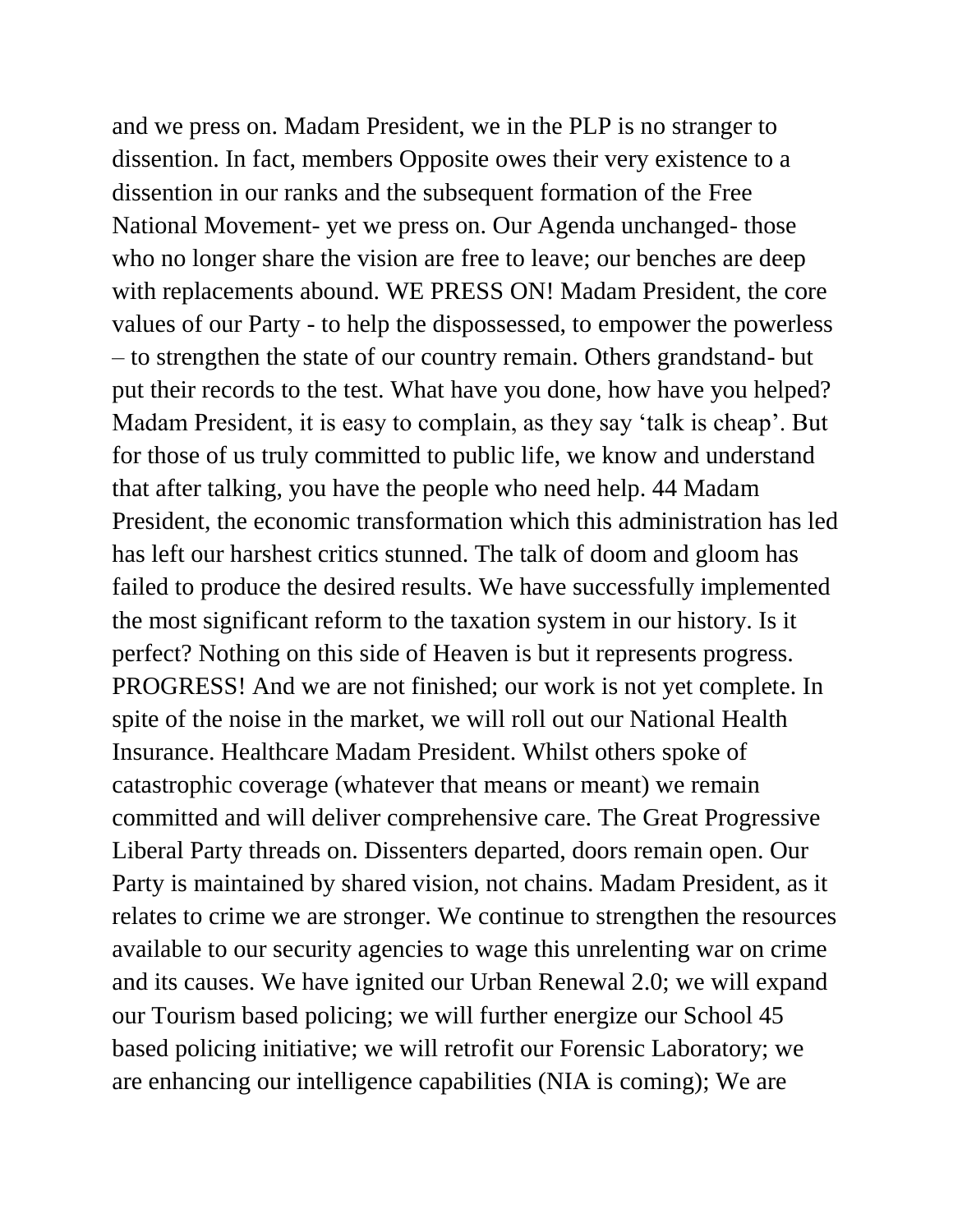and we press on. Madam President, we in the PLP is no stranger to dissention. In fact, members Opposite owes their very existence to a dissention in our ranks and the subsequent formation of the Free National Movement- yet we press on. Our Agenda unchanged- those who no longer share the vision are free to leave; our benches are deep with replacements abound. WE PRESS ON! Madam President, the core values of our Party - to help the dispossessed, to empower the powerless – to strengthen the state of our country remain. Others grandstand- but put their records to the test. What have you done, how have you helped? Madam President, it is easy to complain, as they say 'talk is cheap'. But for those of us truly committed to public life, we know and understand that after talking, you have the people who need help. 44 Madam President, the economic transformation which this administration has led has left our harshest critics stunned. The talk of doom and gloom has failed to produce the desired results. We have successfully implemented the most significant reform to the taxation system in our history. Is it perfect? Nothing on this side of Heaven is but it represents progress. PROGRESS! And we are not finished; our work is not yet complete. In spite of the noise in the market, we will roll out our National Health Insurance. Healthcare Madam President. Whilst others spoke of catastrophic coverage (whatever that means or meant) we remain committed and will deliver comprehensive care. The Great Progressive Liberal Party threads on. Dissenters departed, doors remain open. Our Party is maintained by shared vision, not chains. Madam President, as it relates to crime we are stronger. We continue to strengthen the resources available to our security agencies to wage this unrelenting war on crime and its causes. We have ignited our Urban Renewal 2.0; we will expand our Tourism based policing; we will further energize our School 45 based policing initiative; we will retrofit our Forensic Laboratory; we are enhancing our intelligence capabilities (NIA is coming); We are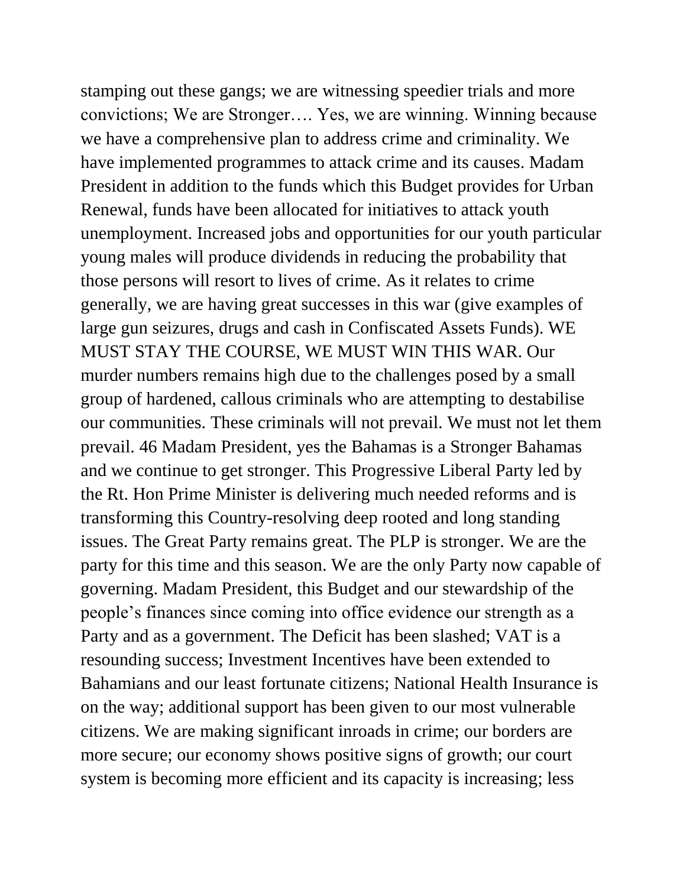stamping out these gangs; we are witnessing speedier trials and more convictions; We are Stronger…. Yes, we are winning. Winning because we have a comprehensive plan to address crime and criminality. We have implemented programmes to attack crime and its causes. Madam President in addition to the funds which this Budget provides for Urban Renewal, funds have been allocated for initiatives to attack youth unemployment. Increased jobs and opportunities for our youth particular young males will produce dividends in reducing the probability that those persons will resort to lives of crime. As it relates to crime generally, we are having great successes in this war (give examples of large gun seizures, drugs and cash in Confiscated Assets Funds). WE MUST STAY THE COURSE, WE MUST WIN THIS WAR. Our murder numbers remains high due to the challenges posed by a small group of hardened, callous criminals who are attempting to destabilise our communities. These criminals will not prevail. We must not let them prevail. 46 Madam President, yes the Bahamas is a Stronger Bahamas and we continue to get stronger. This Progressive Liberal Party led by the Rt. Hon Prime Minister is delivering much needed reforms and is transforming this Country-resolving deep rooted and long standing issues. The Great Party remains great. The PLP is stronger. We are the party for this time and this season. We are the only Party now capable of governing. Madam President, this Budget and our stewardship of the people's finances since coming into office evidence our strength as a Party and as a government. The Deficit has been slashed; VAT is a resounding success; Investment Incentives have been extended to Bahamians and our least fortunate citizens; National Health Insurance is on the way; additional support has been given to our most vulnerable citizens. We are making significant inroads in crime; our borders are more secure; our economy shows positive signs of growth; our court system is becoming more efficient and its capacity is increasing; less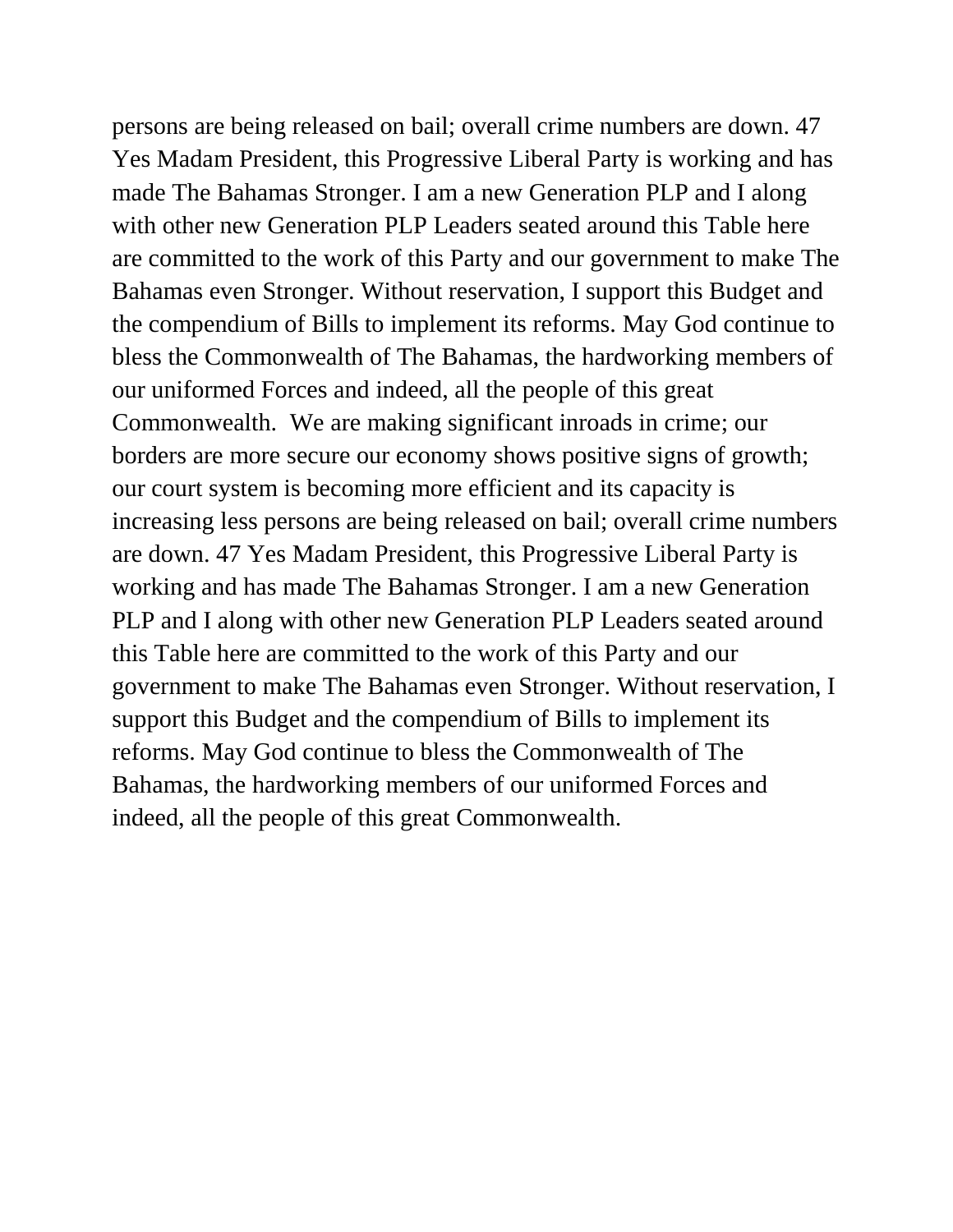persons are being released on bail; overall crime numbers are down. 47 Yes Madam President, this Progressive Liberal Party is working and has made The Bahamas Stronger. I am a new Generation PLP and I along with other new Generation PLP Leaders seated around this Table here are committed to the work of this Party and our government to make The Bahamas even Stronger. Without reservation, I support this Budget and the compendium of Bills to implement its reforms. May God continue to bless the Commonwealth of The Bahamas, the hardworking members of our uniformed Forces and indeed, all the people of this great Commonwealth. We are making significant inroads in crime; our borders are more secure our economy shows positive signs of growth; our court system is becoming more efficient and its capacity is increasing less persons are being released on bail; overall crime numbers are down. 47 Yes Madam President, this Progressive Liberal Party is working and has made The Bahamas Stronger. I am a new Generation PLP and I along with other new Generation PLP Leaders seated around this Table here are committed to the work of this Party and our government to make The Bahamas even Stronger. Without reservation, I support this Budget and the compendium of Bills to implement its reforms. May God continue to bless the Commonwealth of The Bahamas, the hardworking members of our uniformed Forces and indeed, all the people of this great Commonwealth.